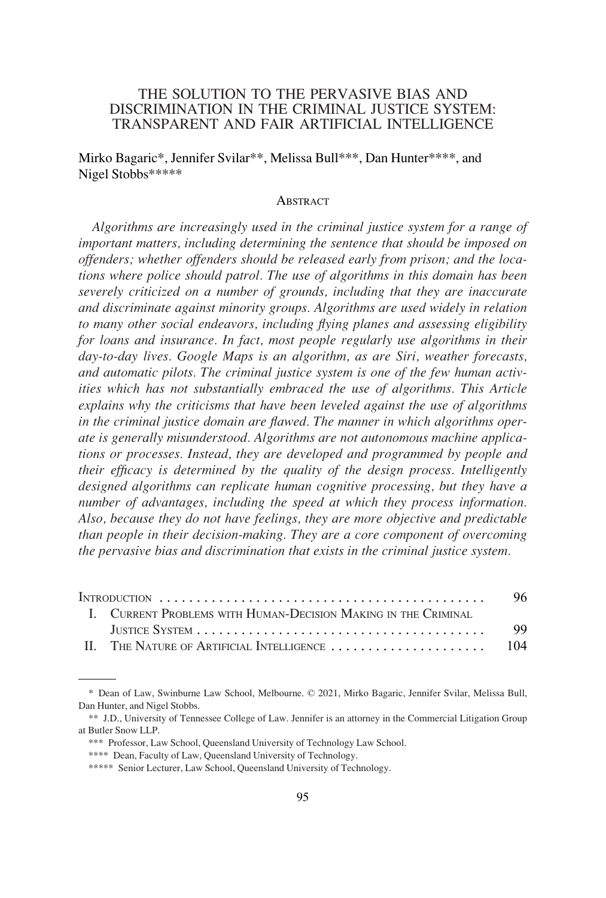# THE SOLUTION TO THE PERVASIVE BIAS AND DISCRIMINATION IN THE CRIMINAL JUSTICE SYSTEM: TRANSPARENT AND FAIR ARTIFICIAL INTELLIGENCE

Mirko Bagaric*, Jennifer Svilar**, Melissa Bull***, Dan Hunter****, and Nigel Stobbs*****

## ABSTRACT

*Algorithms are increasingly used in the criminal justice system for a range of important matters, including determining the sentence that should be imposed on offenders; whether offenders should be released early from prison; and the locations where police should patrol. The use of algorithms in this domain has been severely criticized on a number of grounds, including that they are inaccurate and discriminate against minority groups. Algorithms are used widely in relation to many other social endeavors, including flying planes and assessing eligibility for loans and insurance. In fact, most people regularly use algorithms in their day-to-day lives. Google Maps is an algorithm, as are Siri, weather forecasts, and automatic pilots. The criminal justice system is one of the few human activities which has not substantially embraced the use of algorithms. This Article explains why the criticisms that have been leveled against the use of algorithms in the criminal justice domain are flawed. The manner in which algorithms operate is generally misunderstood. Algorithms are not autonomous machine applications or processes. Instead, they are developed and programmed by people and their efficacy is determined by the quality of the design process. Intelligently designed algorithms can replicate human cognitive processing, but they have a number of advantages, including the speed at which they process information. Also, because they do not have feelings, they are more objective and predictable than people in their decision-making. They are a core component of overcoming the pervasive bias and discrimination that exists in the criminal justice system.*

| | |
|---|---|
| INTRODUCTION | 96 |
| I. CURRENT PROBLEMS WITH HUMAN-DECISION MAKING IN THE CRIMINAL JUSTICE SYSTEM | 99 |
| II. THE NATURE OF ARTIFICIAL INTELLIGENCE | 104 |

---

\* Dean of Law, Swinburne Law School, Melbourne. © 2021, Mirko Bagaric, Jennifer Svilar, Melissa Bull, Dan Hunter, and Nigel Stobbs.

\*\* J.D., University of Tennessee College of Law. Jennifer is an attorney in the Commercial Litigation Group at Butler Snow LLP.

\*\*\* Professor, Law School, Queensland University of Technology Law School.

\*\*\*\* Dean, Faculty of Law, Queensland University of Technology.

\*\*\*\*\* Senior Lecturer, Law School, Queensland University of Technology.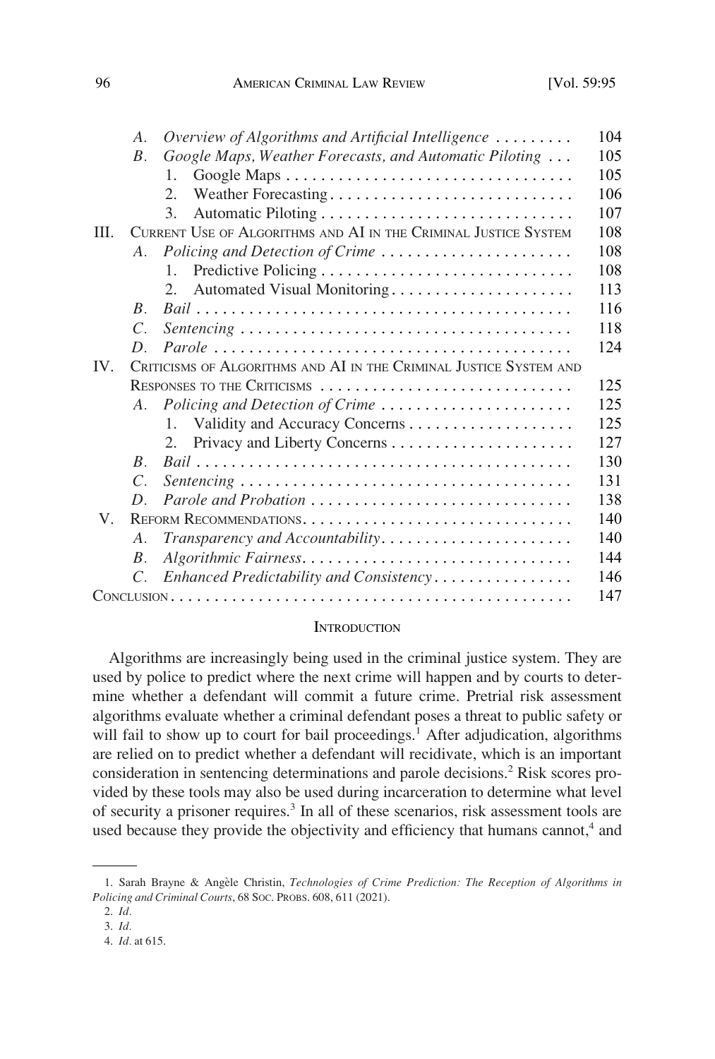- *A. Overview of Algorithms and Artificial Intelligence* ......... 104
- *B. Google Maps, Weather Forecasts, and Automatic Piloting* ... 105
  1. Google Maps ......... 105
  2. Weather Forecasting ......... 106
  3. Automatic Piloting ......... 107

III. Current Use of Algorithms and AI in the Criminal Justice System ......... 108
- *A. Policing and Detection of Crime* ......... 108
  1. Predictive Policing ......... 108
  2. Automated Visual Monitoring ......... 113
- *B. Bail* ......... 116
- *C. Sentencing* ......... 118
- *D. Parole* ......... 124

IV. Criticisms of Algorithms and AI in the Criminal Justice System and Responses to the Criticisms ......... 125
- *A. Policing and Detection of Crime* ......... 125
  1. Validity and Accuracy Concerns ......... 125
  2. Privacy and Liberty Concerns ......... 127
- *B. Bail* ......... 130
- *C. Sentencing* ......... 131
- *D. Parole and Probation* ......... 138

V. Reform Recommendations ......... 140
- *A. Transparency and Accountability* ......... 140
- *B. Algorithmic Fairness* ......... 144
- *C. Enhanced Predictability and Consistency* ......... 146

Conclusion ......... 147

## Introduction

Algorithms are increasingly being used in the criminal justice system. They are used by police to predict where the next crime will happen and by courts to determine whether a defendant will commit a future crime. Pretrial risk assessment algorithms evaluate whether a criminal defendant poses a threat to public safety or will fail to show up to court for bail proceedings.[1] After adjudication, algorithms are relied on to predict whether a defendant will recidivate, which is an important consideration in sentencing determinations and parole decisions.[2] Risk scores provided by these tools may also be used during incarceration to determine what level of security a prisoner requires.[3] In all of these scenarios, risk assessment tools are used because they provide the objectivity and efficiency that humans cannot,[4] and

---

1. Sarah Brayne & Angèle Christin, *Technologies of Crime Prediction: The Reception of Algorithms in Policing and Criminal Courts*, 68 Soc. Probs. 608, 611 (2021).

2. *Id.*

3. *Id.*

4. *Id.* at 615.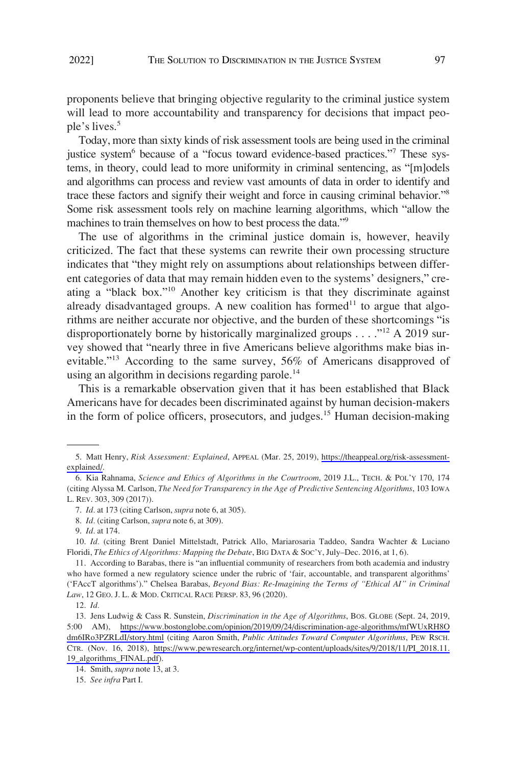proponents believe that bringing objective regularity to the criminal justice system will lead to more accountability and transparency for decisions that impact people's lives.[5]

Today, more than sixty kinds of risk assessment tools are being used in the criminal justice system[6] because of a "focus toward evidence-based practices."[7] These systems, in theory, could lead to more uniformity in criminal sentencing, as "[m]odels and algorithms can process and review vast amounts of data in order to identify and trace these factors and signify their weight and force in causing criminal behavior."[8] Some risk assessment tools rely on machine learning algorithms, which "allow the machines to train themselves on how to best process the data."[9]

The use of algorithms in the criminal justice domain is, however, heavily criticized. The fact that these systems can rewrite their own processing structure indicates that "they might rely on assumptions about relationships between different categories of data that may remain hidden even to the systems' designers," creating a "black box."[10] Another key criticism is that they discriminate against already disadvantaged groups. A new coalition has formed[11] to argue that algorithms are neither accurate nor objective, and the burden of these shortcomings "is disproportionately borne by historically marginalized groups . . . ."[12] A 2019 survey showed that "nearly three in five Americans believe algorithms make bias inevitable."[13] According to the same survey, 56% of Americans disapproved of using an algorithm in decisions regarding parole.[14]

This is a remarkable observation given that it has been established that Black Americans have for decades been discriminated against by human decision-makers in the form of police officers, prosecutors, and judges.[15] Human decision-making

---

5. Matt Henry, *Risk Assessment: Explained*, APPEAL (Mar. 25, 2019), https://theappeal.org/risk-assessment-explained/.

6. Kia Rahnama, *Science and Ethics of Algorithms in the Courtroom*, 2019 J.L., TECH. & POL'Y 170, 174 (citing Alyssa M. Carlson, *The Need for Transparency in the Age of Predictive Sentencing Algorithms*, 103 IOWA L. REV. 303, 309 (2017)).

7. *Id.* at 173 (citing Carlson, *supra* note 6, at 305).

8. *Id.* (citing Carlson, *supra* note 6, at 309).

9. *Id.* at 174.

10. *Id.* (citing Brent Daniel Mittelstadt, Patrick Allo, Mariarosaria Taddeo, Sandra Wachter & Luciano Floridi, *The Ethics of Algorithms: Mapping the Debate*, BIG DATA & SOC'Y, July–Dec. 2016, at 1, 6).

11. According to Barabas, there is "an influential community of researchers from both academia and industry who have formed a new regulatory science under the rubric of 'fair, accountable, and transparent algorithms' ('FAccT algorithms')." Chelsea Barabas, *Beyond Bias: Re-Imagining the Terms of "Ethical AI" in Criminal Law*, 12 GEO. J. L. & MOD. CRITICAL RACE PERSP. 83, 96 (2020).

12. *Id.*

13. Jens Ludwig & Cass R. Sunstein, *Discrimination in the Age of Algorithms*, BOS. GLOBE (Sept. 24, 2019, 5:00 AM), https://www.bostonglobe.com/opinion/2019/09/24/discrimination-age-algorithms/mfWUxRH8Odm6IRo3PZRLdI/story.html (citing Aaron Smith, *Public Attitudes Toward Computer Algorithms*, PEW RSCH. CTR. (Nov. 16, 2018), https://www.pewresearch.org/internet/wp-content/uploads/sites/9/2018/11/PI_2018.11.19_algorithms_FINAL.pdf).

14. Smith, *supra* note 13, at 3.

15. *See infra* Part I.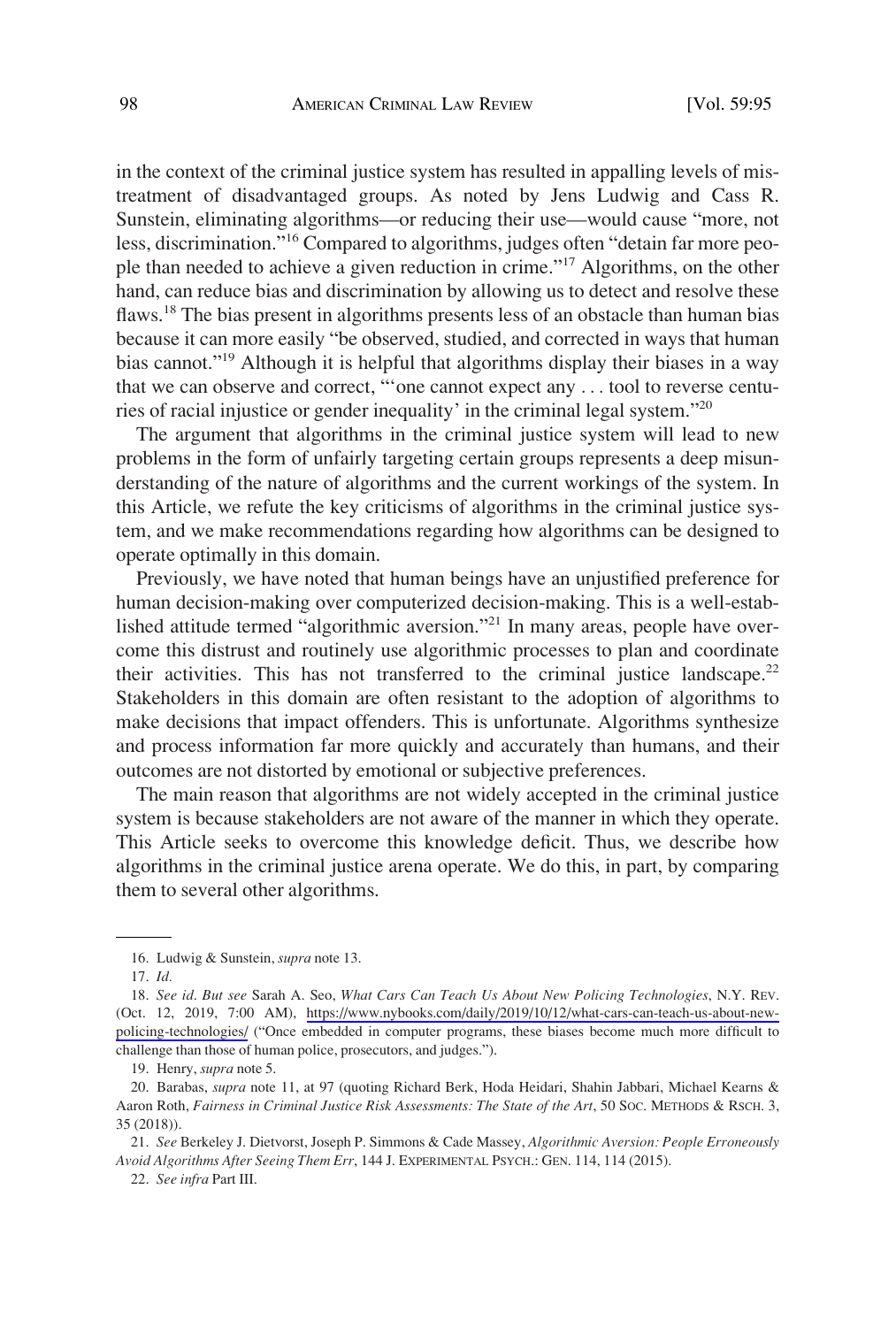in the context of the criminal justice system has resulted in appalling levels of mistreatment of disadvantaged groups. As noted by Jens Ludwig and Cass R. Sunstein, eliminating algorithms—or reducing their use—would cause "more, not less, discrimination."[16] Compared to algorithms, judges often "detain far more people than needed to achieve a given reduction in crime."[17] Algorithms, on the other hand, can reduce bias and discrimination by allowing us to detect and resolve these flaws.[18] The bias present in algorithms presents less of an obstacle than human bias because it can more easily "be observed, studied, and corrected in ways that human bias cannot."[19] Although it is helpful that algorithms display their biases in a way that we can observe and correct, "'one cannot expect any . . . tool to reverse centuries of racial injustice or gender inequality' in the criminal legal system."[20]

The argument that algorithms in the criminal justice system will lead to new problems in the form of unfairly targeting certain groups represents a deep misunderstanding of the nature of algorithms and the current workings of the system. In this Article, we refute the key criticisms of algorithms in the criminal justice system, and we make recommendations regarding how algorithms can be designed to operate optimally in this domain.

Previously, we have noted that human beings have an unjustified preference for human decision-making over computerized decision-making. This is a well-established attitude termed "algorithmic aversion."[21] In many areas, people have overcome this distrust and routinely use algorithmic processes to plan and coordinate their activities. This has not transferred to the criminal justice landscape.[22] Stakeholders in this domain are often resistant to the adoption of algorithms to make decisions that impact offenders. This is unfortunate. Algorithms synthesize and process information far more quickly and accurately than humans, and their outcomes are not distorted by emotional or subjective preferences.

The main reason that algorithms are not widely accepted in the criminal justice system is because stakeholders are not aware of the manner in which they operate. This Article seeks to overcome this knowledge deficit. Thus, we describe how algorithms in the criminal justice arena operate. We do this, in part, by comparing them to several other algorithms.

---

16. Ludwig & Sunstein, *supra* note 13.

17. *Id.*

18. *See id*. *But see* Sarah A. Seo, *What Cars Can Teach Us About New Policing Technologies*, N.Y. REV. (Oct. 12, 2019, 7:00 AM), https://www.nybooks.com/daily/2019/10/12/what-cars-can-teach-us-about-new-policing-technologies/ ("Once embedded in computer programs, these biases become much more difficult to challenge than those of human police, prosecutors, and judges.").

19. Henry, *supra* note 5.

20. Barabas, *supra* note 11, at 97 (quoting Richard Berk, Hoda Heidari, Shahin Jabbari, Michael Kearns & Aaron Roth, *Fairness in Criminal Justice Risk Assessments: The State of the Art*, 50 SOC. METHODS & RSCH. 3, 35 (2018)).

21. *See* Berkeley J. Dietvorst, Joseph P. Simmons & Cade Massey, *Algorithmic Aversion: People Erroneously Avoid Algorithms After Seeing Them Err*, 144 J. EXPERIMENTAL PSYCH.: GEN. 114, 114 (2015).

22. *See infra* Part III.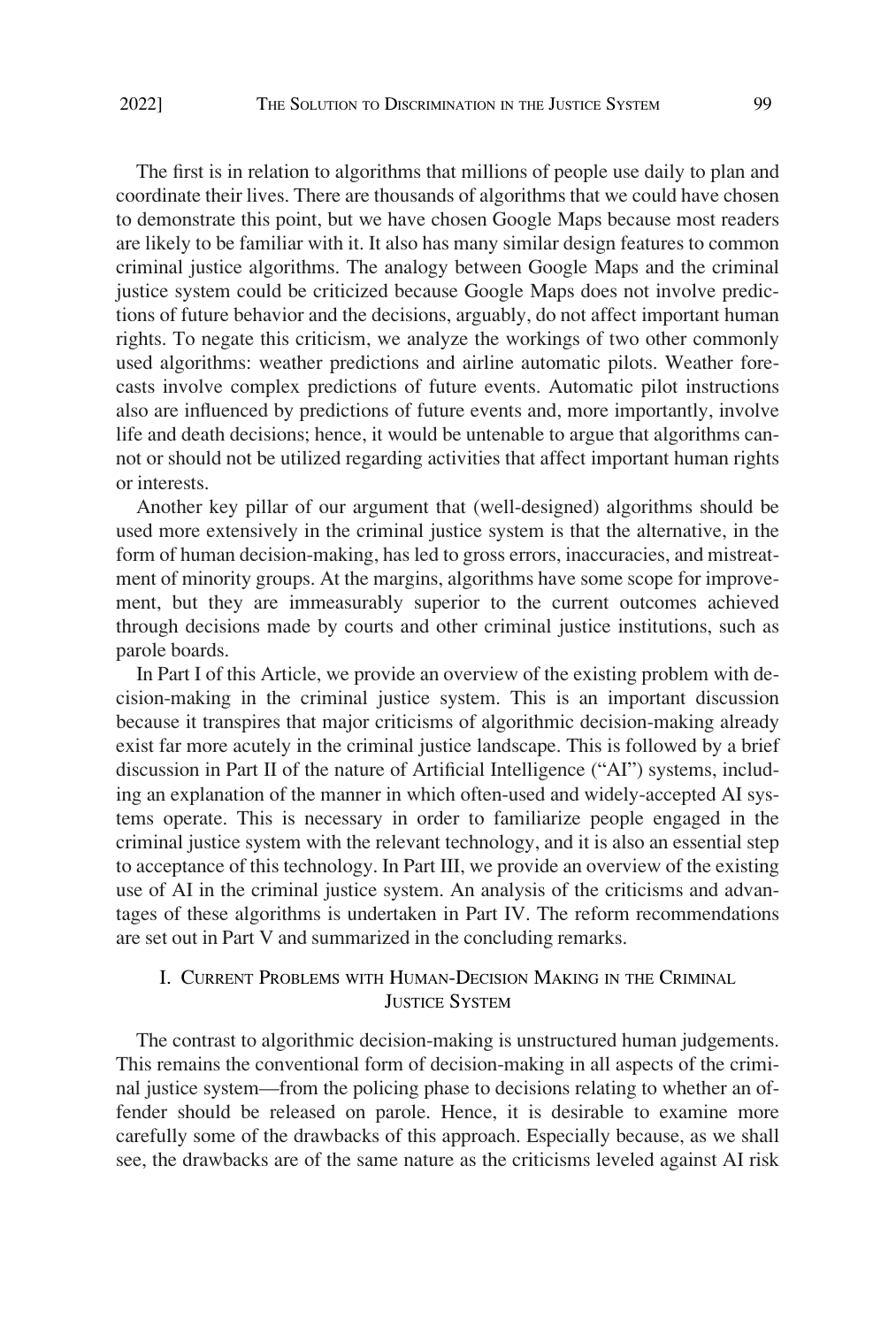The first is in relation to algorithms that millions of people use daily to plan and coordinate their lives. There are thousands of algorithms that we could have chosen to demonstrate this point, but we have chosen Google Maps because most readers are likely to be familiar with it. It also has many similar design features to common criminal justice algorithms. The analogy between Google Maps and the criminal justice system could be criticized because Google Maps does not involve predictions of future behavior and the decisions, arguably, do not affect important human rights. To negate this criticism, we analyze the workings of two other commonly used algorithms: weather predictions and airline automatic pilots. Weather forecasts involve complex predictions of future events. Automatic pilot instructions also are influenced by predictions of future events and, more importantly, involve life and death decisions; hence, it would be untenable to argue that algorithms cannot or should not be utilized regarding activities that affect important human rights or interests.

Another key pillar of our argument that (well-designed) algorithms should be used more extensively in the criminal justice system is that the alternative, in the form of human decision-making, has led to gross errors, inaccuracies, and mistreatment of minority groups. At the margins, algorithms have some scope for improvement, but they are immeasurably superior to the current outcomes achieved through decisions made by courts and other criminal justice institutions, such as parole boards.

In Part I of this Article, we provide an overview of the existing problem with decision-making in the criminal justice system. This is an important discussion because it transpires that major criticisms of algorithmic decision-making already exist far more acutely in the criminal justice landscape. This is followed by a brief discussion in Part II of the nature of Artificial Intelligence ("AI") systems, including an explanation of the manner in which often-used and widely-accepted AI systems operate. This is necessary in order to familiarize people engaged in the criminal justice system with the relevant technology, and it is also an essential step to acceptance of this technology. In Part III, we provide an overview of the existing use of AI in the criminal justice system. An analysis of the criticisms and advantages of these algorithms is undertaken in Part IV. The reform recommendations are set out in Part V and summarized in the concluding remarks.

## I. Current Problems with Human-Decision Making in the Criminal Justice System

The contrast to algorithmic decision-making is unstructured human judgements. This remains the conventional form of decision-making in all aspects of the criminal justice system—from the policing phase to decisions relating to whether an offender should be released on parole. Hence, it is desirable to examine more carefully some of the drawbacks of this approach. Especially because, as we shall see, the drawbacks are of the same nature as the criticisms leveled against AI risk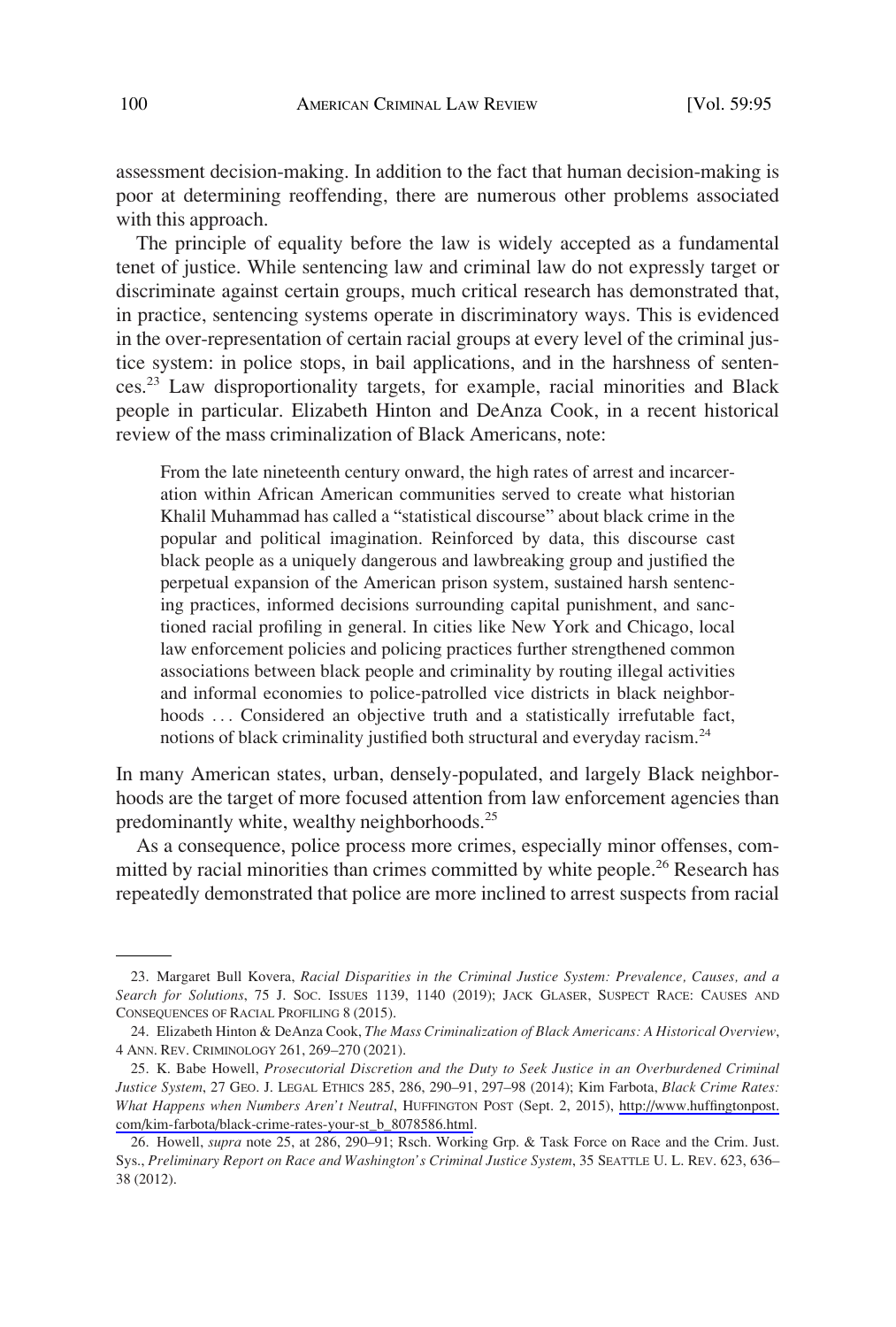assessment decision-making. In addition to the fact that human decision-making is poor at determining reoffending, there are numerous other problems associated with this approach.

The principle of equality before the law is widely accepted as a fundamental tenet of justice. While sentencing law and criminal law do not expressly target or discriminate against certain groups, much critical research has demonstrated that, in practice, sentencing systems operate in discriminatory ways. This is evidenced in the over-representation of certain racial groups at every level of the criminal justice system: in police stops, in bail applications, and in the harshness of sentences.[23] Law disproportionality targets, for example, racial minorities and Black people in particular. Elizabeth Hinton and DeAnza Cook, in a recent historical review of the mass criminalization of Black Americans, note:

> From the late nineteenth century onward, the high rates of arrest and incarceration within African American communities served to create what historian Khalil Muhammad has called a "statistical discourse" about black crime in the popular and political imagination. Reinforced by data, this discourse cast black people as a uniquely dangerous and lawbreaking group and justified the perpetual expansion of the American prison system, sustained harsh sentencing practices, informed decisions surrounding capital punishment, and sanctioned racial profiling in general. In cities like New York and Chicago, local law enforcement policies and policing practices further strengthened common associations between black people and criminality by routing illegal activities and informal economies to police-patrolled vice districts in black neighborhoods . . . Considered an objective truth and a statistically irrefutable fact, notions of black criminality justified both structural and everyday racism.[24]

In many American states, urban, densely-populated, and largely Black neighborhoods are the target of more focused attention from law enforcement agencies than predominantly white, wealthy neighborhoods.[25]

As a consequence, police process more crimes, especially minor offenses, committed by racial minorities than crimes committed by white people.[26] Research has repeatedly demonstrated that police are more inclined to arrest suspects from racial

---

23. Margaret Bull Kovera, *Racial Disparities in the Criminal Justice System: Prevalence, Causes, and a Search for Solutions*, 75 J. SOC. ISSUES 1139, 1140 (2019); JACK GLASER, SUSPECT RACE: CAUSES AND CONSEQUENCES OF RACIAL PROFILING 8 (2015).

24. Elizabeth Hinton & DeAnza Cook, *The Mass Criminalization of Black Americans: A Historical Overview*, 4 ANN. REV. CRIMINOLOGY 261, 269–270 (2021).

25. K. Babe Howell, *Prosecutorial Discretion and the Duty to Seek Justice in an Overburdened Criminal Justice System*, 27 GEO. J. LEGAL ETHICS 285, 286, 290–91, 297–98 (2014); Kim Farbota, *Black Crime Rates: What Happens when Numbers Aren't Neutral*, HUFFINGTON POST (Sept. 2, 2015), http://www.huffingtonpost.com/kim-farbota/black-crime-rates-your-st_b_8078586.html.

26. Howell, *supra* note 25, at 286, 290–91; Rsch. Working Grp. & Task Force on Race and the Crim. Just. Sys., *Preliminary Report on Race and Washington's Criminal Justice System*, 35 SEATTLE U. L. REV. 623, 636–38 (2012).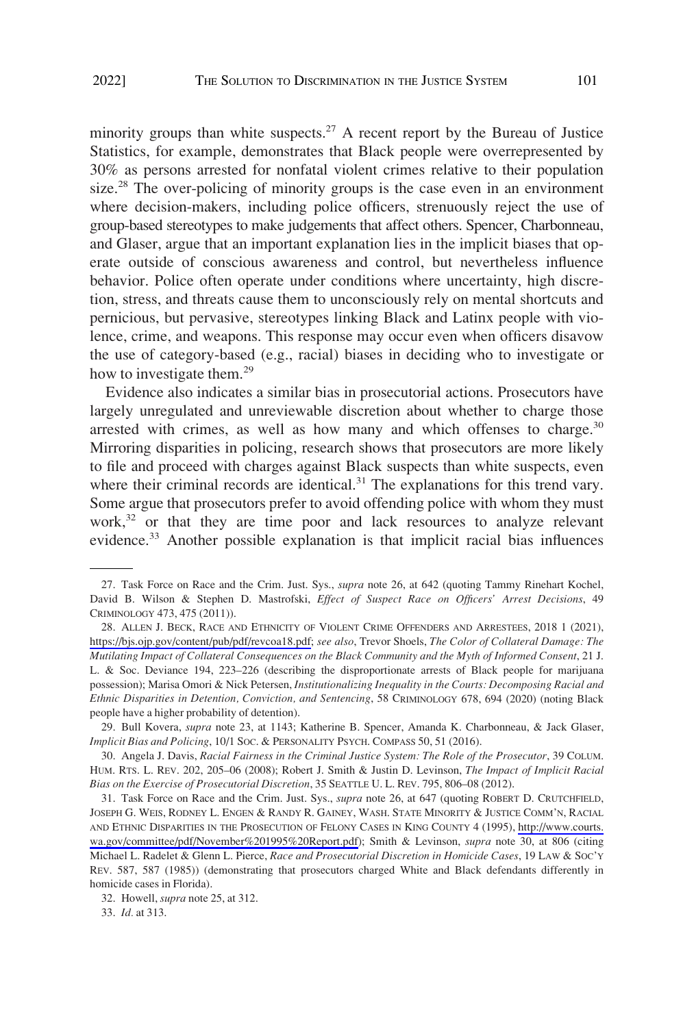minority groups than white suspects.[27] A recent report by the Bureau of Justice Statistics, for example, demonstrates that Black people were overrepresented by 30% as persons arrested for nonfatal violent crimes relative to their population size.[28] The over-policing of minority groups is the case even in an environment where decision-makers, including police officers, strenuously reject the use of group-based stereotypes to make judgements that affect others. Spencer, Charbonneau, and Glaser, argue that an important explanation lies in the implicit biases that operate outside of conscious awareness and control, but nevertheless influence behavior. Police often operate under conditions where uncertainty, high discretion, stress, and threats cause them to unconsciously rely on mental shortcuts and pernicious, but pervasive, stereotypes linking Black and Latinx people with violence, crime, and weapons. This response may occur even when officers disavow the use of category-based (e.g., racial) biases in deciding who to investigate or how to investigate them.[29]

Evidence also indicates a similar bias in prosecutorial actions. Prosecutors have largely unregulated and unreviewable discretion about whether to charge those arrested with crimes, as well as how many and which offenses to charge.[30] Mirroring disparities in policing, research shows that prosecutors are more likely to file and proceed with charges against Black suspects than white suspects, even where their criminal records are identical.[31] The explanations for this trend vary. Some argue that prosecutors prefer to avoid offending police with whom they must work,[32] or that they are time poor and lack resources to analyze relevant evidence.[33] Another possible explanation is that implicit racial bias influences

---

27. Task Force on Race and the Crim. Just. Sys., *supra* note 26, at 642 (quoting Tammy Rinehart Kochel, David B. Wilson & Stephen D. Mastrofski, *Effect of Suspect Race on Officers' Arrest Decisions*, 49 CRIMINOLOGY 473, 475 (2011)).

28. ALLEN J. BECK, RACE AND ETHNICITY OF VIOLENT CRIME OFFENDERS AND ARRESTEES, 2018 1 (2021), https://bjs.ojp.gov/content/pub/pdf/revcoa18.pdf; *see also*, Trevor Shoels, *The Color of Collateral Damage: The Mutilating Impact of Collateral Consequences on the Black Community and the Myth of Informed Consent*, 21 J. L. & Soc. Deviance 194, 223–226 (describing the disproportionate arrests of Black people for marijuana possession); Marisa Omori & Nick Petersen, *Institutionalizing Inequality in the Courts: Decomposing Racial and Ethnic Disparities in Detention, Conviction, and Sentencing*, 58 CRIMINOLOGY 678, 694 (2020) (noting Black people have a higher probability of detention).

29. Bull Kovera, *supra* note 23, at 1143; Katherine B. Spencer, Amanda K. Charbonneau, & Jack Glaser, *Implicit Bias and Policing*, 10/1 SOC. & PERSONALITY PSYCH. COMPASS 50, 51 (2016).

30. Angela J. Davis, *Racial Fairness in the Criminal Justice System: The Role of the Prosecutor*, 39 COLUM. HUM. RTS. L. REV. 202, 205–06 (2008); Robert J. Smith & Justin D. Levinson, *The Impact of Implicit Racial Bias on the Exercise of Prosecutorial Discretion*, 35 SEATTLE U. L. REV. 795, 806–08 (2012).

31. Task Force on Race and the Crim. Just. Sys., *supra* note 26, at 647 (quoting ROBERT D. CRUTCHFIELD, JOSEPH G. WEIS, RODNEY L. ENGEN & RANDY R. GAINEY, WASH. STATE MINORITY & JUSTICE COMM'N, RACIAL AND ETHNIC DISPARITIES IN THE PROSECUTION OF FELONY CASES IN KING COUNTY 4 (1995), http://www.courts.wa.gov/committee/pdf/November%201995%20Report.pdf); Smith & Levinson, *supra* note 30, at 806 (citing Michael L. Radelet & Glenn L. Pierce, *Race and Prosecutorial Discretion in Homicide Cases*, 19 LAW & SOC'Y REV. 587, 587 (1985)) (demonstrating that prosecutors charged White and Black defendants differently in homicide cases in Florida).

32. Howell, *supra* note 25, at 312.

33. *Id.* at 313.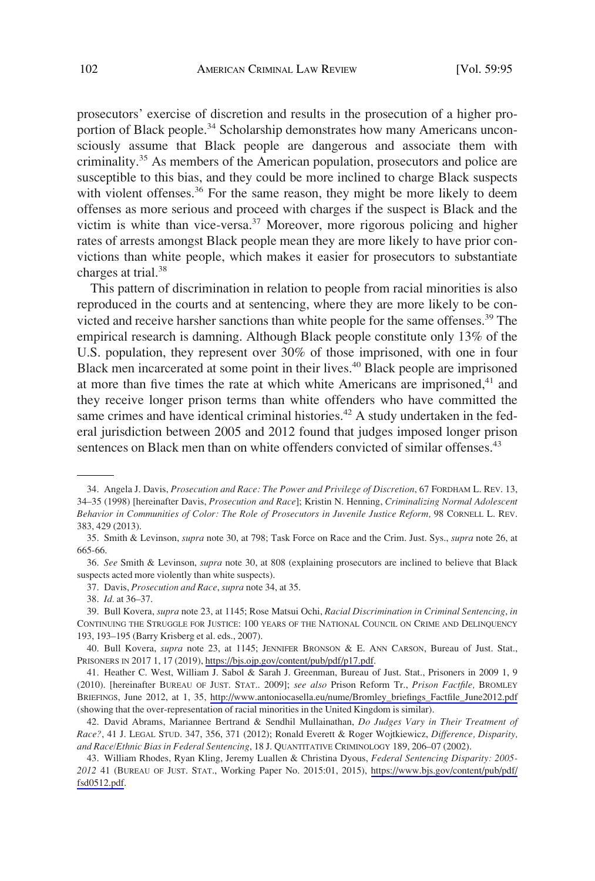prosecutors' exercise of discretion and results in the prosecution of a higher proportion of Black people.[34] Scholarship demonstrates how many Americans unconsciously assume that Black people are dangerous and associate them with criminality.[35] As members of the American population, prosecutors and police are susceptible to this bias, and they could be more inclined to charge Black suspects with violent offenses.[36] For the same reason, they might be more likely to deem offenses as more serious and proceed with charges if the suspect is Black and the victim is white than vice-versa.[37] Moreover, more rigorous policing and higher rates of arrests amongst Black people mean they are more likely to have prior convictions than white people, which makes it easier for prosecutors to substantiate charges at trial.[38]

This pattern of discrimination in relation to people from racial minorities is also reproduced in the courts and at sentencing, where they are more likely to be convicted and receive harsher sanctions than white people for the same offenses.[39] The empirical research is damning. Although Black people constitute only 13% of the U.S. population, they represent over 30% of those imprisoned, with one in four Black men incarcerated at some point in their lives.[40] Black people are imprisoned at more than five times the rate at which white Americans are imprisoned,[41] and they receive longer prison terms than white offenders who have committed the same crimes and have identical criminal histories.[42] A study undertaken in the federal jurisdiction between 2005 and 2012 found that judges imposed longer prison sentences on Black men than on white offenders convicted of similar offenses.[43]

---

34. Angela J. Davis, *Prosecution and Race: The Power and Privilege of Discretion*, 67 FORDHAM L. REV. 13, 34–35 (1998) [hereinafter Davis, *Prosecution and Race*]; Kristin N. Henning, *Criminalizing Normal Adolescent Behavior in Communities of Color: The Role of Prosecutors in Juvenile Justice Reform,* 98 CORNELL L. REV. 383, 429 (2013).

35. Smith & Levinson, *supra* note 30, at 798; Task Force on Race and the Crim. Just. Sys., *supra* note 26, at 665-66.

36. *See* Smith & Levinson, *supra* note 30, at 808 (explaining prosecutors are inclined to believe that Black suspects acted more violently than white suspects).

37. Davis, *Prosecution and Race*, *supra* note 34, at 35.

38. *Id.* at 36–37.

39. Bull Kovera, *supra* note 23, at 1145; Rose Matsui Ochi, *Racial Discrimination in Criminal Sentencing*, *in* CONTINUING THE STRUGGLE FOR JUSTICE: 100 YEARS OF THE NATIONAL COUNCIL ON CRIME AND DELINQUENCY 193, 193–195 (Barry Krisberg et al. eds., 2007).

40. Bull Kovera, *supra* note 23, at 1145; JENNIFER BRONSON & E. ANN CARSON, Bureau of Just. Stat., PRISONERS IN 2017 1, 17 (2019), https://bjs.ojp.gov/content/pub/pdf/p17.pdf.

41. Heather C. West, William J. Sabol & Sarah J. Greenman, Bureau of Just. Stat., Prisoners in 2009 1, 9 (2010). [hereinafter BUREAU OF JUST. STAT.. 2009]; *see also* Prison Reform Tr., *Prison Factfile,* BROMLEY BRIEFINGS, June 2012, at 1, 35, http://www.antoniocasella.eu/nume/Bromley_briefings_Factfile_June2012.pdf (showing that the over-representation of racial minorities in the United Kingdom is similar).

42. David Abrams, Mariannee Bertrand & Sendhil Mullainathan, *Do Judges Vary in Their Treatment of Race?*, 41 J. LEGAL STUD. 347, 356, 371 (2012); Ronald Everett & Roger Wojtkiewicz, *Difference, Disparity, and Race/Ethnic Bias in Federal Sentencing*, 18 J. QUANTITATIVE CRIMINOLOGY 189, 206–07 (2002).

43. William Rhodes, Ryan Kling, Jeremy Luallen & Christina Dyous, *Federal Sentencing Disparity: 2005-2012* 41 (BUREAU OF JUST. STAT., Working Paper No. 2015:01, 2015), https://www.bjs.gov/content/pub/pdf/fsd0512.pdf.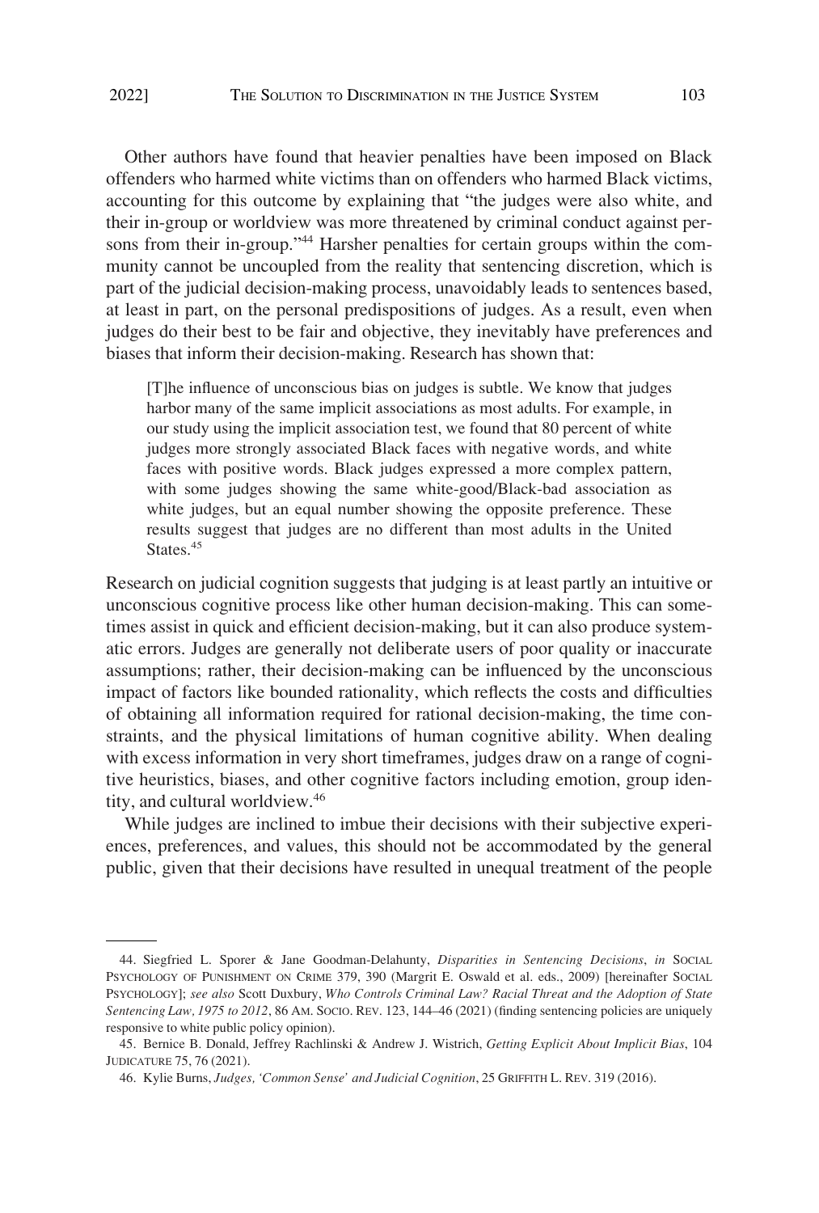Other authors have found that heavier penalties have been imposed on Black offenders who harmed white victims than on offenders who harmed Black victims, accounting for this outcome by explaining that "the judges were also white, and their in-group or worldview was more threatened by criminal conduct against persons from their in-group."[44] Harsher penalties for certain groups within the community cannot be uncoupled from the reality that sentencing discretion, which is part of the judicial decision-making process, unavoidably leads to sentences based, at least in part, on the personal predispositions of judges. As a result, even when judges do their best to be fair and objective, they inevitably have preferences and biases that inform their decision-making. Research has shown that:

> [T]he influence of unconscious bias on judges is subtle. We know that judges harbor many of the same implicit associations as most adults. For example, in our study using the implicit association test, we found that 80 percent of white judges more strongly associated Black faces with negative words, and white faces with positive words. Black judges expressed a more complex pattern, with some judges showing the same white-good/Black-bad association as white judges, but an equal number showing the opposite preference. These results suggest that judges are no different than most adults in the United States.[45]

Research on judicial cognition suggests that judging is at least partly an intuitive or unconscious cognitive process like other human decision-making. This can sometimes assist in quick and efficient decision-making, but it can also produce systematic errors. Judges are generally not deliberate users of poor quality or inaccurate assumptions; rather, their decision-making can be influenced by the unconscious impact of factors like bounded rationality, which reflects the costs and difficulties of obtaining all information required for rational decision-making, the time constraints, and the physical limitations of human cognitive ability. When dealing with excess information in very short timeframes, judges draw on a range of cognitive heuristics, biases, and other cognitive factors including emotion, group identity, and cultural worldview.[46]

While judges are inclined to imbue their decisions with their subjective experiences, preferences, and values, this should not be accommodated by the general public, given that their decisions have resulted in unequal treatment of the people

---

44. Siegfried L. Sporer & Jane Goodman-Delahunty, *Disparities in Sentencing Decisions*, *in* SOCIAL PSYCHOLOGY OF PUNISHMENT ON CRIME 379, 390 (Margrit E. Oswald et al. eds., 2009) [hereinafter SOCIAL PSYCHOLOGY]; *see also* Scott Duxbury, *Who Controls Criminal Law? Racial Threat and the Adoption of State Sentencing Law, 1975 to 2012*, 86 AM. SOCIO. REV. 123, 144–46 (2021) (finding sentencing policies are uniquely responsive to white public policy opinion).

45. Bernice B. Donald, Jeffrey Rachlinski & Andrew J. Wistrich, *Getting Explicit About Implicit Bias*, 104 JUDICATURE 75, 76 (2021).

46. Kylie Burns, *Judges, 'Common Sense' and Judicial Cognition*, 25 GRIFFITH L. REV. 319 (2016).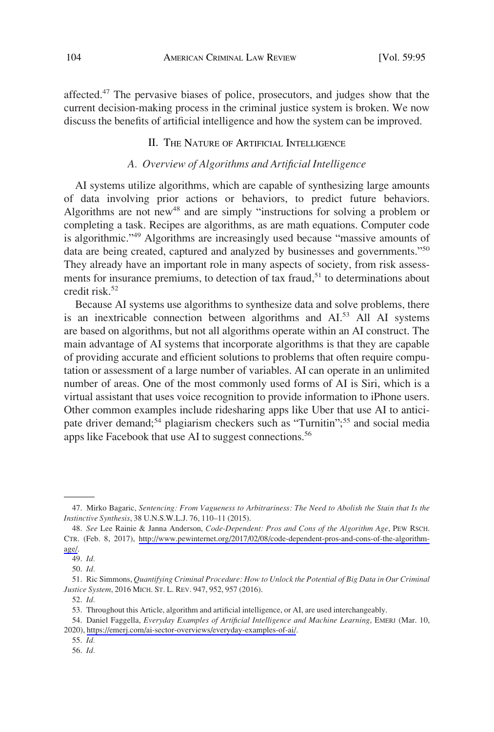affected.[47] The pervasive biases of police, prosecutors, and judges show that the current decision-making process in the criminal justice system is broken. We now discuss the benefits of artificial intelligence and how the system can be improved.

## II. The Nature of Artificial Intelligence

### *A. Overview of Algorithms and Artificial Intelligence*

AI systems utilize algorithms, which are capable of synthesizing large amounts of data involving prior actions or behaviors, to predict future behaviors. Algorithms are not new[48] and are simply "instructions for solving a problem or completing a task. Recipes are algorithms, as are math equations. Computer code is algorithmic."[49] Algorithms are increasingly used because "massive amounts of data are being created, captured and analyzed by businesses and governments."[50] They already have an important role in many aspects of society, from risk assessments for insurance premiums, to detection of tax fraud,[51] to determinations about credit risk.[52]

Because AI systems use algorithms to synthesize data and solve problems, there is an inextricable connection between algorithms and AI.[53] All AI systems are based on algorithms, but not all algorithms operate within an AI construct. The main advantage of AI systems that incorporate algorithms is that they are capable of providing accurate and efficient solutions to problems that often require computation or assessment of a large number of variables. AI can operate in an unlimited number of areas. One of the most commonly used forms of AI is Siri, which is a virtual assistant that uses voice recognition to provide information to iPhone users. Other common examples include ridesharing apps like Uber that use AI to anticipate driver demand;[54] plagiarism checkers such as "Turnitin";[55] and social media apps like Facebook that use AI to suggest connections.[56]

---

47. Mirko Bagaric, *Sentencing: From Vagueness to Arbitrariness: The Need to Abolish the Stain that Is the Instinctive Synthesis*, 38 U.N.S.W.L.J. 76, 110–11 (2015).

48. *See* Lee Rainie & Janna Anderson, *Code-Dependent: Pros and Cons of the Algorithm Age*, Pew Rsch. Ctr. (Feb. 8, 2017), http://www.pewinternet.org/2017/02/08/code-dependent-pros-and-cons-of-the-algorithm-age/.

49. *Id.*

50. *Id.*

51. Ric Simmons, *Quantifying Criminal Procedure: How to Unlock the Potential of Big Data in Our Criminal Justice System*, 2016 Mich. St. L. Rev. 947, 952, 957 (2016).

52. *Id.*

53. Throughout this Article, algorithm and artificial intelligence, or AI, are used interchangeably.

54. Daniel Faggella, *Everyday Examples of Artificial Intelligence and Machine Learning*, Emerj (Mar. 10, 2020), https://emerj.com/ai-sector-overviews/everyday-examples-of-ai/.

55. *Id.*

56. *Id.*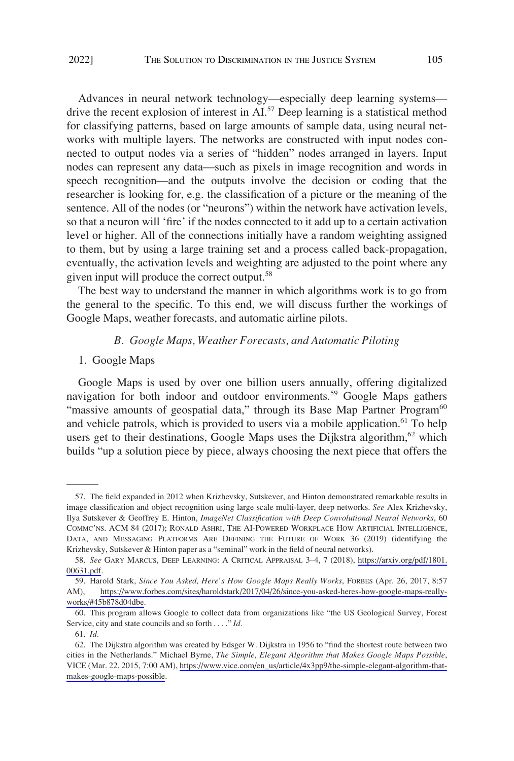Advances in neural network technology—especially deep learning systems—drive the recent explosion of interest in AI.[57] Deep learning is a statistical method for classifying patterns, based on large amounts of sample data, using neural networks with multiple layers. The networks are constructed with input nodes connected to output nodes via a series of "hidden" nodes arranged in layers. Input nodes can represent any data—such as pixels in image recognition and words in speech recognition—and the outputs involve the decision or coding that the researcher is looking for, e.g. the classification of a picture or the meaning of the sentence. All of the nodes (or "neurons") within the network have activation levels, so that a neuron will 'fire' if the nodes connected to it add up to a certain activation level or higher. All of the connections initially have a random weighting assigned to them, but by using a large training set and a process called back-propagation, eventually, the activation levels and weighting are adjusted to the point where any given input will produce the correct output.[58]

The best way to understand the manner in which algorithms work is to go from the general to the specific. To this end, we will discuss further the workings of Google Maps, weather forecasts, and automatic airline pilots.

### *B. Google Maps, Weather Forecasts, and Automatic Piloting*

#### 1. Google Maps

Google Maps is used by over one billion users annually, offering digitalized navigation for both indoor and outdoor environments.[59] Google Maps gathers "massive amounts of geospatial data," through its Base Map Partner Program[60] and vehicle patrols, which is provided to users via a mobile application.[61] To help users get to their destinations, Google Maps uses the Dijkstra algorithm,[62] which builds "up a solution piece by piece, always choosing the next piece that offers the

---

57. The field expanded in 2012 when Krizhevsky, Sutskever, and Hinton demonstrated remarkable results in image classification and object recognition using large scale multi-layer, deep networks. *See* Alex Krizhevsky, Ilya Sutskever & Geoffrey E. Hinton, *ImageNet Classification with Deep Convolutional Neural Networks*, 60 COMMC'NS. ACM 84 (2017); RONALD ASHRI, THE AI-POWERED WORKPLACE HOW ARTIFICIAL INTELLIGENCE, DATA, AND MESSAGING PLATFORMS ARE DEFINING THE FUTURE OF WORK 36 (2019) (identifying the Krizhevsky, Sutskever & Hinton paper as a "seminal" work in the field of neural networks).

58. *See* GARY MARCUS, DEEP LEARNING: A CRITICAL APPRAISAL 3–4, 7 (2018), https://arxiv.org/pdf/1801.00631.pdf.

59. Harold Stark, *Since You Asked, Here's How Google Maps Really Works*, FORBES (Apr. 26, 2017, 8:57 AM), https://www.forbes.com/sites/haroldstark/2017/04/26/since-you-asked-heres-how-google-maps-really-works/#45b878d04dbe.

60. This program allows Google to collect data from organizations like "the US Geological Survey, Forest Service, city and state councils and so forth . . . ." *Id.*

61. *Id.*

62. The Dijkstra algorithm was created by Edsger W. Dijkstra in 1956 to "find the shortest route between two cities in the Netherlands." Michael Byrne, *The Simple, Elegant Algorithm that Makes Google Maps Possible*, VICE (Mar. 22, 2015, 7:00 AM), https://www.vice.com/en_us/article/4x3pp9/the-simple-elegant-algorithm-that-makes-google-maps-possible.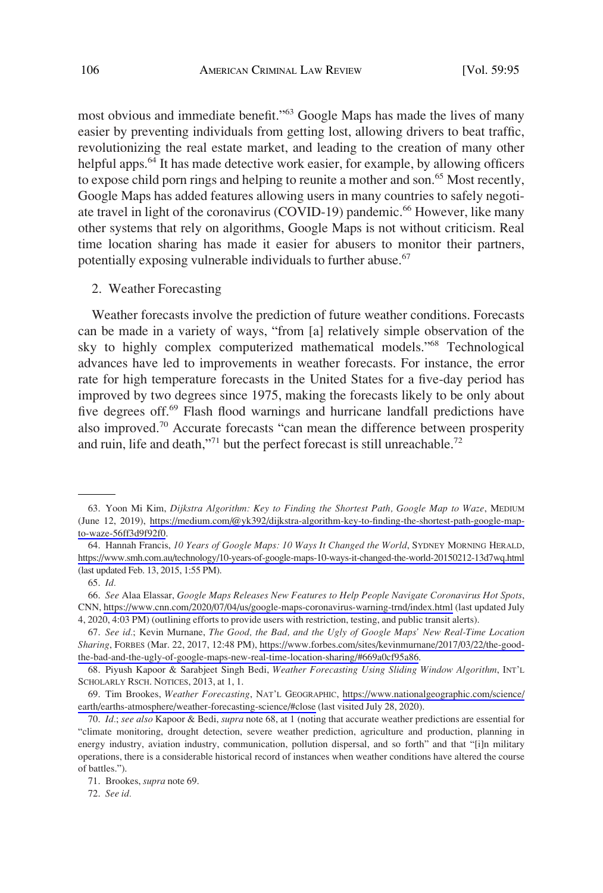most obvious and immediate benefit."[63] Google Maps has made the lives of many easier by preventing individuals from getting lost, allowing drivers to beat traffic, revolutionizing the real estate market, and leading to the creation of many other helpful apps.[64] It has made detective work easier, for example, by allowing officers to expose child porn rings and helping to reunite a mother and son.[65] Most recently, Google Maps has added features allowing users in many countries to safely negotiate travel in light of the coronavirus (COVID-19) pandemic.[66] However, like many other systems that rely on algorithms, Google Maps is not without criticism. Real time location sharing has made it easier for abusers to monitor their partners, potentially exposing vulnerable individuals to further abuse.[67]

2. Weather Forecasting

Weather forecasts involve the prediction of future weather conditions. Forecasts can be made in a variety of ways, "from [a] relatively simple observation of the sky to highly complex computerized mathematical models."[68] Technological advances have led to improvements in weather forecasts. For instance, the error rate for high temperature forecasts in the United States for a five-day period has improved by two degrees since 1975, making the forecasts likely to be only about five degrees off.[69] Flash flood warnings and hurricane landfall predictions have also improved.[70] Accurate forecasts "can mean the difference between prosperity and ruin, life and death,"[71] but the perfect forecast is still unreachable.[72]

---

63. Yoon Mi Kim, *Dijkstra Algorithm: Key to Finding the Shortest Path, Google Map to Waze*, MEDIUM (June 12, 2019), https://medium.com/@yk392/dijkstra-algorithm-key-to-finding-the-shortest-path-google-map-to-waze-56ff3d9f92f0.

64. Hannah Francis, *10 Years of Google Maps: 10 Ways It Changed the World*, SYDNEY MORNING HERALD, https://www.smh.com.au/technology/10-years-of-google-maps-10-ways-it-changed-the-world-20150212-13d7wq.html (last updated Feb. 13, 2015, 1:55 PM).

65. *Id.*

66. *See* Alaa Elassar, *Google Maps Releases New Features to Help People Navigate Coronavirus Hot Spots*, CNN, https://www.cnn.com/2020/07/04/us/google-maps-coronavirus-warning-trnd/index.html (last updated July 4, 2020, 4:03 PM) (outlining efforts to provide users with restriction, testing, and public transit alerts).

67. *See id.*; Kevin Murnane, *The Good, the Bad, and the Ugly of Google Maps' New Real-Time Location Sharing*, FORBES (Mar. 22, 2017, 12:48 PM), https://www.forbes.com/sites/kevinmurnane/2017/03/22/the-good-the-bad-and-the-ugly-of-google-maps-new-real-time-location-sharing/#669a0cf95a86.

68. Piyush Kapoor & Sarabjeet Singh Bedi, *Weather Forecasting Using Sliding Window Algorithm*, INT'L SCHOLARLY RSCH. NOTICES, 2013, at 1, 1.

69. Tim Brookes, *Weather Forecasting*, NAT'L GEOGRAPHIC, https://www.nationalgeographic.com/science/earth/earths-atmosphere/weather-forecasting-science/#close (last visited July 28, 2020).

70. *Id.*; *see also* Kapoor & Bedi, *supra* note 68, at 1 (noting that accurate weather predictions are essential for "climate monitoring, drought detection, severe weather prediction, agriculture and production, planning in energy industry, aviation industry, communication, pollution dispersal, and so forth" and that "[i]n military operations, there is a considerable historical record of instances when weather conditions have altered the course of battles.").

71. Brookes, *supra* note 69.

72. *See id.*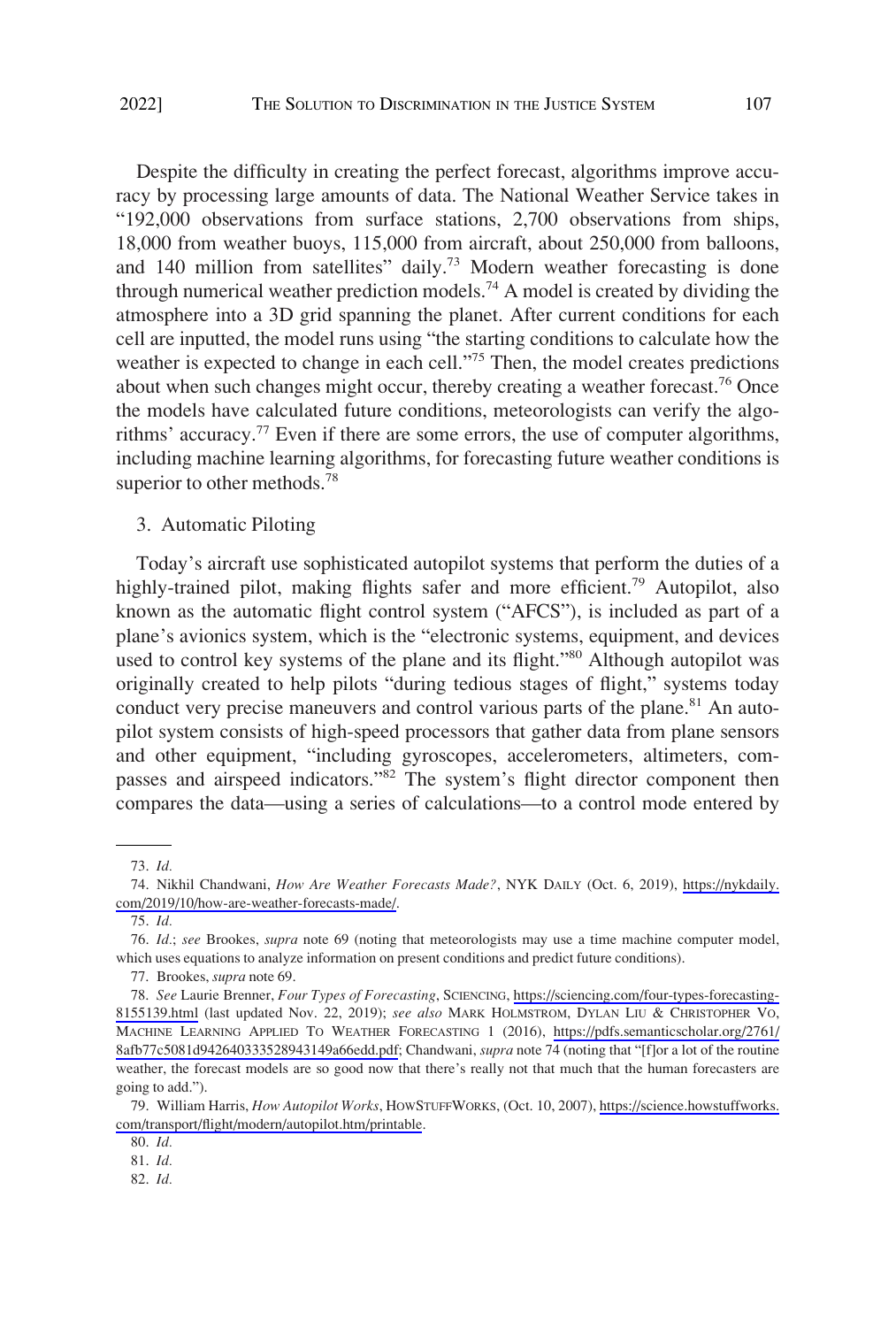Despite the difficulty in creating the perfect forecast, algorithms improve accuracy by processing large amounts of data. The National Weather Service takes in "192,000 observations from surface stations, 2,700 observations from ships, 18,000 from weather buoys, 115,000 from aircraft, about 250,000 from balloons, and 140 million from satellites" daily.[73] Modern weather forecasting is done through numerical weather prediction models.[74] A model is created by dividing the atmosphere into a 3D grid spanning the planet. After current conditions for each cell are inputted, the model runs using "the starting conditions to calculate how the weather is expected to change in each cell."[75] Then, the model creates predictions about when such changes might occur, thereby creating a weather forecast.[76] Once the models have calculated future conditions, meteorologists can verify the algorithms' accuracy.[77] Even if there are some errors, the use of computer algorithms, including machine learning algorithms, for forecasting future weather conditions is superior to other methods.[78]

3. Automatic Piloting

Today's aircraft use sophisticated autopilot systems that perform the duties of a highly-trained pilot, making flights safer and more efficient.[79] Autopilot, also known as the automatic flight control system ("AFCS"), is included as part of a plane's avionics system, which is the "electronic systems, equipment, and devices used to control key systems of the plane and its flight."[80] Although autopilot was originally created to help pilots "during tedious stages of flight," systems today conduct very precise maneuvers and control various parts of the plane.[81] An autopilot system consists of high-speed processors that gather data from plane sensors and other equipment, "including gyroscopes, accelerometers, altimeters, compasses and airspeed indicators."[82] The system's flight director component then compares the data—using a series of calculations—to a control mode entered by

---

73. *Id.*

74. Nikhil Chandwani, *How Are Weather Forecasts Made?*, NYK DAILY (Oct. 6, 2019), https://nykdaily.com/2019/10/how-are-weather-forecasts-made/.

75. *Id.*

76. *Id.*; *see* Brookes, *supra* note 69 (noting that meteorologists may use a time machine computer model, which uses equations to analyze information on present conditions and predict future conditions).

77. Brookes, *supra* note 69.

78. *See* Laurie Brenner, *Four Types of Forecasting*, SCIENCING, https://sciencing.com/four-types-forecasting-8155139.html (last updated Nov. 22, 2019); *see also* MARK HOLMSTROM, DYLAN LIU & CHRISTOPHER VO, MACHINE LEARNING APPLIED TO WEATHER FORECASTING 1 (2016), https://pdfs.semanticscholar.org/2761/8afb77c5081d942640333528943149a66edd.pdf; Chandwani, *supra* note 74 (noting that "[f]or a lot of the routine weather, the forecast models are so good now that there's really not that much that the human forecasters are going to add.").

79. William Harris, *How Autopilot Works*, HOWSTUFFWORKS, (Oct. 10, 2007), https://science.howstuffworks.com/transport/flight/modern/autopilot.htm/printable.

80. *Id.*

81. *Id.*

82. *Id.*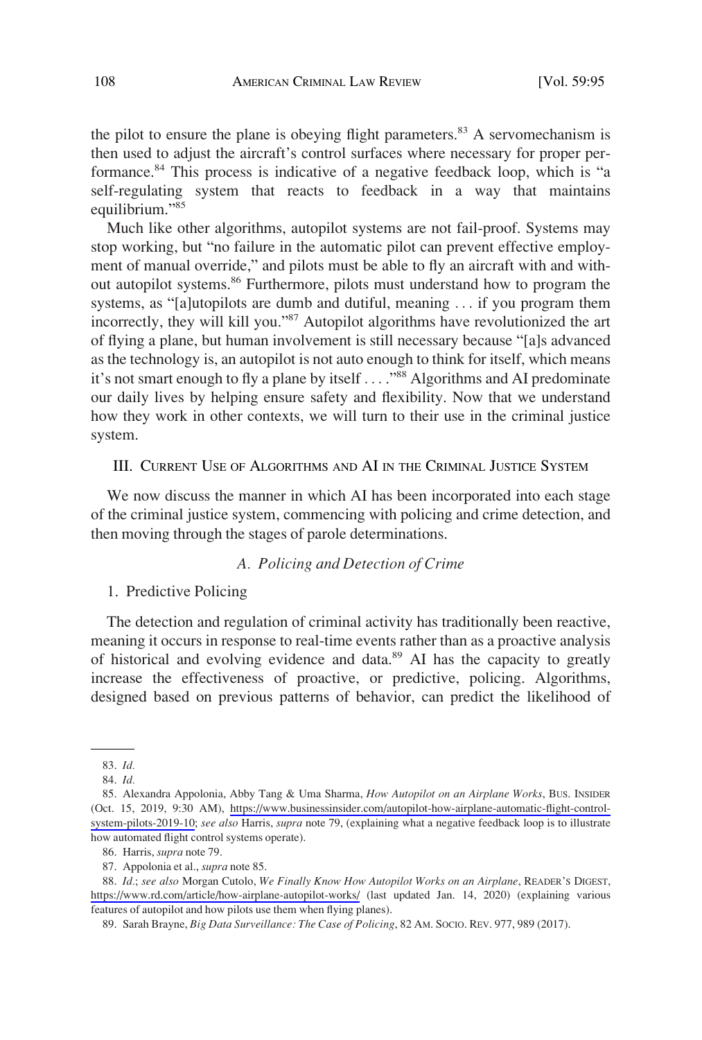the pilot to ensure the plane is obeying flight parameters.[83] A servomechanism is then used to adjust the aircraft's control surfaces where necessary for proper performance.[84] This process is indicative of a negative feedback loop, which is "a self-regulating system that reacts to feedback in a way that maintains equilibrium."[85]

Much like other algorithms, autopilot systems are not fail-proof. Systems may stop working, but "no failure in the automatic pilot can prevent effective employment of manual override," and pilots must be able to fly an aircraft with and without autopilot systems.[86] Furthermore, pilots must understand how to program the systems, as "[a]utopilots are dumb and dutiful, meaning . . . if you program them incorrectly, they will kill you."[87] Autopilot algorithms have revolutionized the art of flying a plane, but human involvement is still necessary because "[a]s advanced as the technology is, an autopilot is not auto enough to think for itself, which means it's not smart enough to fly a plane by itself . . . ."[88] Algorithms and AI predominate our daily lives by helping ensure safety and flexibility. Now that we understand how they work in other contexts, we will turn to their use in the criminal justice system.

## III. Current Use of Algorithms and AI in the Criminal Justice System

We now discuss the manner in which AI has been incorporated into each stage of the criminal justice system, commencing with policing and crime detection, and then moving through the stages of parole determinations.

### *A. Policing and Detection of Crime*

#### 1. Predictive Policing

The detection and regulation of criminal activity has traditionally been reactive, meaning it occurs in response to real-time events rather than as a proactive analysis of historical and evolving evidence and data.[89] AI has the capacity to greatly increase the effectiveness of proactive, or predictive, policing. Algorithms, designed based on previous patterns of behavior, can predict the likelihood of

---

83. *Id.*

84. *Id.*

85. Alexandra Appolonia, Abby Tang & Uma Sharma, *How Autopilot on an Airplane Works*, Bus. Insider (Oct. 15, 2019, 9:30 AM), https://www.businessinsider.com/autopilot-how-airplane-automatic-flight-control-system-pilots-2019-10; *see also* Harris, *supra* note 79, (explaining what a negative feedback loop is to illustrate how automated flight control systems operate).

86. Harris, *supra* note 79.

87. Appolonia et al., *supra* note 85.

88. *Id.*; *see also* Morgan Cutolo, *We Finally Know How Autopilot Works on an Airplane*, Reader's Digest, https://www.rd.com/article/how-airplane-autopilot-works/ (last updated Jan. 14, 2020) (explaining various features of autopilot and how pilots use them when flying planes).

89. Sarah Brayne, *Big Data Surveillance: The Case of Policing*, 82 Am. Socio. Rev. 977, 989 (2017).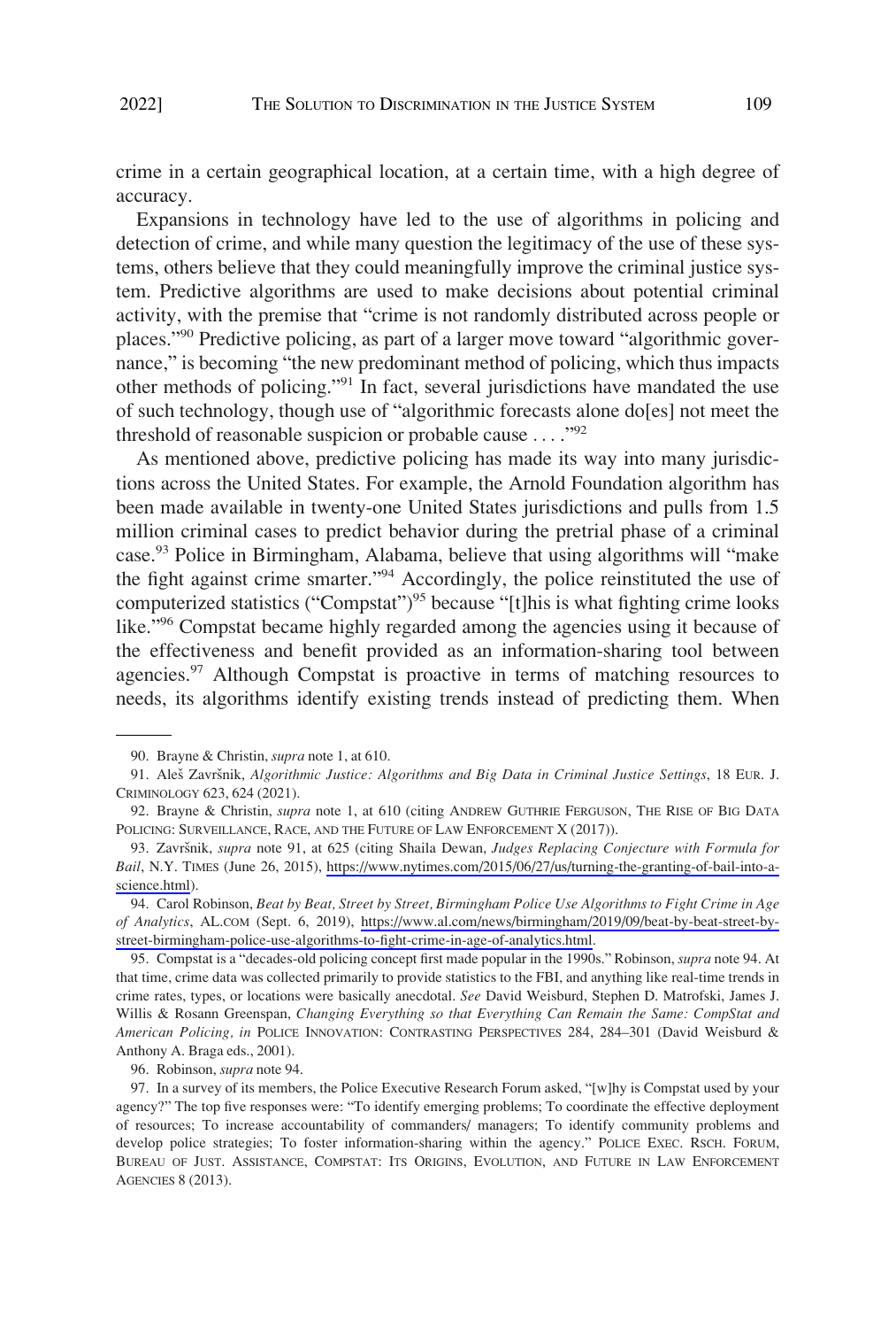crime in a certain geographical location, at a certain time, with a high degree of accuracy.

Expansions in technology have led to the use of algorithms in policing and detection of crime, and while many question the legitimacy of the use of these systems, others believe that they could meaningfully improve the criminal justice system. Predictive algorithms are used to make decisions about potential criminal activity, with the premise that "crime is not randomly distributed across people or places."[90] Predictive policing, as part of a larger move toward "algorithmic governance," is becoming "the new predominant method of policing, which thus impacts other methods of policing."[91] In fact, several jurisdictions have mandated the use of such technology, though use of "algorithmic forecasts alone do[es] not meet the threshold of reasonable suspicion or probable cause . . . ."[92]

As mentioned above, predictive policing has made its way into many jurisdictions across the United States. For example, the Arnold Foundation algorithm has been made available in twenty-one United States jurisdictions and pulls from 1.5 million criminal cases to predict behavior during the pretrial phase of a criminal case.[93] Police in Birmingham, Alabama, believe that using algorithms will "make the fight against crime smarter."[94] Accordingly, the police reinstituted the use of computerized statistics ("Compstat")[95] because "[t]his is what fighting crime looks like."[96] Compstat became highly regarded among the agencies using it because of the effectiveness and benefit provided as an information-sharing tool between agencies.[97] Although Compstat is proactive in terms of matching resources to needs, its algorithms identify existing trends instead of predicting them. When

---

90. Brayne & Christin, *supra* note 1, at 610.

91. Aleš Završnik, *Algorithmic Justice: Algorithms and Big Data in Criminal Justice Settings*, 18 EUR. J. CRIMINOLOGY 623, 624 (2021).

92. Brayne & Christin, *supra* note 1, at 610 (citing ANDREW GUTHRIE FERGUSON, THE RISE OF BIG DATA POLICING: SURVEILLANCE, RACE, AND THE FUTURE OF LAW ENFORCEMENT X (2017)).

93. Završnik, *supra* note 91, at 625 (citing Shaila Dewan, *Judges Replacing Conjecture with Formula for Bail*, N.Y. TIMES (June 26, 2015), https://www.nytimes.com/2015/06/27/us/turning-the-granting-of-bail-into-a-science.html).

94. Carol Robinson, *Beat by Beat, Street by Street, Birmingham Police Use Algorithms to Fight Crime in Age of Analytics*, AL.COM (Sept. 6, 2019), https://www.al.com/news/birmingham/2019/09/beat-by-beat-street-by-street-birmingham-police-use-algorithms-to-fight-crime-in-age-of-analytics.html.

95. Compstat is a "decades-old policing concept first made popular in the 1990s." Robinson, *supra* note 94. At that time, crime data was collected primarily to provide statistics to the FBI, and anything like real-time trends in crime rates, types, or locations were basically anecdotal. *See* David Weisburd, Stephen D. Matrofski, James J. Willis & Rosann Greenspan, *Changing Everything so that Everything Can Remain the Same: CompStat and American Policing, in* POLICE INNOVATION: CONTRASTING PERSPECTIVES 284, 284–301 (David Weisburd & Anthony A. Braga eds., 2001).

96. Robinson, *supra* note 94.

97. In a survey of its members, the Police Executive Research Forum asked, "[w]hy is Compstat used by your agency?" The top five responses were: "To identify emerging problems; To coordinate the effective deployment of resources; To increase accountability of commanders/ managers; To identify community problems and develop police strategies; To foster information-sharing within the agency." POLICE EXEC. RSCH. FORUM, BUREAU OF JUST. ASSISTANCE, COMPSTAT: ITS ORIGINS, EVOLUTION, AND FUTURE IN LAW ENFORCEMENT AGENCIES 8 (2013).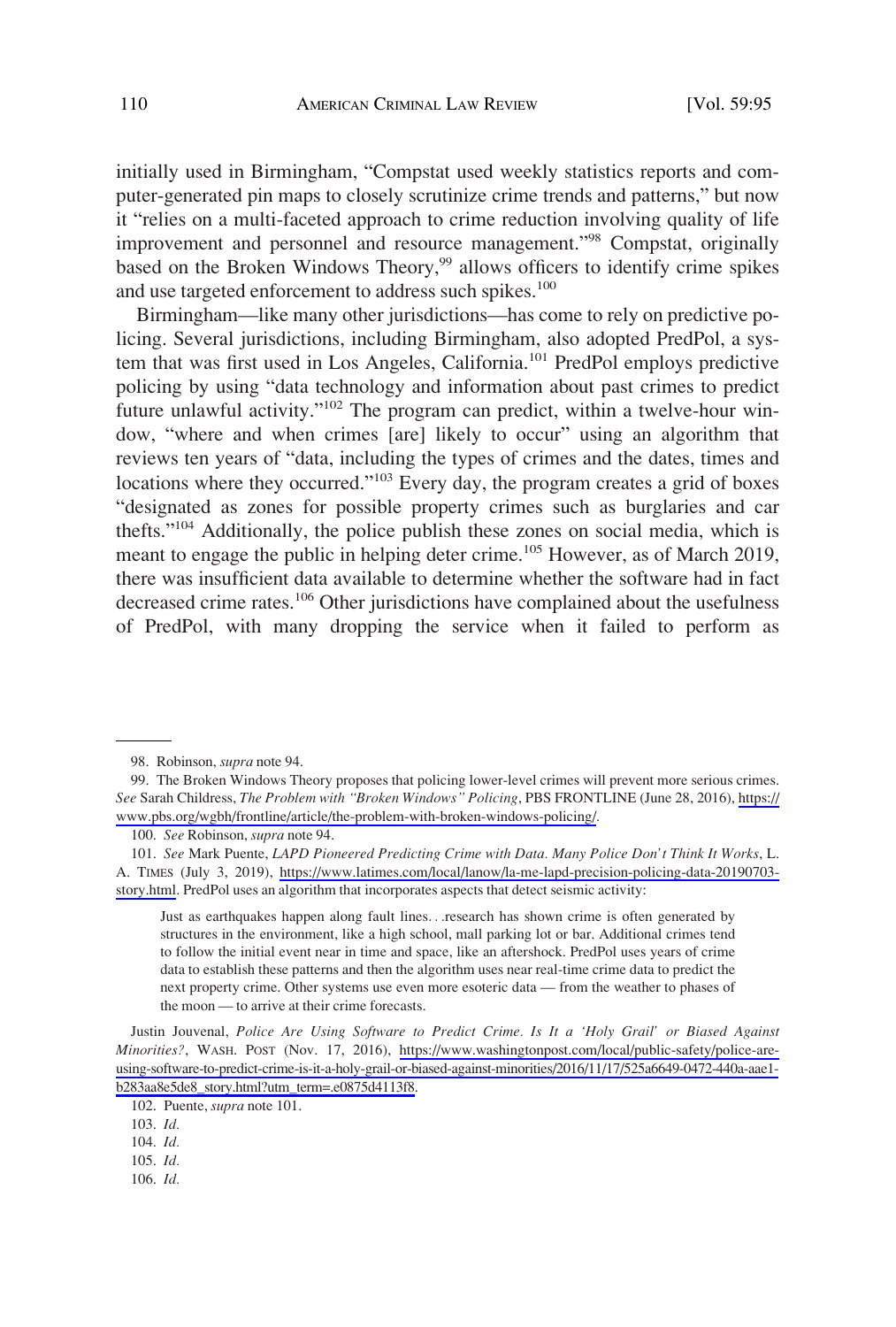initially used in Birmingham, "Compstat used weekly statistics reports and computer-generated pin maps to closely scrutinize crime trends and patterns," but now it "relies on a multi-faceted approach to crime reduction involving quality of life improvement and personnel and resource management."[98] Compstat, originally based on the Broken Windows Theory,[99] allows officers to identify crime spikes and use targeted enforcement to address such spikes.[100]

Birmingham—like many other jurisdictions—has come to rely on predictive policing. Several jurisdictions, including Birmingham, also adopted PredPol, a system that was first used in Los Angeles, California.[101] PredPol employs predictive policing by using "data technology and information about past crimes to predict future unlawful activity."[102] The program can predict, within a twelve-hour window, "where and when crimes [are] likely to occur" using an algorithm that reviews ten years of "data, including the types of crimes and the dates, times and locations where they occurred."[103] Every day, the program creates a grid of boxes "designated as zones for possible property crimes such as burglaries and car thefts."[104] Additionally, the police publish these zones on social media, which is meant to engage the public in helping deter crime.[105] However, as of March 2019, there was insufficient data available to determine whether the software had in fact decreased crime rates.[106] Other jurisdictions have complained about the usefulness of PredPol, with many dropping the service when it failed to perform as

---

98. Robinson, *supra* note 94.

99. The Broken Windows Theory proposes that policing lower-level crimes will prevent more serious crimes. *See* Sarah Childress, *The Problem with "Broken Windows" Policing*, PBS FRONTLINE (June 28, 2016), https://www.pbs.org/wgbh/frontline/article/the-problem-with-broken-windows-policing/.

100. *See* Robinson, *supra* note 94.

101. *See* Mark Puente, *LAPD Pioneered Predicting Crime with Data. Many Police Don't Think It Works*, L.A. TIMES (July 3, 2019), https://www.latimes.com/local/lanow/la-me-lapd-precision-policing-data-20190703-story.html. PredPol uses an algorithm that incorporates aspects that detect seismic activity:

> Just as earthquakes happen along fault lines. . .research has shown crime is often generated by structures in the environment, like a high school, mall parking lot or bar. Additional crimes tend to follow the initial event near in time and space, like an aftershock. PredPol uses years of crime data to establish these patterns and then the algorithm uses near real-time crime data to predict the next property crime. Other systems use even more esoteric data — from the weather to phases of the moon — to arrive at their crime forecasts.

Justin Jouvenal, *Police Are Using Software to Predict Crime. Is It a 'Holy Grail' or Biased Against Minorities?*, WASH. POST (Nov. 17, 2016), https://www.washingtonpost.com/local/public-safety/police-are-using-software-to-predict-crime-is-it-a-holy-grail-or-biased-against-minorities/2016/11/17/525a6649-0472-440a-aae1-b283aa8e5de8_story.html?utm_term=.e0875d4113f8.

102. Puente, *supra* note 101.

103. *Id.*

104. *Id.*

105. *Id.*

106. *Id.*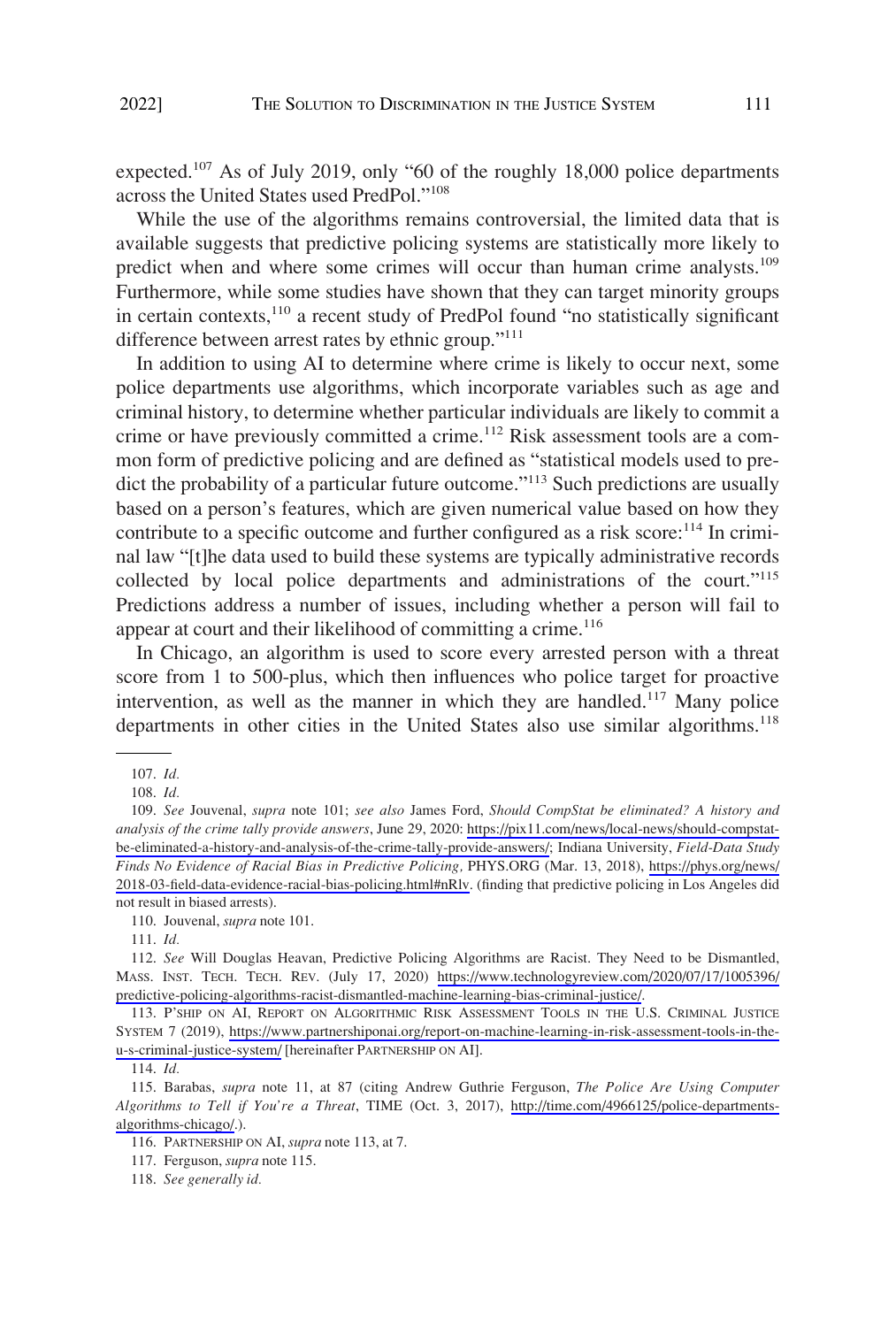expected.[107] As of July 2019, only "60 of the roughly 18,000 police departments across the United States used PredPol."[108]

While the use of the algorithms remains controversial, the limited data that is available suggests that predictive policing systems are statistically more likely to predict when and where some crimes will occur than human crime analysts.[109] Furthermore, while some studies have shown that they can target minority groups in certain contexts,[110] a recent study of PredPol found "no statistically significant difference between arrest rates by ethnic group."[111]

In addition to using AI to determine where crime is likely to occur next, some police departments use algorithms, which incorporate variables such as age and criminal history, to determine whether particular individuals are likely to commit a crime or have previously committed a crime.[112] Risk assessment tools are a common form of predictive policing and are defined as "statistical models used to predict the probability of a particular future outcome."[113] Such predictions are usually based on a person's features, which are given numerical value based on how they contribute to a specific outcome and further configured as a risk score:[114] In criminal law "[t]he data used to build these systems are typically administrative records collected by local police departments and administrations of the court."[115] Predictions address a number of issues, including whether a person will fail to appear at court and their likelihood of committing a crime.[116]

In Chicago, an algorithm is used to score every arrested person with a threat score from 1 to 500-plus, which then influences who police target for proactive intervention, as well as the manner in which they are handled.[117] Many police departments in other cities in the United States also use similar algorithms.[118]

---

107. *Id.*

108. *Id.*

109. *See* Jouvenal, *supra* note 101; *see also* James Ford, *Should CompStat be eliminated? A history and analysis of the crime tally provide answers*, June 29, 2020: https://pix11.com/news/local-news/should-compstat-be-eliminated-a-history-and-analysis-of-the-crime-tally-provide-answers/; Indiana University, *Field-Data Study Finds No Evidence of Racial Bias in Predictive Policing,* PHYS.ORG (Mar. 13, 2018), https://phys.org/news/2018-03-field-data-evidence-racial-bias-policing.html#nRlv. (finding that predictive policing in Los Angeles did not result in biased arrests).

110. Jouvenal, *supra* note 101.

111. *Id.*

112. *See* Will Douglas Heavan, Predictive Policing Algorithms are Racist. They Need to be Dismantled, MASS. INST. TECH. TECH. REV. (July 17, 2020) https://www.technologyreview.com/2020/07/17/1005396/predictive-policing-algorithms-racist-dismantled-machine-learning-bias-criminal-justice/.

113. P'SHIP ON AI, REPORT ON ALGORITHMIC RISK ASSESSMENT TOOLS IN THE U.S. CRIMINAL JUSTICE SYSTEM 7 (2019), https://www.partnershiponai.org/report-on-machine-learning-in-risk-assessment-tools-in-the-u-s-criminal-justice-system/ [hereinafter PARTNERSHIP ON AI].

114. *Id.*

115. Barabas, *supra* note 11, at 87 (citing Andrew Guthrie Ferguson, *The Police Are Using Computer Algorithms to Tell if You're a Threat*, TIME (Oct. 3, 2017), http://time.com/4966125/police-departments-algorithms-chicago/.).

116. PARTNERSHIP ON AI, *supra* note 113, at 7.

117. Ferguson, *supra* note 115.

118. *See generally id.*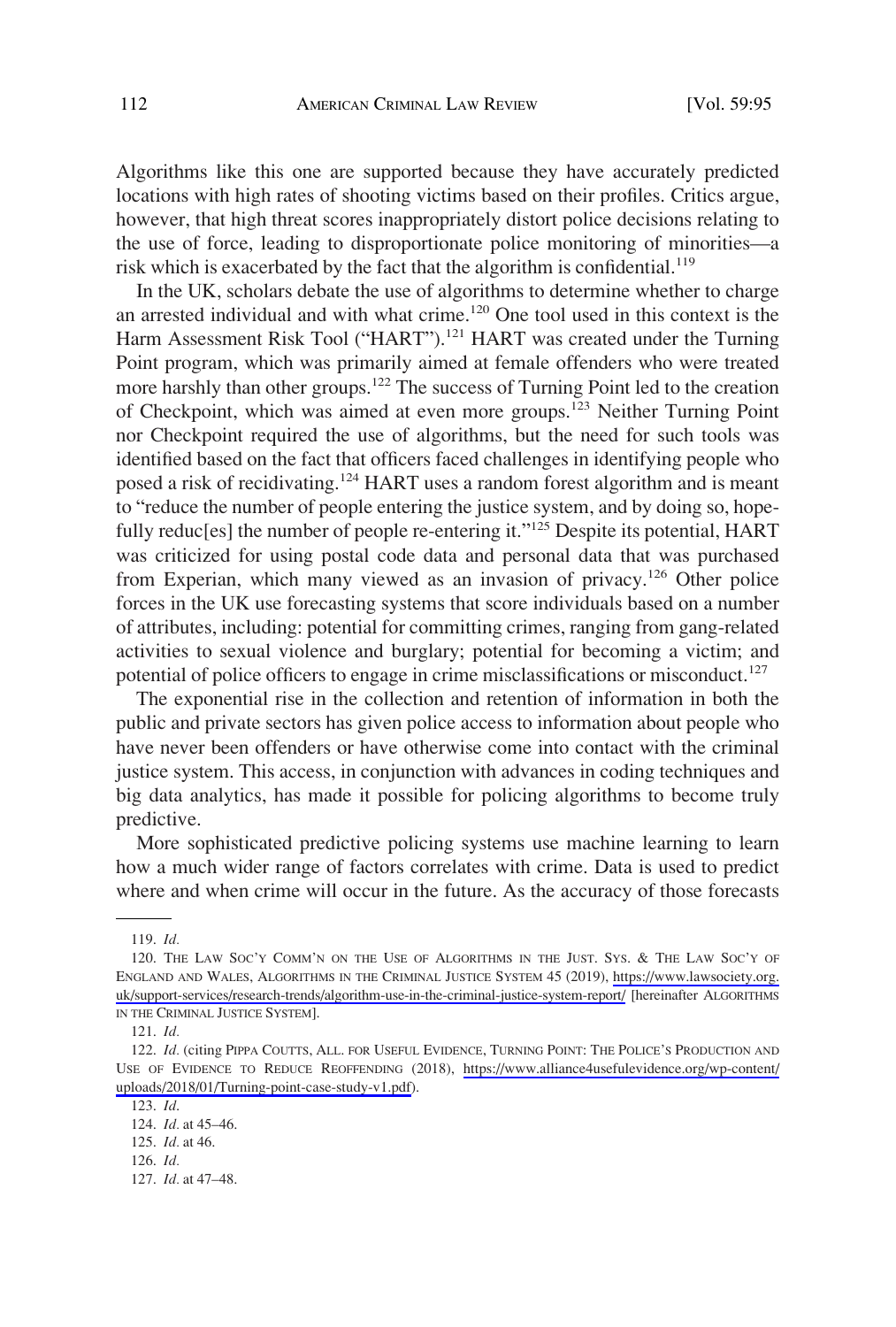Algorithms like this one are supported because they have accurately predicted locations with high rates of shooting victims based on their profiles. Critics argue, however, that high threat scores inappropriately distort police decisions relating to the use of force, leading to disproportionate police monitoring of minorities—a risk which is exacerbated by the fact that the algorithm is confidential.[119]

In the UK, scholars debate the use of algorithms to determine whether to charge an arrested individual and with what crime.[120] One tool used in this context is the Harm Assessment Risk Tool ("HART").[121] HART was created under the Turning Point program, which was primarily aimed at female offenders who were treated more harshly than other groups.[122] The success of Turning Point led to the creation of Checkpoint, which was aimed at even more groups.[123] Neither Turning Point nor Checkpoint required the use of algorithms, but the need for such tools was identified based on the fact that officers faced challenges in identifying people who posed a risk of recidivating.[124] HART uses a random forest algorithm and is meant to "reduce the number of people entering the justice system, and by doing so, hopefully reduc[es] the number of people re-entering it."[125] Despite its potential, HART was criticized for using postal code data and personal data that was purchased from Experian, which many viewed as an invasion of privacy.[126] Other police forces in the UK use forecasting systems that score individuals based on a number of attributes, including: potential for committing crimes, ranging from gang-related activities to sexual violence and burglary; potential for becoming a victim; and potential of police officers to engage in crime misclassifications or misconduct.[127]

The exponential rise in the collection and retention of information in both the public and private sectors has given police access to information about people who have never been offenders or have otherwise come into contact with the criminal justice system. This access, in conjunction with advances in coding techniques and big data analytics, has made it possible for policing algorithms to become truly predictive.

More sophisticated predictive policing systems use machine learning to learn how a much wider range of factors correlates with crime. Data is used to predict where and when crime will occur in the future. As the accuracy of those forecasts

---

119. *Id.*

120. THE LAW SOC'Y COMM'N ON THE USE OF ALGORITHMS IN THE JUST. SYS. & THE LAW SOC'Y OF ENGLAND AND WALES, ALGORITHMS IN THE CRIMINAL JUSTICE SYSTEM 45 (2019), https://www.lawsociety.org.uk/support-services/research-trends/algorithm-use-in-the-criminal-justice-system-report/ [hereinafter ALGORITHMS IN THE CRIMINAL JUSTICE SYSTEM].

121. *Id.*

122. *Id.* (citing PIPPA COUTTS, ALL. FOR USEFUL EVIDENCE, TURNING POINT: THE POLICE'S PRODUCTION AND USE OF EVIDENCE TO REDUCE REOFFENDING (2018), https://www.alliance4usefulevidence.org/wp-content/uploads/2018/01/Turning-point-case-study-v1.pdf).

123. *Id.*

124. *Id.* at 45–46.

125. *Id.* at 46.

126. *Id.*

127. *Id.* at 47–48.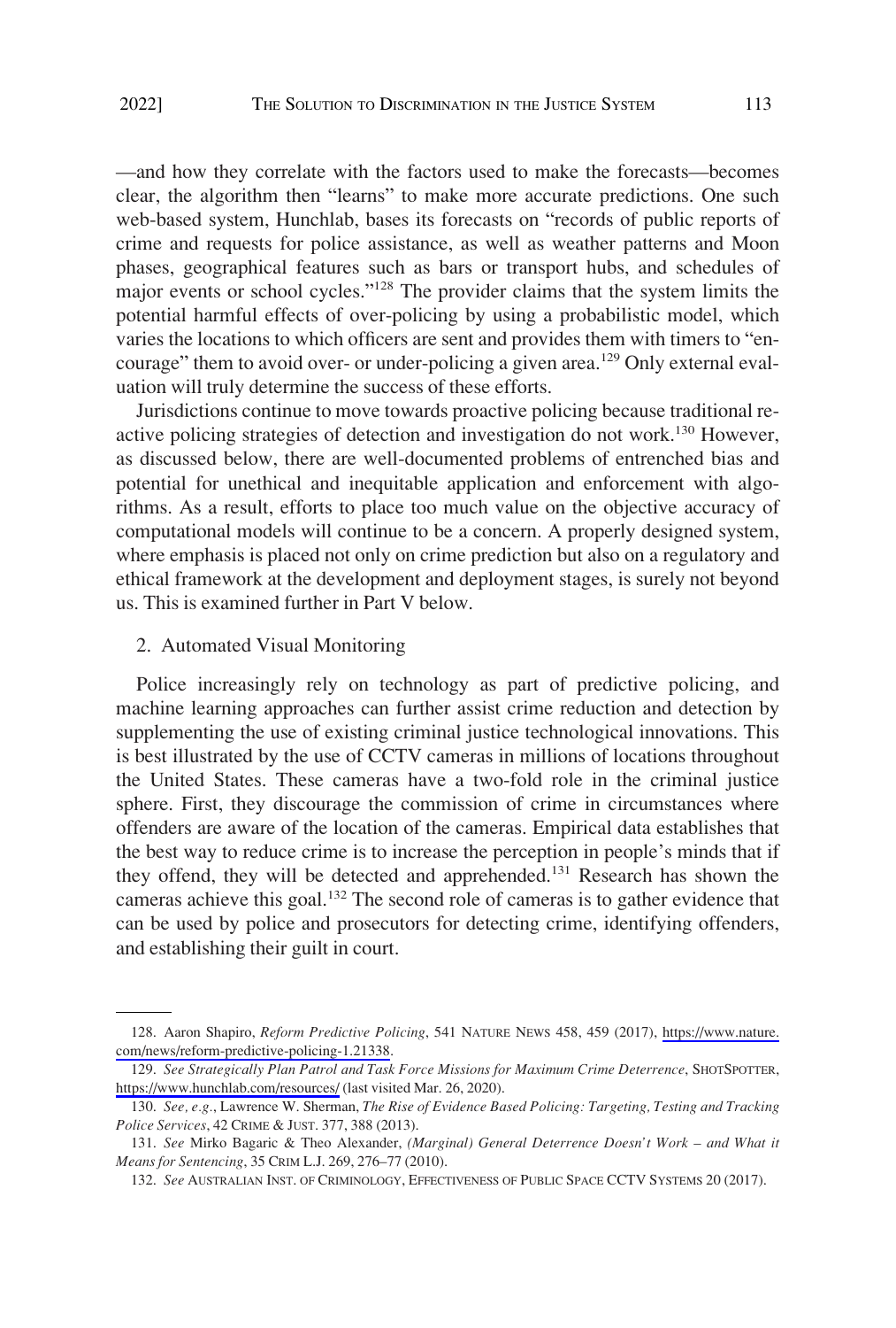—and how they correlate with the factors used to make the forecasts—becomes clear, the algorithm then "learns" to make more accurate predictions. One such web-based system, Hunchlab, bases its forecasts on "records of public reports of crime and requests for police assistance, as well as weather patterns and Moon phases, geographical features such as bars or transport hubs, and schedules of major events or school cycles."[128] The provider claims that the system limits the potential harmful effects of over-policing by using a probabilistic model, which varies the locations to which officers are sent and provides them with timers to "encourage" them to avoid over- or under-policing a given area.[129] Only external evaluation will truly determine the success of these efforts.

Jurisdictions continue to move towards proactive policing because traditional reactive policing strategies of detection and investigation do not work.[130] However, as discussed below, there are well-documented problems of entrenched bias and potential for unethical and inequitable application and enforcement with algorithms. As a result, efforts to place too much value on the objective accuracy of computational models will continue to be a concern. A properly designed system, where emphasis is placed not only on crime prediction but also on a regulatory and ethical framework at the development and deployment stages, is surely not beyond us. This is examined further in Part V below.

2. Automated Visual Monitoring

Police increasingly rely on technology as part of predictive policing, and machine learning approaches can further assist crime reduction and detection by supplementing the use of existing criminal justice technological innovations. This is best illustrated by the use of CCTV cameras in millions of locations throughout the United States. These cameras have a two-fold role in the criminal justice sphere. First, they discourage the commission of crime in circumstances where offenders are aware of the location of the cameras. Empirical data establishes that the best way to reduce crime is to increase the perception in people's minds that if they offend, they will be detected and apprehended.[131] Research has shown the cameras achieve this goal.[132] The second role of cameras is to gather evidence that can be used by police and prosecutors for detecting crime, identifying offenders, and establishing their guilt in court.

---

128. Aaron Shapiro, *Reform Predictive Policing*, 541 NATURE NEWS 458, 459 (2017), https://www.nature.com/news/reform-predictive-policing-1.21338.

129. *See Strategically Plan Patrol and Task Force Missions for Maximum Crime Deterrence*, SHOTSPOTTER, https://www.hunchlab.com/resources/ (last visited Mar. 26, 2020).

130. *See, e.g.*, Lawrence W. Sherman, *The Rise of Evidence Based Policing: Targeting, Testing and Tracking Police Services*, 42 CRIME & JUST. 377, 388 (2013).

131. *See* Mirko Bagaric & Theo Alexander, *(Marginal) General Deterrence Doesn't Work – and What it Means for Sentencing*, 35 CRIM L.J. 269, 276–77 (2010).

132. *See* AUSTRALIAN INST. OF CRIMINOLOGY, EFFECTIVENESS OF PUBLIC SPACE CCTV SYSTEMS 20 (2017).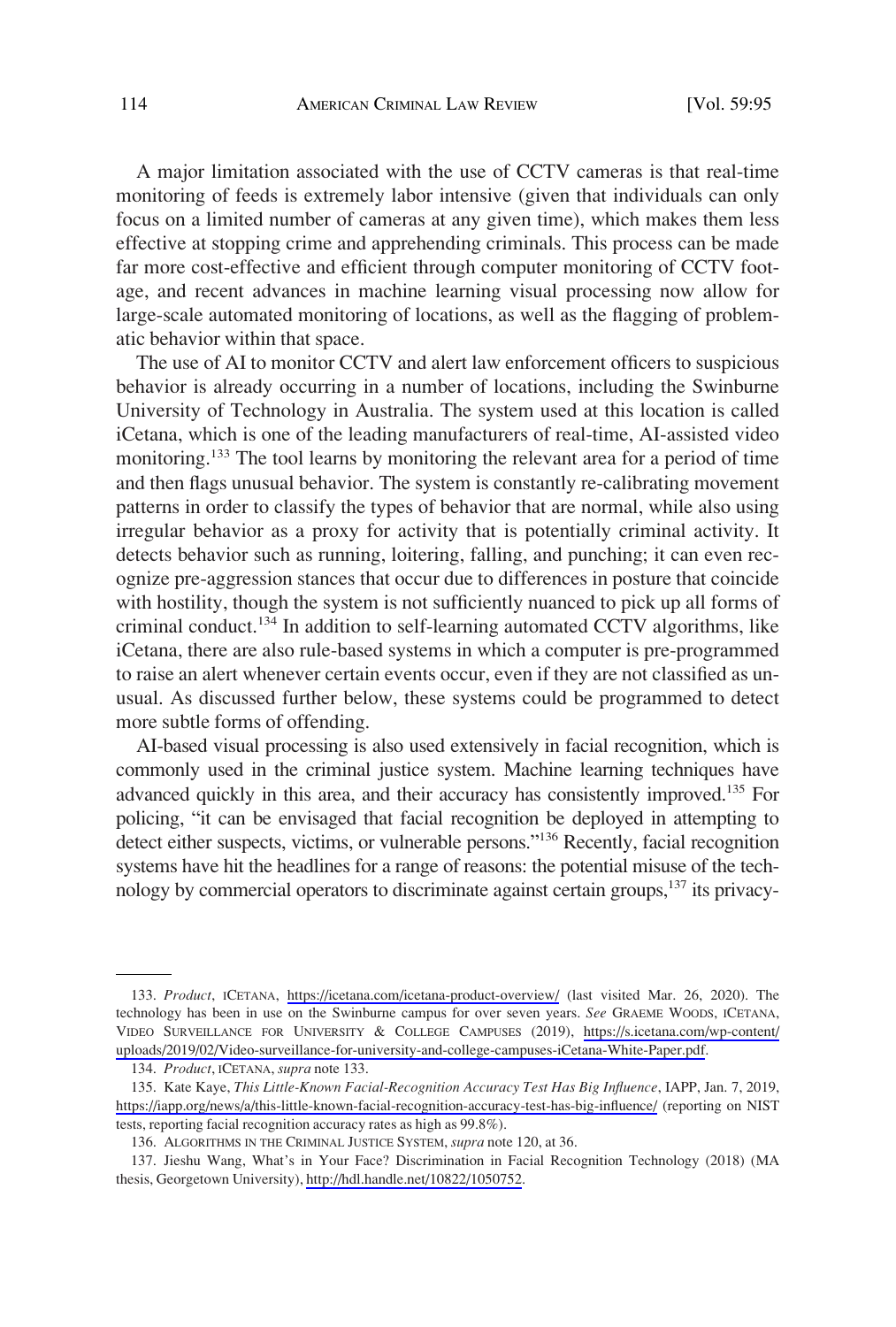A major limitation associated with the use of CCTV cameras is that real-time monitoring of feeds is extremely labor intensive (given that individuals can only focus on a limited number of cameras at any given time), which makes them less effective at stopping crime and apprehending criminals. This process can be made far more cost-effective and efficient through computer monitoring of CCTV footage, and recent advances in machine learning visual processing now allow for large-scale automated monitoring of locations, as well as the flagging of problematic behavior within that space.

The use of AI to monitor CCTV and alert law enforcement officers to suspicious behavior is already occurring in a number of locations, including the Swinburne University of Technology in Australia. The system used at this location is called iCetana, which is one of the leading manufacturers of real-time, AI-assisted video monitoring.[133] The tool learns by monitoring the relevant area for a period of time and then flags unusual behavior. The system is constantly re-calibrating movement patterns in order to classify the types of behavior that are normal, while also using irregular behavior as a proxy for activity that is potentially criminal activity. It detects behavior such as running, loitering, falling, and punching; it can even recognize pre-aggression stances that occur due to differences in posture that coincide with hostility, though the system is not sufficiently nuanced to pick up all forms of criminal conduct.[134] In addition to self-learning automated CCTV algorithms, like iCetana, there are also rule-based systems in which a computer is pre-programmed to raise an alert whenever certain events occur, even if they are not classified as unusual. As discussed further below, these systems could be programmed to detect more subtle forms of offending.

AI-based visual processing is also used extensively in facial recognition, which is commonly used in the criminal justice system. Machine learning techniques have advanced quickly in this area, and their accuracy has consistently improved.[135] For policing, "it can be envisaged that facial recognition be deployed in attempting to detect either suspects, victims, or vulnerable persons."[136] Recently, facial recognition systems have hit the headlines for a range of reasons: the potential misuse of the technology by commercial operators to discriminate against certain groups,[137] its privacy-

---

133. *Product*, ICETANA, https://icetana.com/icetana-product-overview/ (last visited Mar. 26, 2020). The technology has been in use on the Swinburne campus for over seven years. *See* GRAEME WOODS, ICETANA, VIDEO SURVEILLANCE FOR UNIVERSITY & COLLEGE CAMPUSES (2019), https://s.icetana.com/wp-content/uploads/2019/02/Video-surveillance-for-university-and-college-campuses-iCetana-White-Paper.pdf.

134. *Product*, ICETANA, *supra* note 133.

135. Kate Kaye, *This Little-Known Facial-Recognition Accuracy Test Has Big Influence*, IAPP, Jan. 7, 2019, https://iapp.org/news/a/this-little-known-facial-recognition-accuracy-test-has-big-influence/ (reporting on NIST tests, reporting facial recognition accuracy rates as high as 99.8%).

136. ALGORITHMS IN THE CRIMINAL JUSTICE SYSTEM, *supra* note 120, at 36.

137. Jieshu Wang, What's in Your Face? Discrimination in Facial Recognition Technology (2018) (MA thesis, Georgetown University), http://hdl.handle.net/10822/1050752.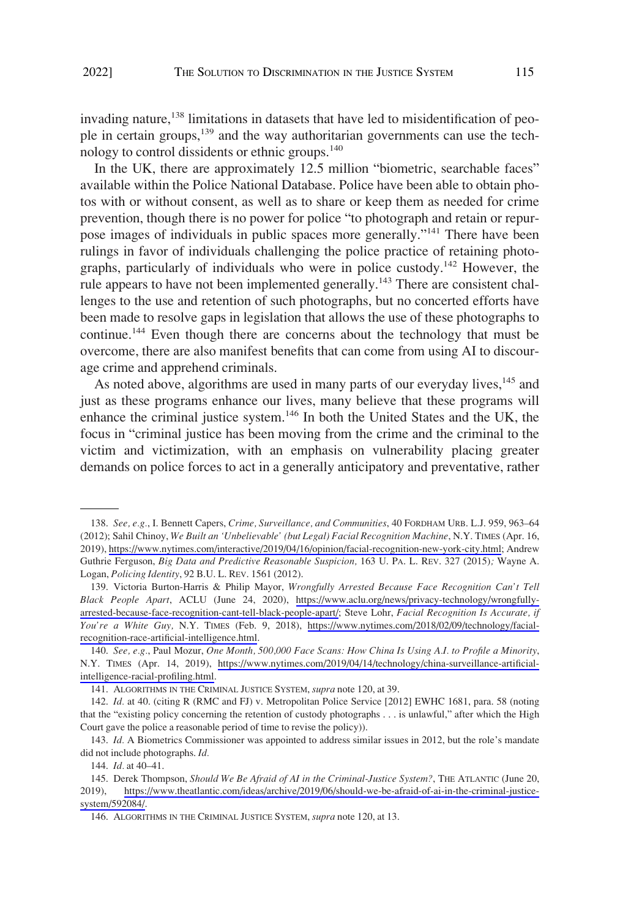invading nature,[138] limitations in datasets that have led to misidentification of people in certain groups,[139] and the way authoritarian governments can use the technology to control dissidents or ethnic groups.[140]

In the UK, there are approximately 12.5 million "biometric, searchable faces" available within the Police National Database. Police have been able to obtain photos with or without consent, as well as to share or keep them as needed for crime prevention, though there is no power for police "to photograph and retain or repurpose images of individuals in public spaces more generally."[141] There have been rulings in favor of individuals challenging the police practice of retaining photographs, particularly of individuals who were in police custody.[142] However, the rule appears to have not been implemented generally.[143] There are consistent challenges to the use and retention of such photographs, but no concerted efforts have been made to resolve gaps in legislation that allows the use of these photographs to continue.[144] Even though there are concerns about the technology that must be overcome, there are also manifest benefits that can come from using AI to discourage crime and apprehend criminals.

As noted above, algorithms are used in many parts of our everyday lives,[145] and just as these programs enhance our lives, many believe that these programs will enhance the criminal justice system.[146] In both the United States and the UK, the focus in "criminal justice has been moving from the crime and the criminal to the victim and victimization, with an emphasis on vulnerability placing greater demands on police forces to act in a generally anticipatory and preventative, rather

---

138. *See, e.g.*, I. Bennett Capers, *Crime, Surveillance, and Communities*, 40 FORDHAM URB. L.J. 959, 963–64 (2012); Sahil Chinoy, *We Built an 'Unbelievable' (but Legal) Facial Recognition Machine*, N.Y. TIMES (Apr. 16, 2019), https://www.nytimes.com/interactive/2019/04/16/opinion/facial-recognition-new-york-city.html; Andrew Guthrie Ferguson, *Big Data and Predictive Reasonable Suspicion,* 163 U. PA. L. REV. 327 (2015)*;* Wayne A. Logan, *Policing Identity*, 92 B.U. L. REV. 1561 (2012).

139. Victoria Burton-Harris & Philip Mayor, *Wrongfully Arrested Because Face Recognition Can't Tell Black People Apart*, ACLU (June 24, 2020), https://www.aclu.org/news/privacy-technology/wrongfully-arrested-because-face-recognition-cant-tell-black-people-apart/; Steve Lohr, *Facial Recognition Is Accurate, if You're a White Guy,* N.Y. TIMES (Feb. 9, 2018), https://www.nytimes.com/2018/02/09/technology/facial-recognition-race-artificial-intelligence.html.

140. *See, e.g.*, Paul Mozur, *One Month, 500,000 Face Scans: How China Is Using A.I. to Profile a Minority*, N.Y. TIMES (Apr. 14, 2019), https://www.nytimes.com/2019/04/14/technology/china-surveillance-artificial-intelligence-racial-profiling.html.

141. ALGORITHMS IN THE CRIMINAL JUSTICE SYSTEM, *supra* note 120, at 39.

142. *Id.* at 40. (citing R (RMC and FJ) v. Metropolitan Police Service [2012] EWHC 1681, para. 58 (noting that the "existing policy concerning the retention of custody photographs . . . is unlawful," after which the High Court gave the police a reasonable period of time to revise the policy)).

143. *Id.* A Biometrics Commissioner was appointed to address similar issues in 2012, but the role's mandate did not include photographs. *Id.*

144. *Id.* at 40–41.

145. Derek Thompson, *Should We Be Afraid of AI in the Criminal-Justice System?*, THE ATLANTIC (June 20, 2019), https://www.theatlantic.com/ideas/archive/2019/06/should-we-be-afraid-of-ai-in-the-criminal-justice-system/592084/.

146. ALGORITHMS IN THE CRIMINAL JUSTICE SYSTEM, *supra* note 120, at 13.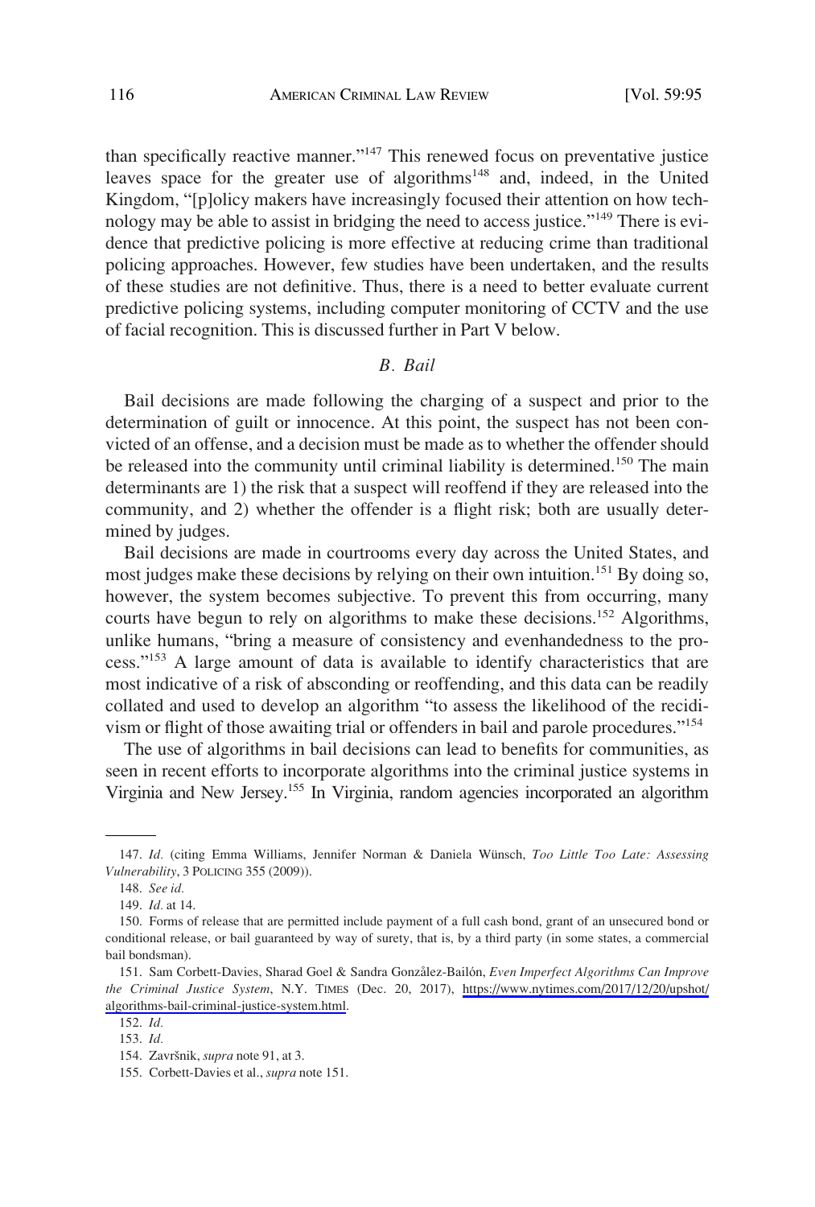than specifically reactive manner."[147] This renewed focus on preventative justice leaves space for the greater use of algorithms[148] and, indeed, in the United Kingdom, "[p]olicy makers have increasingly focused their attention on how technology may be able to assist in bridging the need to access justice."[149] There is evidence that predictive policing is more effective at reducing crime than traditional policing approaches. However, few studies have been undertaken, and the results of these studies are not definitive. Thus, there is a need to better evaluate current predictive policing systems, including computer monitoring of CCTV and the use of facial recognition. This is discussed further in Part V below.

### *B. Bail*

Bail decisions are made following the charging of a suspect and prior to the determination of guilt or innocence. At this point, the suspect has not been convicted of an offense, and a decision must be made as to whether the offender should be released into the community until criminal liability is determined.[150] The main determinants are 1) the risk that a suspect will reoffend if they are released into the community, and 2) whether the offender is a flight risk; both are usually determined by judges.

Bail decisions are made in courtrooms every day across the United States, and most judges make these decisions by relying on their own intuition.[151] By doing so, however, the system becomes subjective. To prevent this from occurring, many courts have begun to rely on algorithms to make these decisions.[152] Algorithms, unlike humans, "bring a measure of consistency and evenhandedness to the process."[153] A large amount of data is available to identify characteristics that are most indicative of a risk of absconding or reoffending, and this data can be readily collated and used to develop an algorithm "to assess the likelihood of the recidivism or flight of those awaiting trial or offenders in bail and parole procedures."[154]

The use of algorithms in bail decisions can lead to benefits for communities, as seen in recent efforts to incorporate algorithms into the criminal justice systems in Virginia and New Jersey.[155] In Virginia, random agencies incorporated an algorithm

---

147. *Id.* (citing Emma Williams, Jennifer Norman & Daniela Wünsch, *Too Little Too Late: Assessing Vulnerability*, 3 POLICING 355 (2009)).

148. *See id.*

149. *Id.* at 14.

150. Forms of release that are permitted include payment of a full cash bond, grant of an unsecured bond or conditional release, or bail guaranteed by way of surety, that is, by a third party (in some states, a commercial bail bondsman).

151. Sam Corbett-Davies, Sharad Goel & Sandra González-Bailón, *Even Imperfect Algorithms Can Improve the Criminal Justice System*, N.Y. TIMES (Dec. 20, 2017), https://www.nytimes.com/2017/12/20/upshot/algorithms-bail-criminal-justice-system.html.

152. *Id.*

153. *Id.*

154. Završnik, *supra* note 91, at 3.

155. Corbett-Davies et al., *supra* note 151.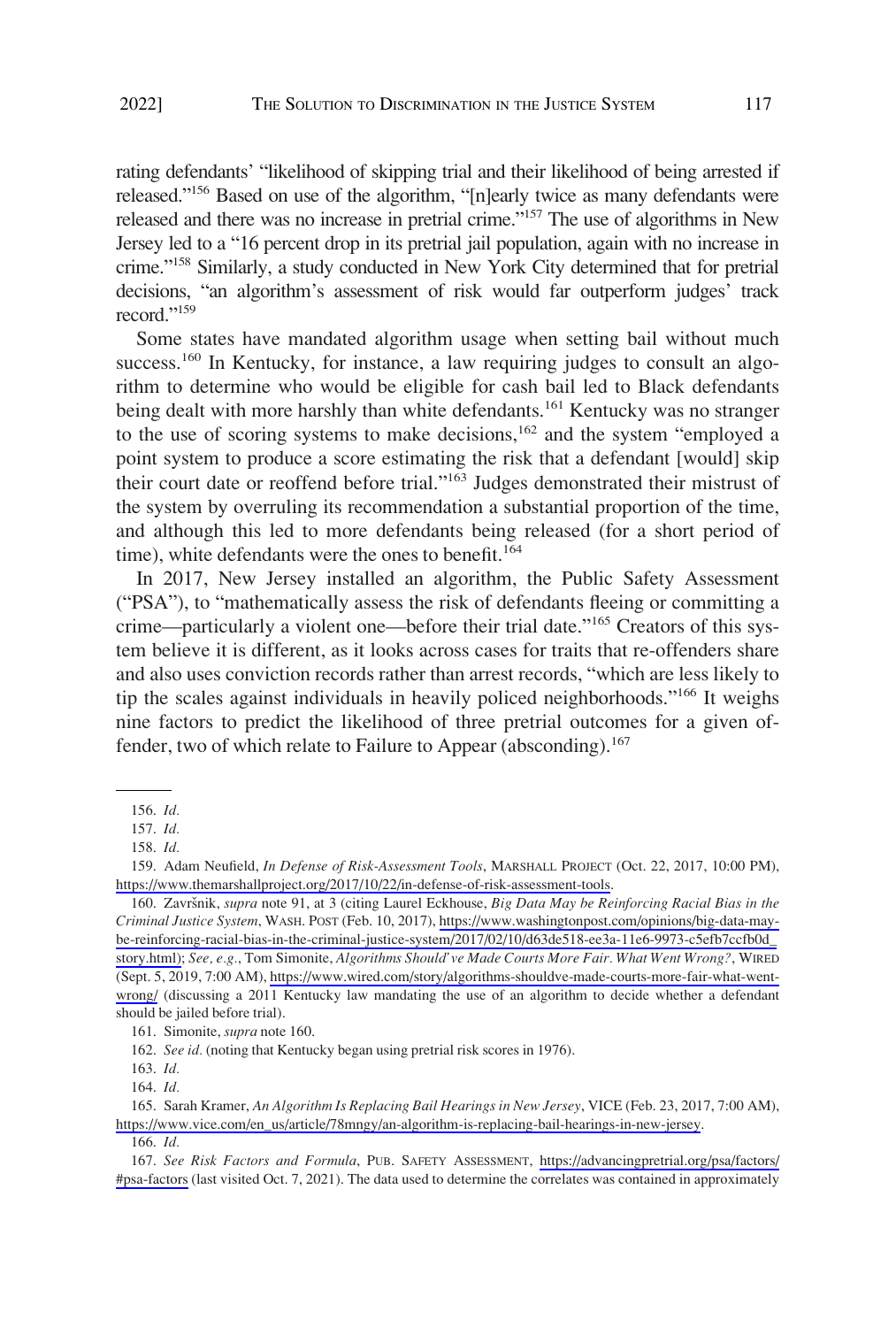rating defendants' "likelihood of skipping trial and their likelihood of being arrested if released."[156] Based on use of the algorithm, "[n]early twice as many defendants were released and there was no increase in pretrial crime."[157] The use of algorithms in New Jersey led to a "16 percent drop in its pretrial jail population, again with no increase in crime."[158] Similarly, a study conducted in New York City determined that for pretrial decisions, "an algorithm's assessment of risk would far outperform judges' track record."[159]

Some states have mandated algorithm usage when setting bail without much success.[160] In Kentucky, for instance, a law requiring judges to consult an algorithm to determine who would be eligible for cash bail led to Black defendants being dealt with more harshly than white defendants.[161] Kentucky was no stranger to the use of scoring systems to make decisions,[162] and the system "employed a point system to produce a score estimating the risk that a defendant [would] skip their court date or reoffend before trial."[163] Judges demonstrated their mistrust of the system by overruling its recommendation a substantial proportion of the time, and although this led to more defendants being released (for a short period of time), white defendants were the ones to benefit.[164]

In 2017, New Jersey installed an algorithm, the Public Safety Assessment ("PSA"), to "mathematically assess the risk of defendants fleeing or committing a crime—particularly a violent one—before their trial date."[165] Creators of this system believe it is different, as it looks across cases for traits that re-offenders share and also uses conviction records rather than arrest records, "which are less likely to tip the scales against individuals in heavily policed neighborhoods."[166] It weighs nine factors to predict the likelihood of three pretrial outcomes for a given offender, two of which relate to Failure to Appear (absconding).[167]

---

156. *Id.*

157. *Id.*

158. *Id.*

159. Adam Neufield, *In Defense of Risk-Assessment Tools*, MARSHALL PROJECT (Oct. 22, 2017, 10:00 PM), https://www.themarshallproject.org/2017/10/22/in-defense-of-risk-assessment-tools.

160. Završnik, *supra* note 91, at 3 (citing Laurel Eckhouse, *Big Data May be Reinforcing Racial Bias in the Criminal Justice System*, WASH. POST (Feb. 10, 2017), https://www.washingtonpost.com/opinions/big-data-may-be-reinforcing-racial-bias-in-the-criminal-justice-system/2017/02/10/d63de518-ee3a-11e6-9973-c5efb7ccfb0d_story.html); *See, e.g.*, Tom Simonite, *Algorithms Should've Made Courts More Fair. What Went Wrong?*, WIRED (Sept. 5, 2019, 7:00 AM), https://www.wired.com/story/algorithms-shouldve-made-courts-more-fair-what-went-wrong/ (discussing a 2011 Kentucky law mandating the use of an algorithm to decide whether a defendant should be jailed before trial).

161. Simonite, *supra* note 160.

162. *See id.* (noting that Kentucky began using pretrial risk scores in 1976).

163. *Id.*

164. *Id.*

165. Sarah Kramer, *An Algorithm Is Replacing Bail Hearings in New Jersey*, VICE (Feb. 23, 2017, 7:00 AM), https://www.vice.com/en_us/article/78mngy/an-algorithm-is-replacing-bail-hearings-in-new-jersey.

166. *Id.*

167. *See Risk Factors and Formula*, PUB. SAFETY ASSESSMENT, https://advancingpretrial.org/psa/factors/#psa-factors (last visited Oct. 7, 2021). The data used to determine the correlates was contained in approximately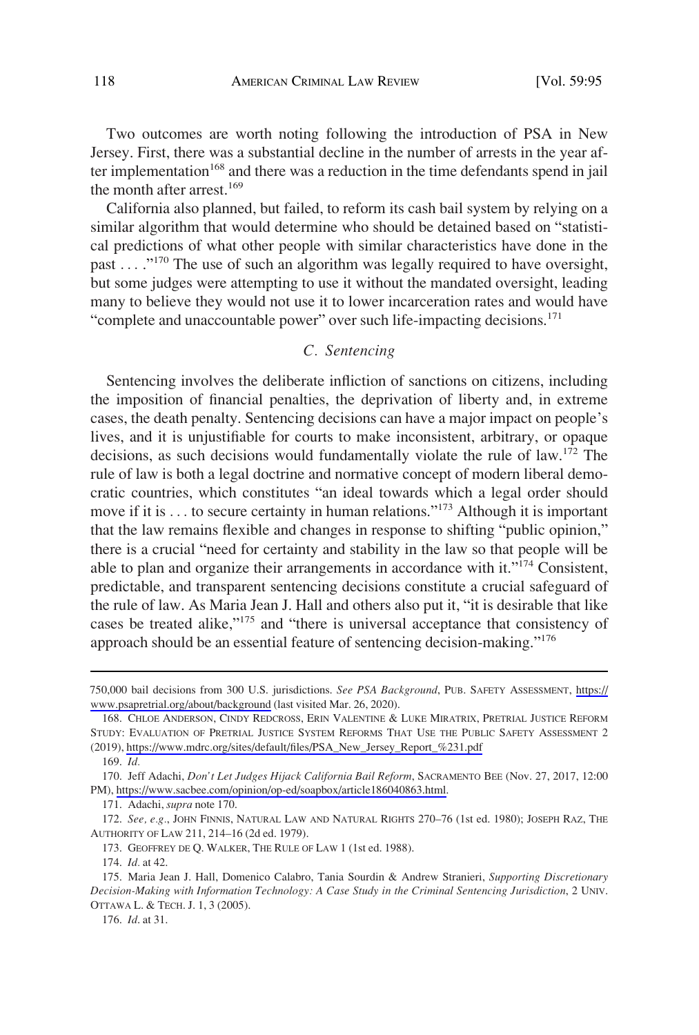Two outcomes are worth noting following the introduction of PSA in New Jersey. First, there was a substantial decline in the number of arrests in the year after implementation[168] and there was a reduction in the time defendants spend in jail the month after arrest.[169]

California also planned, but failed, to reform its cash bail system by relying on a similar algorithm that would determine who should be detained based on "statistical predictions of what other people with similar characteristics have done in the past . . . ."[170] The use of such an algorithm was legally required to have oversight, but some judges were attempting to use it without the mandated oversight, leading many to believe they would not use it to lower incarceration rates and would have "complete and unaccountable power" over such life-impacting decisions.[171]

### *C. Sentencing*

Sentencing involves the deliberate infliction of sanctions on citizens, including the imposition of financial penalties, the deprivation of liberty and, in extreme cases, the death penalty. Sentencing decisions can have a major impact on people's lives, and it is unjustifiable for courts to make inconsistent, arbitrary, or opaque decisions, as such decisions would fundamentally violate the rule of law.[172] The rule of law is both a legal doctrine and normative concept of modern liberal democratic countries, which constitutes "an ideal towards which a legal order should move if it is . . . to secure certainty in human relations."[173] Although it is important that the law remains flexible and changes in response to shifting "public opinion," there is a crucial "need for certainty and stability in the law so that people will be able to plan and organize their arrangements in accordance with it."[174] Consistent, predictable, and transparent sentencing decisions constitute a crucial safeguard of the rule of law. As Maria Jean J. Hall and others also put it, "it is desirable that like cases be treated alike,"[175] and "there is universal acceptance that consistency of approach should be an essential feature of sentencing decision-making."[176]

---

750,000 bail decisions from 300 U.S. jurisdictions. *See PSA Background*, PUB. SAFETY ASSESSMENT, https://www.psapretrial.org/about/background (last visited Mar. 26, 2020).

168. CHLOE ANDERSON, CINDY REDCROSS, ERIN VALENTINE & LUKE MIRATRIX, PRETRIAL JUSTICE REFORM STUDY: EVALUATION OF PRETRIAL JUSTICE SYSTEM REFORMS THAT USE THE PUBLIC SAFETY ASSESSMENT 2 (2019), https://www.mdrc.org/sites/default/files/PSA_New_Jersey_Report_%231.pdf

169. *Id.*

170. Jeff Adachi, *Don't Let Judges Hijack California Bail Reform*, SACRAMENTO BEE (Nov. 27, 2017, 12:00 PM), https://www.sacbee.com/opinion/op-ed/soapbox/article186040863.html.

171. Adachi, *supra* note 170.

172. *See, e.g.*, JOHN FINNIS, NATURAL LAW AND NATURAL RIGHTS 270–76 (1st ed. 1980); JOSEPH RAZ, THE AUTHORITY OF LAW 211, 214–16 (2d ed. 1979).

173. GEOFFREY DE Q. WALKER, THE RULE OF LAW 1 (1st ed. 1988).

174. *Id.* at 42.

175. Maria Jean J. Hall, Domenico Calabro, Tania Sourdin & Andrew Stranieri, *Supporting Discretionary Decision-Making with Information Technology: A Case Study in the Criminal Sentencing Jurisdiction*, 2 UNIV. OTTAWA L. & TECH. J. 1, 3 (2005).

176. *Id.* at 31.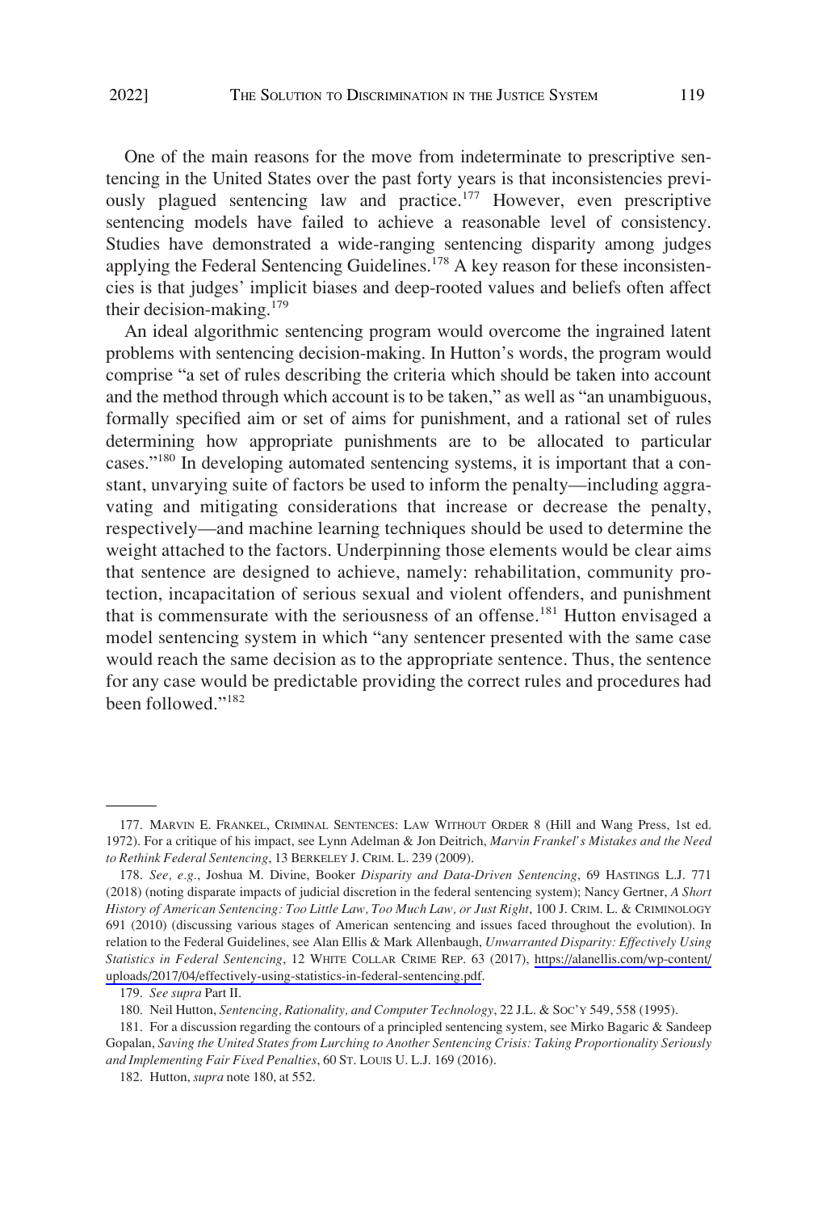One of the main reasons for the move from indeterminate to prescriptive sentencing in the United States over the past forty years is that inconsistencies previously plagued sentencing law and practice.[177] However, even prescriptive sentencing models have failed to achieve a reasonable level of consistency. Studies have demonstrated a wide-ranging sentencing disparity among judges applying the Federal Sentencing Guidelines.[178] A key reason for these inconsistencies is that judges' implicit biases and deep-rooted values and beliefs often affect their decision-making.[179]

An ideal algorithmic sentencing program would overcome the ingrained latent problems with sentencing decision-making. In Hutton's words, the program would comprise "a set of rules describing the criteria which should be taken into account and the method through which account is to be taken," as well as "an unambiguous, formally specified aim or set of aims for punishment, and a rational set of rules determining how appropriate punishments are to be allocated to particular cases."[180] In developing automated sentencing systems, it is important that a constant, unvarying suite of factors be used to inform the penalty—including aggravating and mitigating considerations that increase or decrease the penalty, respectively—and machine learning techniques should be used to determine the weight attached to the factors. Underpinning those elements would be clear aims that sentence are designed to achieve, namely: rehabilitation, community protection, incapacitation of serious sexual and violent offenders, and punishment that is commensurate with the seriousness of an offense.[181] Hutton envisaged a model sentencing system in which "any sentencer presented with the same case would reach the same decision as to the appropriate sentence. Thus, the sentence for any case would be predictable providing the correct rules and procedures had been followed."[182]

---

177. MARVIN E. FRANKEL, CRIMINAL SENTENCES: LAW WITHOUT ORDER 8 (Hill and Wang Press, 1st ed. 1972). For a critique of his impact, see Lynn Adelman & Jon Deitrich, *Marvin Frankel's Mistakes and the Need to Rethink Federal Sentencing*, 13 BERKELEY J. CRIM. L. 239 (2009).

178. *See, e.g.*, Joshua M. Divine, Booker *Disparity and Data-Driven Sentencing*, 69 HASTINGS L.J. 771 (2018) (noting disparate impacts of judicial discretion in the federal sentencing system); Nancy Gertner, *A Short History of American Sentencing: Too Little Law, Too Much Law, or Just Right*, 100 J. CRIM. L. & CRIMINOLOGY 691 (2010) (discussing various stages of American sentencing and issues faced throughout the evolution). In relation to the Federal Guidelines, see Alan Ellis & Mark Allenbaugh, *Unwarranted Disparity: Effectively Using Statistics in Federal Sentencing*, 12 WHITE COLLAR CRIME REP. 63 (2017), https://alanellis.com/wp-content/uploads/2017/04/effectively-using-statistics-in-federal-sentencing.pdf.

179. *See supra* Part II.

180. Neil Hutton, *Sentencing, Rationality, and Computer Technology*, 22 J.L. & SOC'Y 549, 558 (1995).

181. For a discussion regarding the contours of a principled sentencing system, see Mirko Bagaric & Sandeep Gopalan, *Saving the United States from Lurching to Another Sentencing Crisis: Taking Proportionality Seriously and Implementing Fair Fixed Penalties*, 60 ST. LOUIS U. L.J. 169 (2016).

182. Hutton, *supra* note 180, at 552.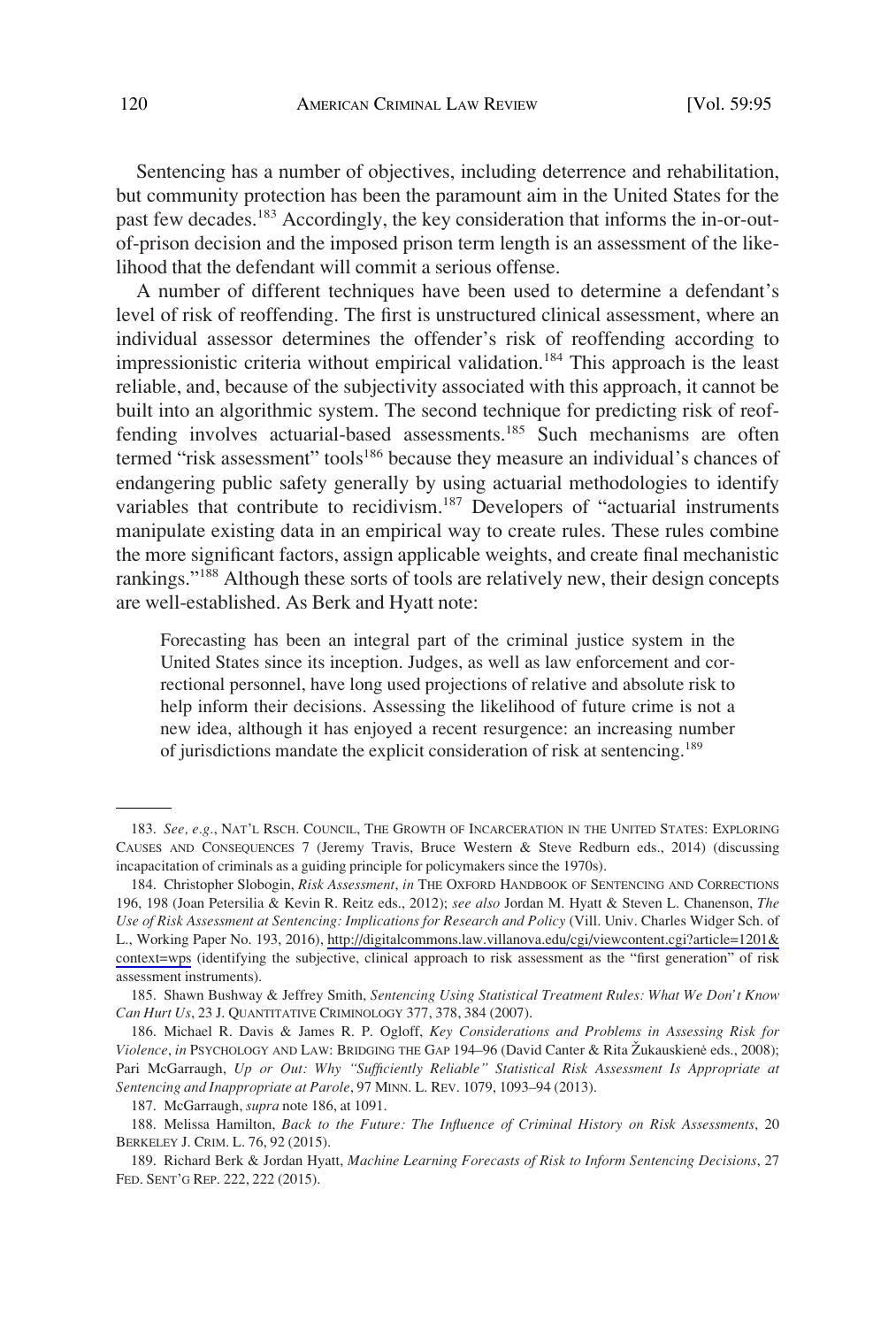Sentencing has a number of objectives, including deterrence and rehabilitation, but community protection has been the paramount aim in the United States for the past few decades.[183] Accordingly, the key consideration that informs the in-or-out-of-prison decision and the imposed prison term length is an assessment of the likelihood that the defendant will commit a serious offense.

A number of different techniques have been used to determine a defendant's level of risk of reoffending. The first is unstructured clinical assessment, where an individual assessor determines the offender's risk of reoffending according to impressionistic criteria without empirical validation.[184] This approach is the least reliable, and, because of the subjectivity associated with this approach, it cannot be built into an algorithmic system. The second technique for predicting risk of reoffending involves actuarial-based assessments.[185] Such mechanisms are often termed "risk assessment" tools[186] because they measure an individual's chances of endangering public safety generally by using actuarial methodologies to identify variables that contribute to recidivism.[187] Developers of "actuarial instruments manipulate existing data in an empirical way to create rules. These rules combine the more significant factors, assign applicable weights, and create final mechanistic rankings."[188] Although these sorts of tools are relatively new, their design concepts are well-established. As Berk and Hyatt note:

> Forecasting has been an integral part of the criminal justice system in the United States since its inception. Judges, as well as law enforcement and correctional personnel, have long used projections of relative and absolute risk to help inform their decisions. Assessing the likelihood of future crime is not a new idea, although it has enjoyed a recent resurgence: an increasing number of jurisdictions mandate the explicit consideration of risk at sentencing.[189]

---

183. *See, e.g.*, NAT'L RSCH. COUNCIL, THE GROWTH OF INCARCERATION IN THE UNITED STATES: EXPLORING CAUSES AND CONSEQUENCES 7 (Jeremy Travis, Bruce Western & Steve Redburn eds., 2014) (discussing incapacitation of criminals as a guiding principle for policymakers since the 1970s).

184. Christopher Slobogin, *Risk Assessment*, *in* THE OXFORD HANDBOOK OF SENTENCING AND CORRECTIONS 196, 198 (Joan Petersilia & Kevin R. Reitz eds., 2012); *see also* Jordan M. Hyatt & Steven L. Chanenson, *The Use of Risk Assessment at Sentencing: Implications for Research and Policy* (Vill. Univ. Charles Widger Sch. of L., Working Paper No. 193, 2016), http://digitalcommons.law.villanova.edu/cgi/viewcontent.cgi?article=1201&context=wps (identifying the subjective, clinical approach to risk assessment as the "first generation" of risk assessment instruments).

185. Shawn Bushway & Jeffrey Smith, *Sentencing Using Statistical Treatment Rules: What We Don't Know Can Hurt Us*, 23 J. QUANTITATIVE CRIMINOLOGY 377, 378, 384 (2007).

186. Michael R. Davis & James R. P. Ogloff, *Key Considerations and Problems in Assessing Risk for Violence*, *in* PSYCHOLOGY AND LAW: BRIDGING THE GAP 194–96 (David Canter & Rita Žukauskienė eds., 2008); Pari McGarraugh, *Up or Out: Why "Sufficiently Reliable" Statistical Risk Assessment Is Appropriate at Sentencing and Inappropriate at Parole*, 97 MINN. L. REV. 1079, 1093–94 (2013).

187. McGarraugh, *supra* note 186, at 1091.

188. Melissa Hamilton, *Back to the Future: The Influence of Criminal History on Risk Assessments*, 20 BERKELEY J. CRIM. L. 76, 92 (2015).

189. Richard Berk & Jordan Hyatt, *Machine Learning Forecasts of Risk to Inform Sentencing Decisions*, 27 FED. SENT'G REP. 222, 222 (2015).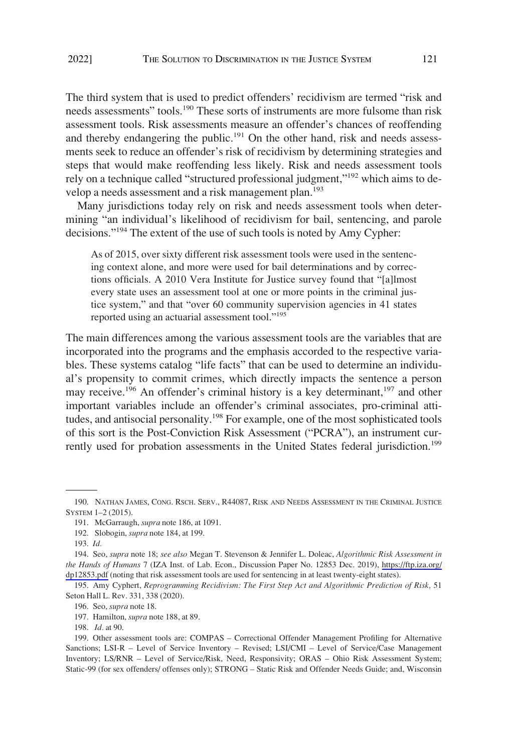The third system that is used to predict offenders' recidivism are termed "risk and needs assessments" tools.[190] These sorts of instruments are more fulsome than risk assessment tools. Risk assessments measure an offender's chances of reoffending and thereby endangering the public.[191] On the other hand, risk and needs assessments seek to reduce an offender's risk of recidivism by determining strategies and steps that would make reoffending less likely. Risk and needs assessment tools rely on a technique called "structured professional judgment,"[192] which aims to develop a needs assessment and a risk management plan.[193]

Many jurisdictions today rely on risk and needs assessment tools when determining "an individual's likelihood of recidivism for bail, sentencing, and parole decisions."[194] The extent of the use of such tools is noted by Amy Cypher:

> As of 2015, over sixty different risk assessment tools were used in the sentencing context alone, and more were used for bail determinations and by corrections officials. A 2010 Vera Institute for Justice survey found that "[a]lmost every state uses an assessment tool at one or more points in the criminal justice system," and that "over 60 community supervision agencies in 41 states reported using an actuarial assessment tool."[195]

The main differences among the various assessment tools are the variables that are incorporated into the programs and the emphasis accorded to the respective variables. These systems catalog "life facts" that can be used to determine an individual's propensity to commit crimes, which directly impacts the sentence a person may receive.[196] An offender's criminal history is a key determinant,[197] and other important variables include an offender's criminal associates, pro-criminal attitudes, and antisocial personality.[198] For example, one of the most sophisticated tools of this sort is the Post-Conviction Risk Assessment ("PCRA"), an instrument currently used for probation assessments in the United States federal jurisdiction.[199]

---

190. NATHAN JAMES, CONG. RSCH. SERV., R44087, RISK AND NEEDS ASSESSMENT IN THE CRIMINAL JUSTICE SYSTEM 1–2 (2015).

191. McGarraugh, *supra* note 186, at 1091.

192. Slobogin, *supra* note 184, at 199.

193. *Id.*

194. Seo, *supra* note 18; *see also* Megan T. Stevenson & Jennifer L. Doleac, *Algorithmic Risk Assessment in the Hands of Humans* 7 (IZA Inst. of Lab. Econ., Discussion Paper No. 12853 Dec. 2019), https://ftp.iza.org/dp12853.pdf (noting that risk assessment tools are used for sentencing in at least twenty-eight states).

195. Amy Cyphert, *Reprogramming Recidivism: The First Step Act and Algorithmic Prediction of Risk,* 51 Seton Hall L. Rev. 331, 338 (2020).

196. Seo, *supra* note 18.

197. Hamilton, *supra* note 188, at 89.

198. *Id.* at 90.

199. Other assessment tools are: COMPAS – Correctional Offender Management Profiling for Alternative Sanctions; LSI-R – Level of Service Inventory – Revised; LSI/CMI – Level of Service/Case Management Inventory; LS/RNR – Level of Service/Risk, Need, Responsivity; ORAS – Ohio Risk Assessment System; Static-99 (for sex offenders/ offenses only); STRONG – Static Risk and Offender Needs Guide; and, Wisconsin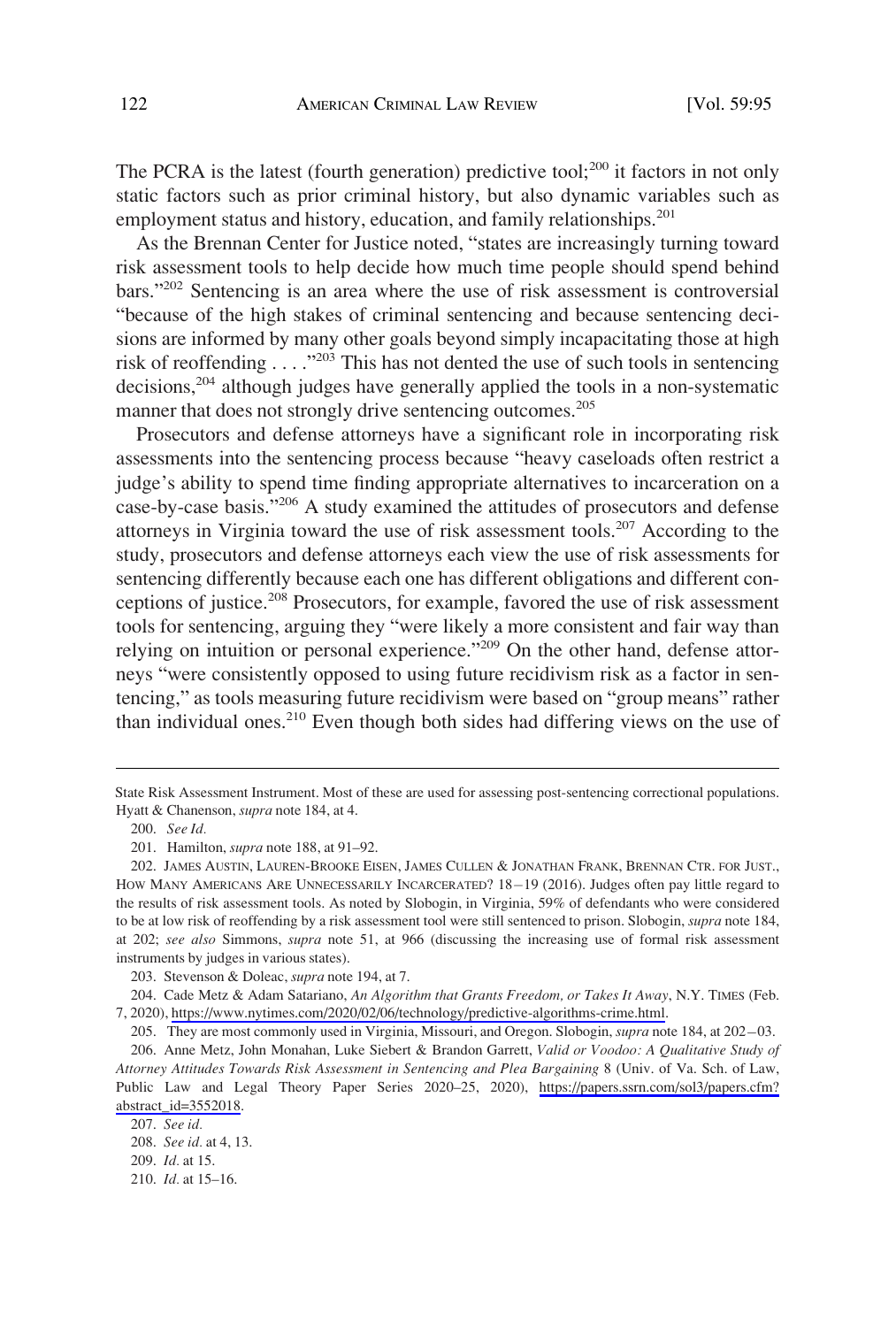The PCRA is the latest (fourth generation) predictive tool;[200] it factors in not only static factors such as prior criminal history, but also dynamic variables such as employment status and history, education, and family relationships.[201]

As the Brennan Center for Justice noted, "states are increasingly turning toward risk assessment tools to help decide how much time people should spend behind bars."[202] Sentencing is an area where the use of risk assessment is controversial "because of the high stakes of criminal sentencing and because sentencing decisions are informed by many other goals beyond simply incapacitating those at high risk of reoffending . . . ."[203] This has not dented the use of such tools in sentencing decisions,[204] although judges have generally applied the tools in a non-systematic manner that does not strongly drive sentencing outcomes.[205]

Prosecutors and defense attorneys have a significant role in incorporating risk assessments into the sentencing process because "heavy caseloads often restrict a judge's ability to spend time finding appropriate alternatives to incarceration on a case-by-case basis."[206] A study examined the attitudes of prosecutors and defense attorneys in Virginia toward the use of risk assessment tools.[207] According to the study, prosecutors and defense attorneys each view the use of risk assessments for sentencing differently because each one has different obligations and different conceptions of justice.[208] Prosecutors, for example, favored the use of risk assessment tools for sentencing, arguing they "were likely a more consistent and fair way than relying on intuition or personal experience."[209] On the other hand, defense attorneys "were consistently opposed to using future recidivism risk as a factor in sentencing," as tools measuring future recidivism were based on "group means" rather than individual ones.[210] Even though both sides had differing views on the use of

---

State Risk Assessment Instrument. Most of these are used for assessing post-sentencing correctional populations. Hyatt & Chanenson, *supra* note 184, at 4.

200. *See Id.*

201. Hamilton, *supra* note 188, at 91–92.

202. JAMES AUSTIN, LAUREN-BROOKE EISEN, JAMES CULLEN & JONATHAN FRANK, BRENNAN CTR. FOR JUST., HOW MANY AMERICANS ARE UNNECESSARILY INCARCERATED? 18–19 (2016). Judges often pay little regard to the results of risk assessment tools. As noted by Slobogin, in Virginia, 59% of defendants who were considered to be at low risk of reoffending by a risk assessment tool were still sentenced to prison. Slobogin, *supra* note 184, at 202; *see also* Simmons, *supra* note 51, at 966 (discussing the increasing use of formal risk assessment instruments by judges in various states).

203. Stevenson & Doleac, *supra* note 194, at 7.

204. Cade Metz & Adam Satariano, *An Algorithm that Grants Freedom, or Takes It Away*, N.Y. TIMES (Feb. 7, 2020), https://www.nytimes.com/2020/02/06/technology/predictive-algorithms-crime.html.

205. They are most commonly used in Virginia, Missouri, and Oregon. Slobogin, *supra* note 184, at 202–03.

206. Anne Metz, John Monahan, Luke Siebert & Brandon Garrett, *Valid or Voodoo: A Qualitative Study of Attorney Attitudes Towards Risk Assessment in Sentencing and Plea Bargaining* 8 (Univ. of Va. Sch. of Law, Public Law and Legal Theory Paper Series 2020–25, 2020), https://papers.ssrn.com/sol3/papers.cfm?abstract_id=3552018.

207. *See id.*

208. *See id.* at 4, 13.

209. *Id.* at 15.

210. *Id.* at 15–16.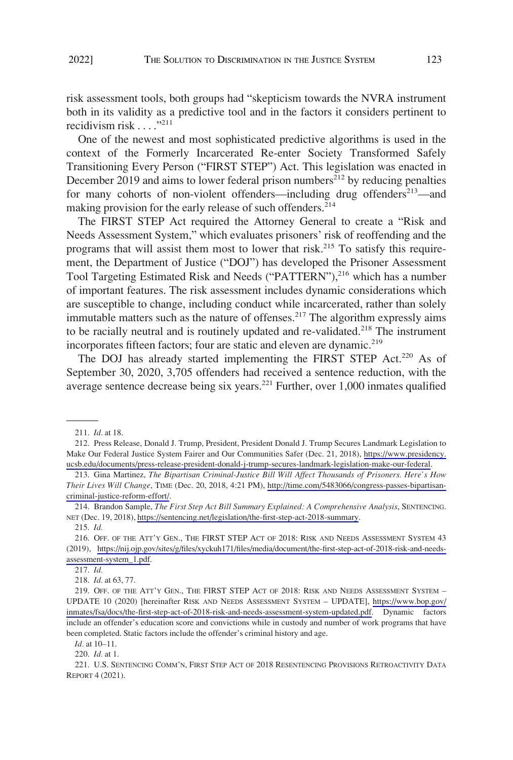risk assessment tools, both groups had "skepticism towards the NVRA instrument both in its validity as a predictive tool and in the factors it considers pertinent to recidivism risk . . . ."[211]

One of the newest and most sophisticated predictive algorithms is used in the context of the Formerly Incarcerated Re-enter Society Transformed Safely Transitioning Every Person ("FIRST STEP") Act. This legislation was enacted in December 2019 and aims to lower federal prison numbers[212] by reducing penalties for many cohorts of non-violent offenders—including drug offenders[213]—and making provision for the early release of such offenders.[214]

The FIRST STEP Act required the Attorney General to create a "Risk and Needs Assessment System," which evaluates prisoners' risk of reoffending and the programs that will assist them most to lower that risk.[215] To satisfy this requirement, the Department of Justice ("DOJ") has developed the Prisoner Assessment Tool Targeting Estimated Risk and Needs ("PATTERN"),[216] which has a number of important features. The risk assessment includes dynamic considerations which are susceptible to change, including conduct while incarcerated, rather than solely immutable matters such as the nature of offenses.[217] The algorithm expressly aims to be racially neutral and is routinely updated and re-validated.[218] The instrument incorporates fifteen factors; four are static and eleven are dynamic.[219]

The DOJ has already started implementing the FIRST STEP Act.[220] As of September 30, 2020, 3,705 offenders had received a sentence reduction, with the average sentence decrease being six years.[221] Further, over 1,000 inmates qualified

---

211. *Id.* at 18.

212. Press Release, Donald J. Trump, President, President Donald J. Trump Secures Landmark Legislation to Make Our Federal Justice System Fairer and Our Communities Safer (Dec. 21, 2018), https://www.presidency.ucsb.edu/documents/press-release-president-donald-j-trump-secures-landmark-legislation-make-our-federal.

213. Gina Martinez, *The Bipartisan Criminal-Justice Bill Will Affect Thousands of Prisoners. Here's How Their Lives Will Change*, TIME (Dec. 20, 2018, 4:21 PM), http://time.com/5483066/congress-passes-bipartisan-criminal-justice-reform-effort/.

214. Brandon Sample, *The First Step Act Bill Summary Explained: A Comprehensive Analysis*, SENTENCING.NET (Dec. 19, 2018), https://sentencing.net/legislation/the-first-step-act-2018-summary.

215. *Id.*

216. OFF. OF THE ATT'Y GEN., THE FIRST STEP ACT OF 2018: RISK AND NEEDS ASSESSMENT SYSTEM 43 (2019), https://nij.ojp.gov/sites/g/files/xyckuh171/files/media/document/the-first-step-act-of-2018-risk-and-needs-assessment-system_1.pdf.

217. *Id.*

218. *Id.* at 63, 77.

219. OFF. OF THE ATT'Y GEN., THE FIRST STEP ACT OF 2018: RISK AND NEEDS ASSESSMENT SYSTEM – UPDATE 10 (2020) [hereinafter RISK AND NEEDS ASSESSMENT SYSTEM – UPDATE], https://www.bop.gov/inmates/fsa/docs/the-first-step-act-of-2018-risk-and-needs-assessment-system-updated.pdf. Dynamic factors include an offender's education score and convictions while in custody and number of work programs that have been completed. Static factors include the offender's criminal history and age.

*Id.* at 10–11.

220. *Id.* at 1.

221. U.S. SENTENCING COMM'N, FIRST STEP ACT OF 2018 RESENTENCING PROVISIONS RETROACTIVITY DATA REPORT 4 (2021).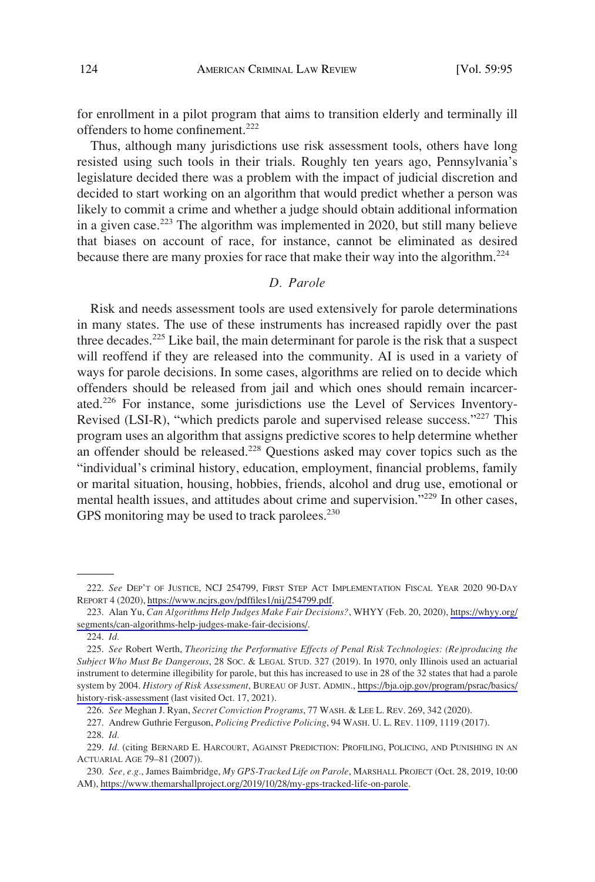for enrollment in a pilot program that aims to transition elderly and terminally ill offenders to home confinement.[222]

Thus, although many jurisdictions use risk assessment tools, others have long resisted using such tools in their trials. Roughly ten years ago, Pennsylvania's legislature decided there was a problem with the impact of judicial discretion and decided to start working on an algorithm that would predict whether a person was likely to commit a crime and whether a judge should obtain additional information in a given case.[223] The algorithm was implemented in 2020, but still many believe that biases on account of race, for instance, cannot be eliminated as desired because there are many proxies for race that make their way into the algorithm.[224]

### *D. Parole*

Risk and needs assessment tools are used extensively for parole determinations in many states. The use of these instruments has increased rapidly over the past three decades.[225] Like bail, the main determinant for parole is the risk that a suspect will reoffend if they are released into the community. AI is used in a variety of ways for parole decisions. In some cases, algorithms are relied on to decide which offenders should be released from jail and which ones should remain incarcerated.[226] For instance, some jurisdictions use the Level of Services Inventory-Revised (LSI-R), "which predicts parole and supervised release success."[227] This program uses an algorithm that assigns predictive scores to help determine whether an offender should be released.[228] Questions asked may cover topics such as the "individual's criminal history, education, employment, financial problems, family or marital situation, housing, hobbies, friends, alcohol and drug use, emotional or mental health issues, and attitudes about crime and supervision."[229] In other cases, GPS monitoring may be used to track parolees.[230]

---

222. *See* DEP'T OF JUSTICE, NCJ 254799, FIRST STEP ACT IMPLEMENTATION FISCAL YEAR 2020 90-DAY REPORT 4 (2020), https://www.ncjrs.gov/pdffiles1/nij/254799.pdf.

223. Alan Yu, *Can Algorithms Help Judges Make Fair Decisions?*, WHYY (Feb. 20, 2020), https://whyy.org/segments/can-algorithms-help-judges-make-fair-decisions/.

224. *Id.*

225. *See* Robert Werth, *Theorizing the Performative Effects of Penal Risk Technologies: (Re)producing the Subject Who Must Be Dangerous*, 28 SOC. & LEGAL STUD. 327 (2019). In 1970, only Illinois used an actuarial instrument to determine illegibility for parole, but this has increased to use in 28 of the 32 states that had a parole system by 2004. *History of Risk Assessment*, BUREAU OF JUST. ADMIN., https://bja.ojp.gov/program/psrac/basics/history-risk-assessment (last visited Oct. 17, 2021).

226. *See* Meghan J. Ryan, *Secret Conviction Programs*, 77 WASH. & LEE L. REV. 269, 342 (2020).

227. Andrew Guthrie Ferguson, *Policing Predictive Policing*, 94 WASH. U. L. REV. 1109, 1119 (2017).

228. *Id.*

229. *Id.* (citing BERNARD E. HARCOURT, AGAINST PREDICTION: PROFILING, POLICING, AND PUNISHING IN AN ACTUARIAL AGE 79–81 (2007)).

230. *See, e.g.*, James Baimbridge, *My GPS-Tracked Life on Parole*, MARSHALL PROJECT (Oct. 28, 2019, 10:00 AM), https://www.themarshallproject.org/2019/10/28/my-gps-tracked-life-on-parole.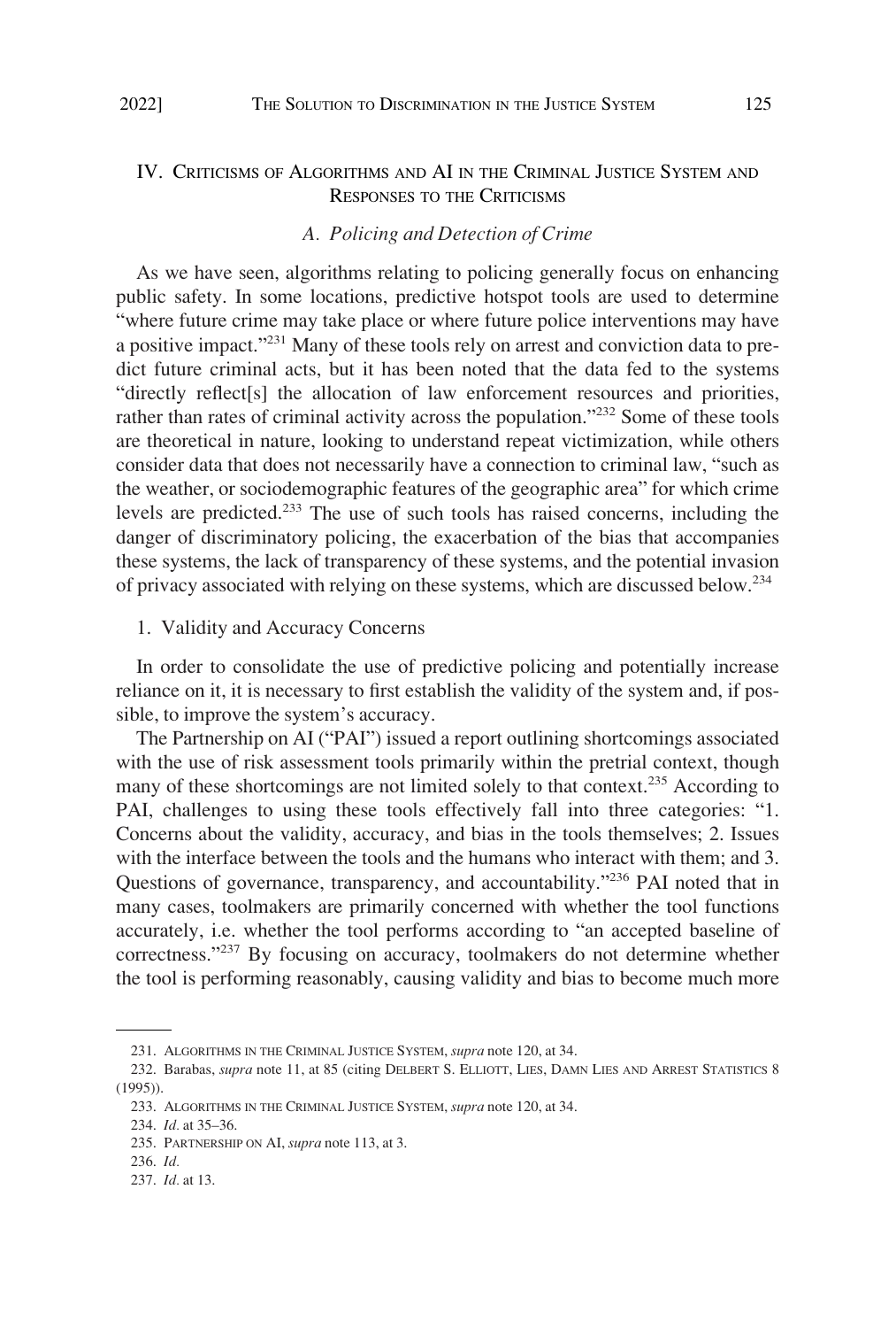## IV. Criticisms of Algorithms and AI in the Criminal Justice System and Responses to the Criticisms

### *A. Policing and Detection of Crime*

As we have seen, algorithms relating to policing generally focus on enhancing public safety. In some locations, predictive hotspot tools are used to determine "where future crime may take place or where future police interventions may have a positive impact."[231] Many of these tools rely on arrest and conviction data to predict future criminal acts, but it has been noted that the data fed to the systems "directly reflect[s] the allocation of law enforcement resources and priorities, rather than rates of criminal activity across the population."[232] Some of these tools are theoretical in nature, looking to understand repeat victimization, while others consider data that does not necessarily have a connection to criminal law, "such as the weather, or sociodemographic features of the geographic area" for which crime levels are predicted.[233] The use of such tools has raised concerns, including the danger of discriminatory policing, the exacerbation of the bias that accompanies these systems, the lack of transparency of these systems, and the potential invasion of privacy associated with relying on these systems, which are discussed below.[234]

#### 1. Validity and Accuracy Concerns

In order to consolidate the use of predictive policing and potentially increase reliance on it, it is necessary to first establish the validity of the system and, if possible, to improve the system's accuracy.

The Partnership on AI ("PAI") issued a report outlining shortcomings associated with the use of risk assessment tools primarily within the pretrial context, though many of these shortcomings are not limited solely to that context.[235] According to PAI, challenges to using these tools effectively fall into three categories: "1. Concerns about the validity, accuracy, and bias in the tools themselves; 2. Issues with the interface between the tools and the humans who interact with them; and 3. Questions of governance, transparency, and accountability."[236] PAI noted that in many cases, toolmakers are primarily concerned with whether the tool functions accurately, i.e. whether the tool performs according to "an accepted baseline of correctness."[237] By focusing on accuracy, toolmakers do not determine whether the tool is performing reasonably, causing validity and bias to become much more

---

231. Algorithms in the Criminal Justice System, *supra* note 120, at 34.

232. Barabas, *supra* note 11, at 85 (citing Delbert S. Elliott, Lies, Damn Lies and Arrest Statistics 8 (1995)).

233. Algorithms in the Criminal Justice System, *supra* note 120, at 34.

234. *Id.* at 35–36.

235. Partnership on AI, *supra* note 113, at 3.

236. *Id.*

237. *Id.* at 13.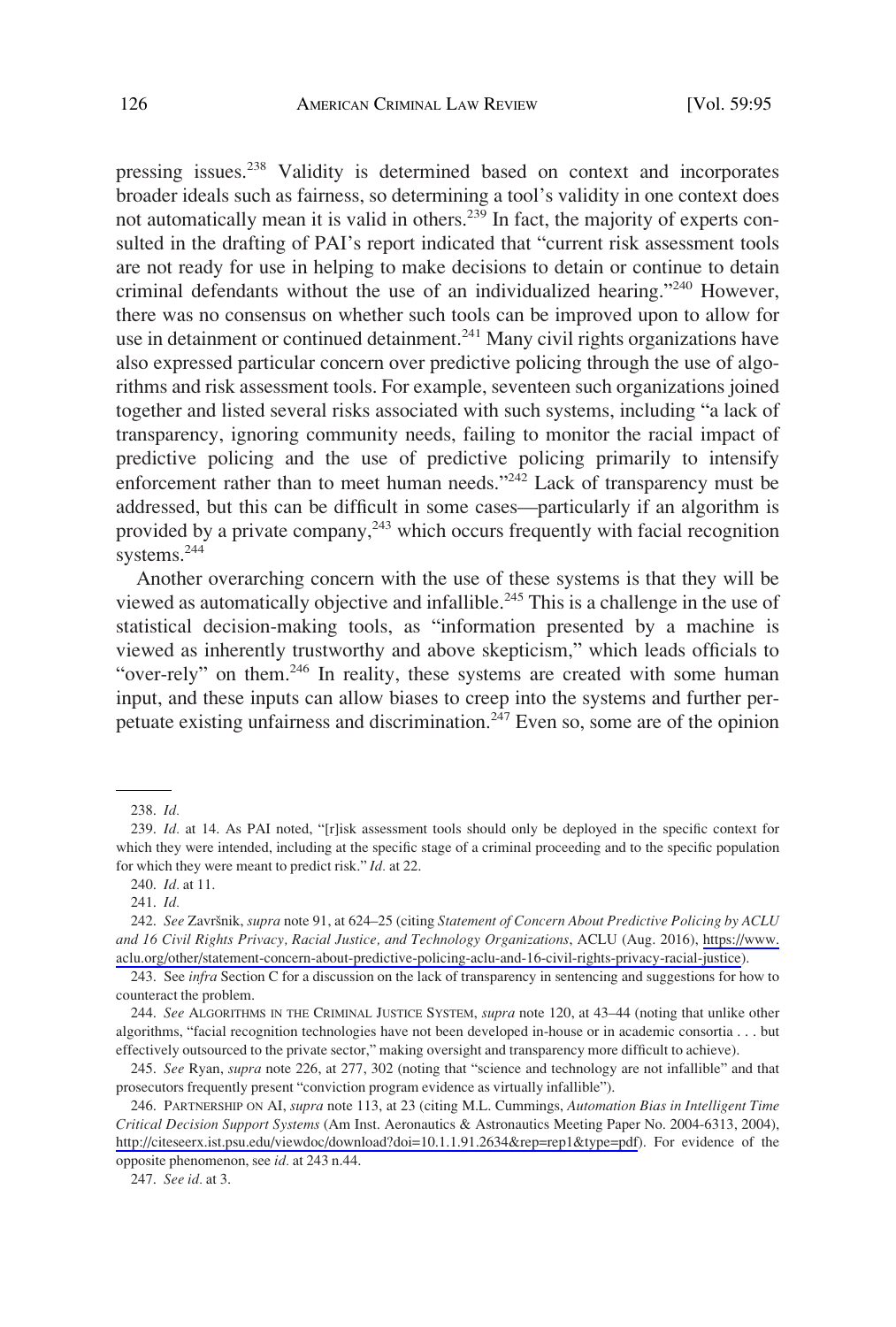pressing issues.[238] Validity is determined based on context and incorporates broader ideals such as fairness, so determining a tool's validity in one context does not automatically mean it is valid in others.[239] In fact, the majority of experts consulted in the drafting of PAI's report indicated that "current risk assessment tools are not ready for use in helping to make decisions to detain or continue to detain criminal defendants without the use of an individualized hearing."[240] However, there was no consensus on whether such tools can be improved upon to allow for use in detainment or continued detainment.[241] Many civil rights organizations have also expressed particular concern over predictive policing through the use of algorithms and risk assessment tools. For example, seventeen such organizations joined together and listed several risks associated with such systems, including "a lack of transparency, ignoring community needs, failing to monitor the racial impact of predictive policing and the use of predictive policing primarily to intensify enforcement rather than to meet human needs."[242] Lack of transparency must be addressed, but this can be difficult in some cases—particularly if an algorithm is provided by a private company,[243] which occurs frequently with facial recognition systems.[244]

Another overarching concern with the use of these systems is that they will be viewed as automatically objective and infallible.[245] This is a challenge in the use of statistical decision-making tools, as "information presented by a machine is viewed as inherently trustworthy and above skepticism," which leads officials to "over-rely" on them.[246] In reality, these systems are created with some human input, and these inputs can allow biases to creep into the systems and further perpetuate existing unfairness and discrimination.[247] Even so, some are of the opinion

---

238. *Id.*

239. *Id.* at 14. As PAI noted, "[r]isk assessment tools should only be deployed in the specific context for which they were intended, including at the specific stage of a criminal proceeding and to the specific population for which they were meant to predict risk." *Id.* at 22.

240. *Id.* at 11.

241. *Id.*

242. *See* Završnik, *supra* note 91, at 624–25 (citing *Statement of Concern About Predictive Policing by ACLU and 16 Civil Rights Privacy, Racial Justice, and Technology Organizations*, ACLU (Aug. 2016), https://www.aclu.org/other/statement-concern-about-predictive-policing-aclu-and-16-civil-rights-privacy-racial-justice).

243. See *infra* Section C for a discussion on the lack of transparency in sentencing and suggestions for how to counteract the problem.

244. *See* ALGORITHMS IN THE CRIMINAL JUSTICE SYSTEM, *supra* note 120, at 43–44 (noting that unlike other algorithms, "facial recognition technologies have not been developed in-house or in academic consortia . . . but effectively outsourced to the private sector," making oversight and transparency more difficult to achieve).

245. *See* Ryan, *supra* note 226, at 277, 302 (noting that "science and technology are not infallible" and that prosecutors frequently present "conviction program evidence as virtually infallible").

246. PARTNERSHIP ON AI, *supra* note 113, at 23 (citing M.L. Cummings, *Automation Bias in Intelligent Time Critical Decision Support Systems* (Am Inst. Aeronautics & Astronautics Meeting Paper No. 2004-6313, 2004), http://citeseerx.ist.psu.edu/viewdoc/download?doi=10.1.1.91.2634&rep=rep1&type=pdf). For evidence of the opposite phenomenon, see *id.* at 243 n.44.

247. *See id.* at 3.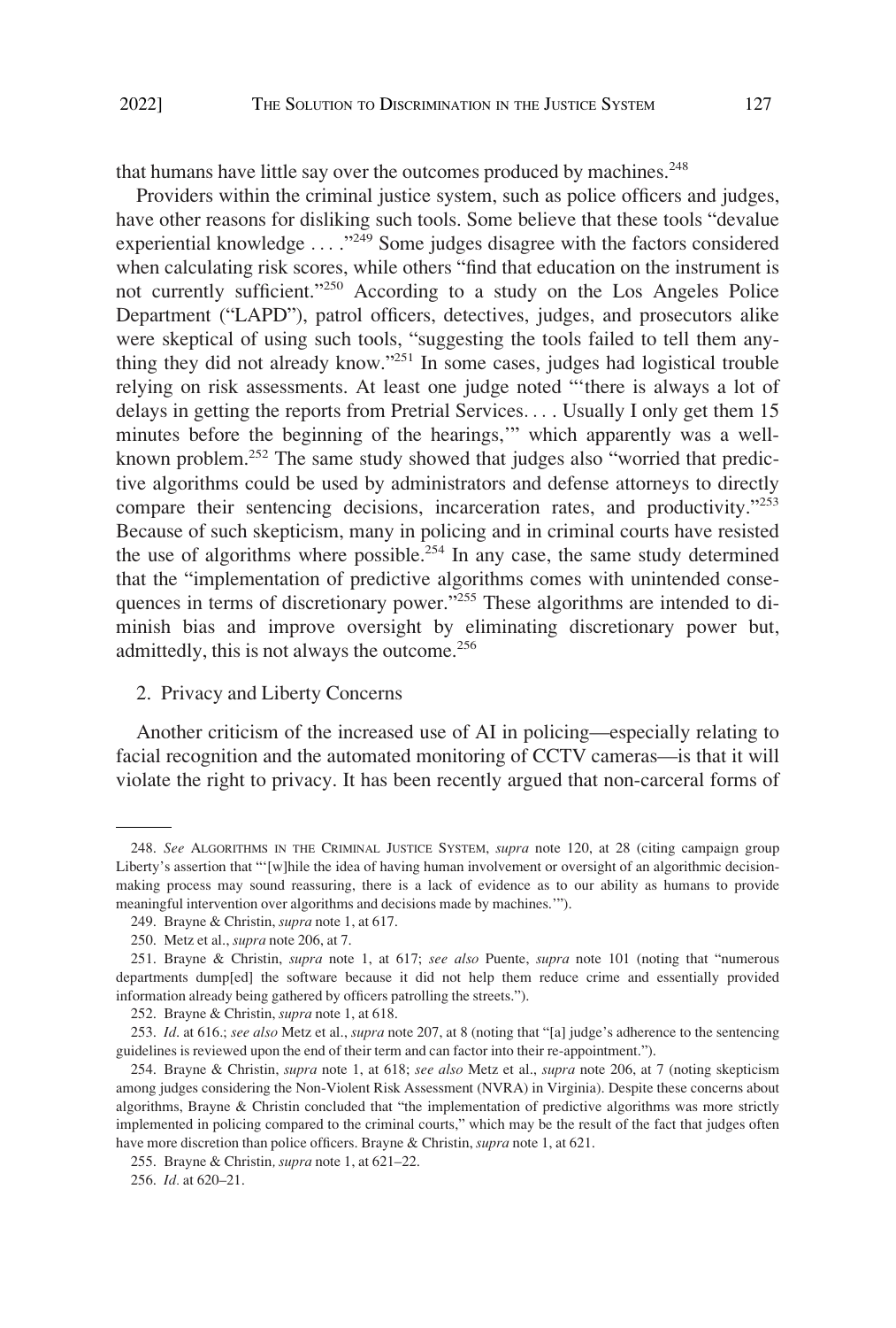that humans have little say over the outcomes produced by machines.[248]

Providers within the criminal justice system, such as police officers and judges, have other reasons for disliking such tools. Some believe that these tools "devalue experiential knowledge . . . ."[249] Some judges disagree with the factors considered when calculating risk scores, while others "find that education on the instrument is not currently sufficient."[250] According to a study on the Los Angeles Police Department ("LAPD"), patrol officers, detectives, judges, and prosecutors alike were skeptical of using such tools, "suggesting the tools failed to tell them anything they did not already know."[251] In some cases, judges had logistical trouble relying on risk assessments. At least one judge noted "'there is always a lot of delays in getting the reports from Pretrial Services. . . . Usually I only get them 15 minutes before the beginning of the hearings,'" which apparently was a well-known problem.[252] The same study showed that judges also "worried that predictive algorithms could be used by administrators and defense attorneys to directly compare their sentencing decisions, incarceration rates, and productivity."[253] Because of such skepticism, many in policing and in criminal courts have resisted the use of algorithms where possible.[254] In any case, the same study determined that the "implementation of predictive algorithms comes with unintended consequences in terms of discretionary power."[255] These algorithms are intended to diminish bias and improve oversight by eliminating discretionary power but, admittedly, this is not always the outcome.[256]

### 2. Privacy and Liberty Concerns

Another criticism of the increased use of AI in policing—especially relating to facial recognition and the automated monitoring of CCTV cameras—is that it will violate the right to privacy. It has been recently argued that non-carceral forms of

---

248. *See* ALGORITHMS IN THE CRIMINAL JUSTICE SYSTEM, *supra* note 120, at 28 (citing campaign group Liberty's assertion that "'[w]hile the idea of having human involvement or oversight of an algorithmic decision-making process may sound reassuring, there is a lack of evidence as to our ability as humans to provide meaningful intervention over algorithms and decisions made by machines.'").

249. Brayne & Christin, *supra* note 1, at 617.

250. Metz et al., *supra* note 206, at 7.

251. Brayne & Christin, *supra* note 1, at 617; *see also* Puente, *supra* note 101 (noting that "numerous departments dump[ed] the software because it did not help them reduce crime and essentially provided information already being gathered by officers patrolling the streets.").

252. Brayne & Christin, *supra* note 1, at 618.

253. *Id*. at 616.; *see also* Metz et al., *supra* note 207, at 8 (noting that "[a] judge's adherence to the sentencing guidelines is reviewed upon the end of their term and can factor into their re-appointment.").

254. Brayne & Christin, *supra* note 1, at 618; *see also* Metz et al., *supra* note 206, at 7 (noting skepticism among judges considering the Non-Violent Risk Assessment (NVRA) in Virginia). Despite these concerns about algorithms, Brayne & Christin concluded that "the implementation of predictive algorithms was more strictly implemented in policing compared to the criminal courts," which may be the result of the fact that judges often have more discretion than police officers. Brayne & Christin, *supra* note 1, at 621.

255. Brayne & Christin*, supra* note 1, at 621–22.

256. *Id.* at 620–21.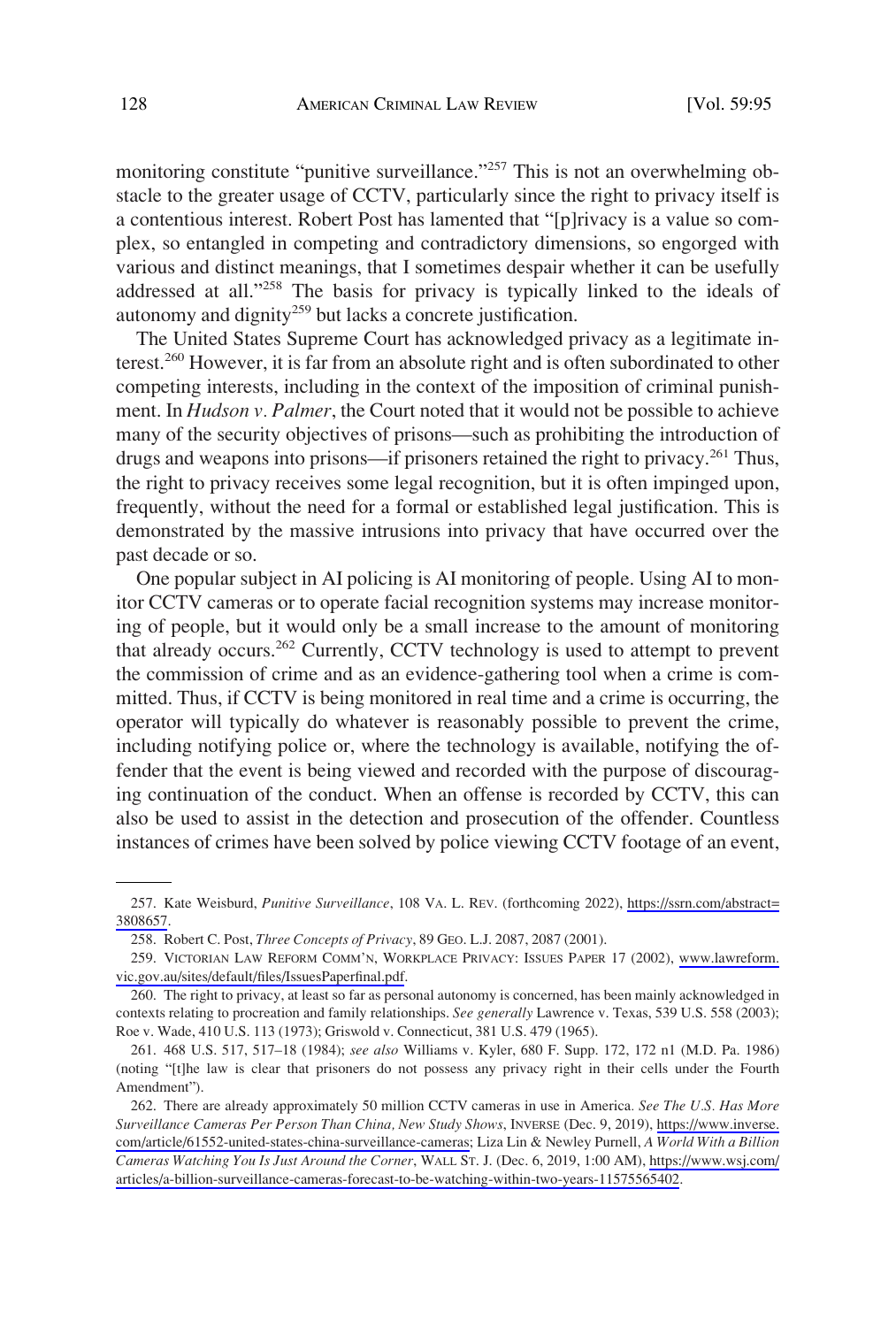monitoring constitute "punitive surveillance."[257] This is not an overwhelming obstacle to the greater usage of CCTV, particularly since the right to privacy itself is a contentious interest. Robert Post has lamented that "[p]rivacy is a value so complex, so entangled in competing and contradictory dimensions, so engorged with various and distinct meanings, that I sometimes despair whether it can be usefully addressed at all."[258] The basis for privacy is typically linked to the ideals of autonomy and dignity[259] but lacks a concrete justification.

The United States Supreme Court has acknowledged privacy as a legitimate interest.[260] However, it is far from an absolute right and is often subordinated to other competing interests, including in the context of the imposition of criminal punishment. In *Hudson v. Palmer*, the Court noted that it would not be possible to achieve many of the security objectives of prisons—such as prohibiting the introduction of drugs and weapons into prisons—if prisoners retained the right to privacy.[261] Thus, the right to privacy receives some legal recognition, but it is often impinged upon, frequently, without the need for a formal or established legal justification. This is demonstrated by the massive intrusions into privacy that have occurred over the past decade or so.

One popular subject in AI policing is AI monitoring of people. Using AI to monitor CCTV cameras or to operate facial recognition systems may increase monitoring of people, but it would only be a small increase to the amount of monitoring that already occurs.[262] Currently, CCTV technology is used to attempt to prevent the commission of crime and as an evidence-gathering tool when a crime is committed. Thus, if CCTV is being monitored in real time and a crime is occurring, the operator will typically do whatever is reasonably possible to prevent the crime, including notifying police or, where the technology is available, notifying the offender that the event is being viewed and recorded with the purpose of discouraging continuation of the conduct. When an offense is recorded by CCTV, this can also be used to assist in the detection and prosecution of the offender. Countless instances of crimes have been solved by police viewing CCTV footage of an event,

---

257. Kate Weisburd, *Punitive Surveillance*, 108 VA. L. REV. (forthcoming 2022), https://ssrn.com/abstract=3808657.

258. Robert C. Post, *Three Concepts of Privacy*, 89 GEO. L.J. 2087, 2087 (2001).

259. VICTORIAN LAW REFORM COMM'N, WORKPLACE PRIVACY: ISSUES PAPER 17 (2002), www.lawreform.vic.gov.au/sites/default/files/IssuesPaperfinal.pdf.

260. The right to privacy, at least so far as personal autonomy is concerned, has been mainly acknowledged in contexts relating to procreation and family relationships. *See generally* Lawrence v. Texas, 539 U.S. 558 (2003); Roe v. Wade, 410 U.S. 113 (1973); Griswold v. Connecticut, 381 U.S. 479 (1965).

261. 468 U.S. 517, 517–18 (1984); *see also* Williams v. Kyler, 680 F. Supp. 172, 172 n1 (M.D. Pa. 1986) (noting "[t]he law is clear that prisoners do not possess any privacy right in their cells under the Fourth Amendment").

262. There are already approximately 50 million CCTV cameras in use in America. *See The U.S. Has More Surveillance Cameras Per Person Than China, New Study Shows*, INVERSE (Dec. 9, 2019), https://www.inverse.com/article/61552-united-states-china-surveillance-cameras; Liza Lin & Newley Purnell, *A World With a Billion Cameras Watching You Is Just Around the Corner*, WALL ST. J. (Dec. 6, 2019, 1:00 AM), https://www.wsj.com/articles/a-billion-surveillance-cameras-forecast-to-be-watching-within-two-years-11575565402.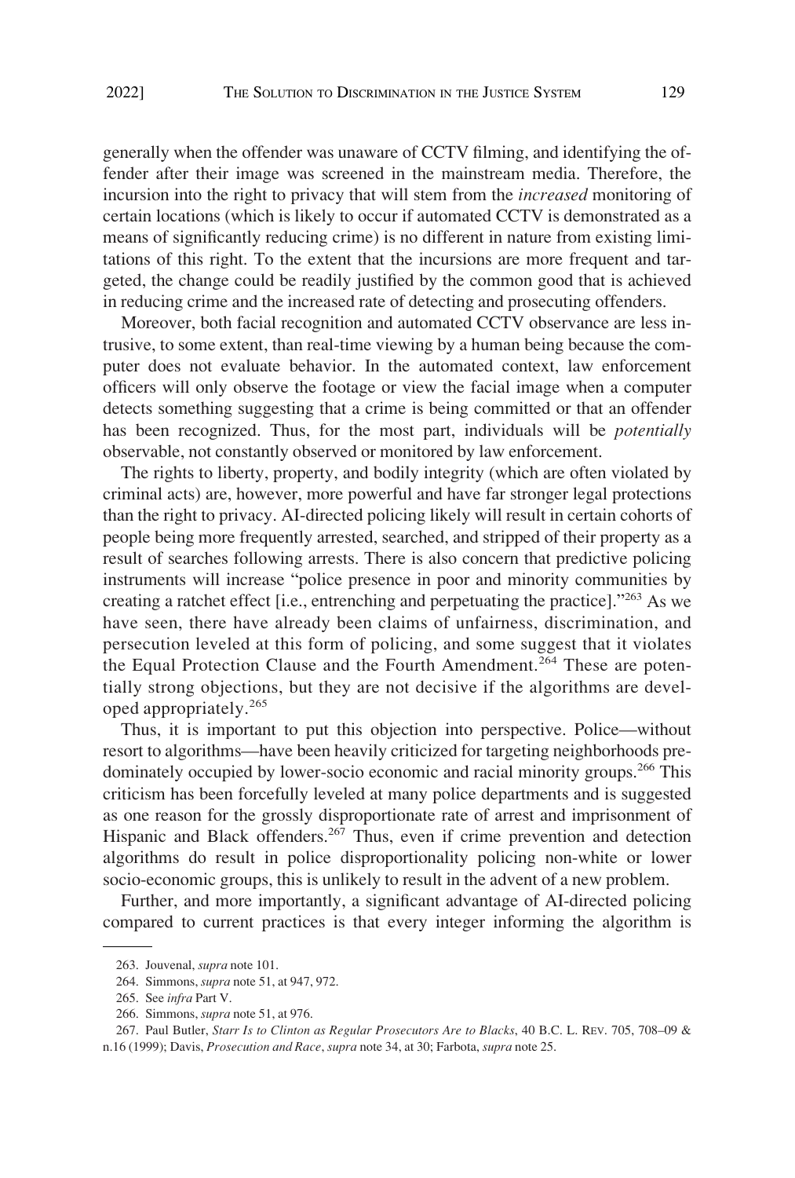generally when the offender was unaware of CCTV filming, and identifying the offender after their image was screened in the mainstream media. Therefore, the incursion into the right to privacy that will stem from the *increased* monitoring of certain locations (which is likely to occur if automated CCTV is demonstrated as a means of significantly reducing crime) is no different in nature from existing limitations of this right. To the extent that the incursions are more frequent and targeted, the change could be readily justified by the common good that is achieved in reducing crime and the increased rate of detecting and prosecuting offenders.

Moreover, both facial recognition and automated CCTV observance are less intrusive, to some extent, than real-time viewing by a human being because the computer does not evaluate behavior. In the automated context, law enforcement officers will only observe the footage or view the facial image when a computer detects something suggesting that a crime is being committed or that an offender has been recognized. Thus, for the most part, individuals will be *potentially* observable, not constantly observed or monitored by law enforcement.

The rights to liberty, property, and bodily integrity (which are often violated by criminal acts) are, however, more powerful and have far stronger legal protections than the right to privacy. AI-directed policing likely will result in certain cohorts of people being more frequently arrested, searched, and stripped of their property as a result of searches following arrests. There is also concern that predictive policing instruments will increase "police presence in poor and minority communities by creating a ratchet effect [i.e., entrenching and perpetuating the practice]."[263] As we have seen, there have already been claims of unfairness, discrimination, and persecution leveled at this form of policing, and some suggest that it violates the Equal Protection Clause and the Fourth Amendment.[264] These are potentially strong objections, but they are not decisive if the algorithms are developed appropriately.[265]

Thus, it is important to put this objection into perspective. Police—without resort to algorithms—have been heavily criticized for targeting neighborhoods predominately occupied by lower-socio economic and racial minority groups.[266] This criticism has been forcefully leveled at many police departments and is suggested as one reason for the grossly disproportionate rate of arrest and imprisonment of Hispanic and Black offenders.[267] Thus, even if crime prevention and detection algorithms do result in police disproportionality policing non-white or lower socio-economic groups, this is unlikely to result in the advent of a new problem.

Further, and more importantly, a significant advantage of AI-directed policing compared to current practices is that every integer informing the algorithm is

---

263. Jouvenal, *supra* note 101.

264. Simmons, *supra* note 51, at 947, 972.

265. See *infra* Part V.

266. Simmons, *supra* note 51, at 976.

267. Paul Butler, *Starr Is to Clinton as Regular Prosecutors Are to Blacks*, 40 B.C. L. REV. 705, 708–09 & n.16 (1999); Davis, *Prosecution and Race*, *supra* note 34, at 30; Farbota, *supra* note 25.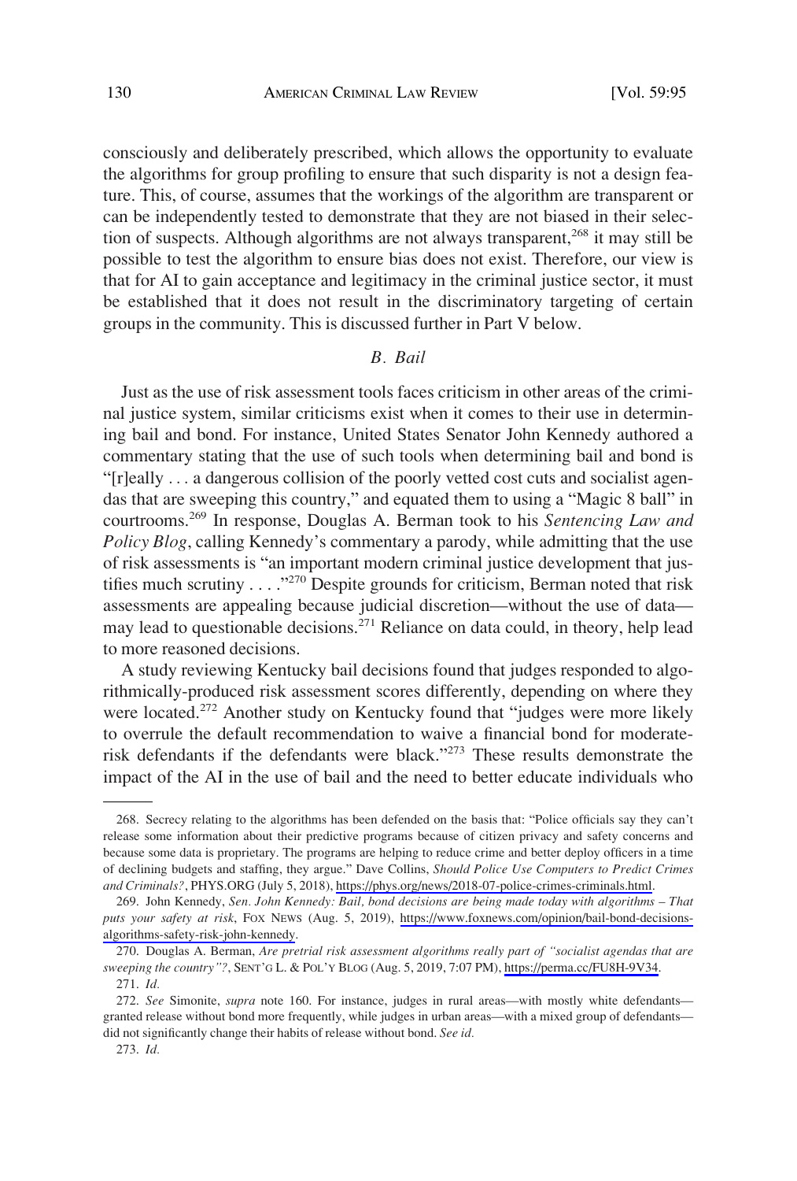consciously and deliberately prescribed, which allows the opportunity to evaluate the algorithms for group profiling to ensure that such disparity is not a design feature. This, of course, assumes that the workings of the algorithm are transparent or can be independently tested to demonstrate that they are not biased in their selection of suspects. Although algorithms are not always transparent,[268] it may still be possible to test the algorithm to ensure bias does not exist. Therefore, our view is that for AI to gain acceptance and legitimacy in the criminal justice sector, it must be established that it does not result in the discriminatory targeting of certain groups in the community. This is discussed further in Part V below.

### *B. Bail*

Just as the use of risk assessment tools faces criticism in other areas of the criminal justice system, similar criticisms exist when it comes to their use in determining bail and bond. For instance, United States Senator John Kennedy authored a commentary stating that the use of such tools when determining bail and bond is "[r]eally . . . a dangerous collision of the poorly vetted cost cuts and socialist agendas that are sweeping this country," and equated them to using a "Magic 8 ball" in courtrooms.[269] In response, Douglas A. Berman took to his *Sentencing Law and Policy Blog*, calling Kennedy's commentary a parody, while admitting that the use of risk assessments is "an important modern criminal justice development that justifies much scrutiny . . . ."[270] Despite grounds for criticism, Berman noted that risk assessments are appealing because judicial discretion—without the use of data—may lead to questionable decisions.[271] Reliance on data could, in theory, help lead to more reasoned decisions.

A study reviewing Kentucky bail decisions found that judges responded to algorithmically-produced risk assessment scores differently, depending on where they were located.[272] Another study on Kentucky found that "judges were more likely to overrule the default recommendation to waive a financial bond for moderate-risk defendants if the defendants were black."[273] These results demonstrate the impact of the AI in the use of bail and the need to better educate individuals who

---

268. Secrecy relating to the algorithms has been defended on the basis that: "Police officials say they can't release some information about their predictive programs because of citizen privacy and safety concerns and because some data is proprietary. The programs are helping to reduce crime and better deploy officers in a time of declining budgets and staffing, they argue." Dave Collins, *Should Police Use Computers to Predict Crimes and Criminals?*, PHYS.ORG (July 5, 2018), https://phys.org/news/2018-07-police-crimes-criminals.html.

269. John Kennedy, *Sen. John Kennedy: Bail, bond decisions are being made today with algorithms – That puts your safety at risk*, FOX NEWS (Aug. 5, 2019), https://www.foxnews.com/opinion/bail-bond-decisions-algorithms-safety-risk-john-kennedy.

270. Douglas A. Berman, *Are pretrial risk assessment algorithms really part of "socialist agendas that are sweeping the country"?*, SENT'G L. & POL'Y BLOG (Aug. 5, 2019, 7:07 PM), https://perma.cc/FU8H-9V34.

271. *Id.*

272. *See* Simonite, *supra* note 160. For instance, judges in rural areas—with mostly white defendants—granted release without bond more frequently, while judges in urban areas—with a mixed group of defendants—did not significantly change their habits of release without bond. *See id.*

273. *Id.*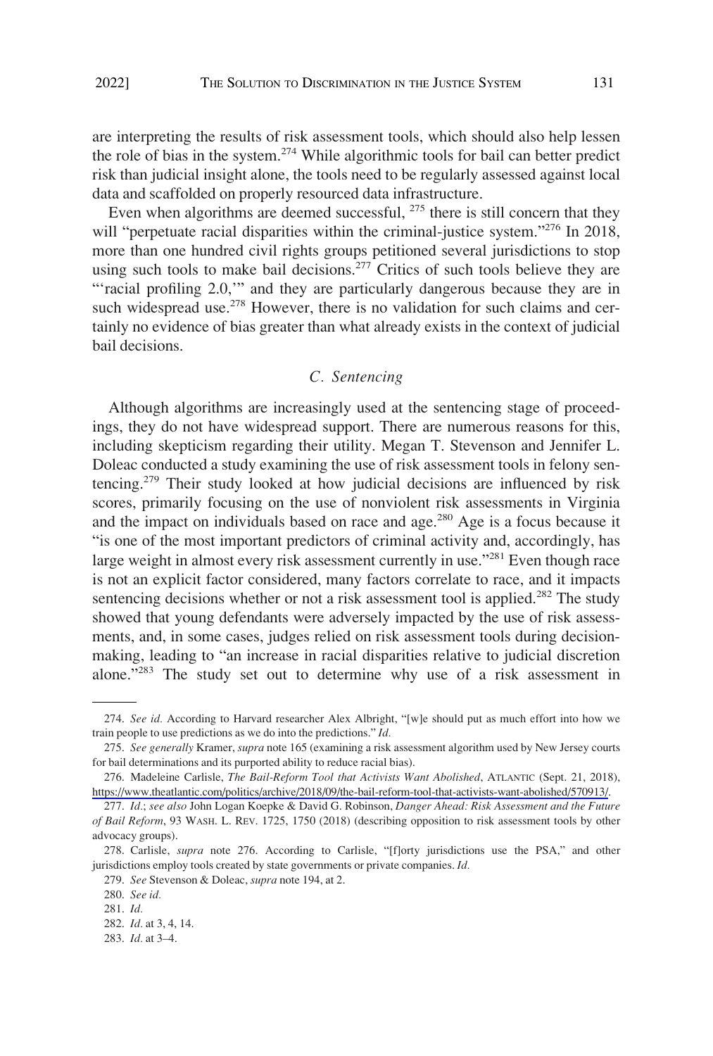are interpreting the results of risk assessment tools, which should also help lessen the role of bias in the system.[274] While algorithmic tools for bail can better predict risk than judicial insight alone, the tools need to be regularly assessed against local data and scaffolded on properly resourced data infrastructure.

Even when algorithms are deemed successful, [275] there is still concern that they will "perpetuate racial disparities within the criminal-justice system."[276] In 2018, more than one hundred civil rights groups petitioned several jurisdictions to stop using such tools to make bail decisions.[277] Critics of such tools believe they are "'racial profiling 2.0,'" and they are particularly dangerous because they are in such widespread use.[278] However, there is no validation for such claims and certainly no evidence of bias greater than what already exists in the context of judicial bail decisions.

### *C. Sentencing*

Although algorithms are increasingly used at the sentencing stage of proceedings, they do not have widespread support. There are numerous reasons for this, including skepticism regarding their utility. Megan T. Stevenson and Jennifer L. Doleac conducted a study examining the use of risk assessment tools in felony sentencing.[279] Their study looked at how judicial decisions are influenced by risk scores, primarily focusing on the use of nonviolent risk assessments in Virginia and the impact on individuals based on race and age.[280] Age is a focus because it "is one of the most important predictors of criminal activity and, accordingly, has large weight in almost every risk assessment currently in use."[281] Even though race is not an explicit factor considered, many factors correlate to race, and it impacts sentencing decisions whether or not a risk assessment tool is applied.[282] The study showed that young defendants were adversely impacted by the use of risk assessments, and, in some cases, judges relied on risk assessment tools during decision-making, leading to "an increase in racial disparities relative to judicial discretion alone."[283] The study set out to determine why use of a risk assessment in

---

274. *See id.* According to Harvard researcher Alex Albright, "[w]e should put as much effort into how we train people to use predictions as we do into the predictions." *Id.*

275. *See generally* Kramer, *supra* note 165 (examining a risk assessment algorithm used by New Jersey courts for bail determinations and its purported ability to reduce racial bias).

276. Madeleine Carlisle, *The Bail-Reform Tool that Activists Want Abolished*, ATLANTIC (Sept. 21, 2018), https://www.theatlantic.com/politics/archive/2018/09/the-bail-reform-tool-that-activists-want-abolished/570913/.

277. *Id.*; *see also* John Logan Koepke & David G. Robinson, *Danger Ahead: Risk Assessment and the Future of Bail Reform*, 93 WASH. L. REV. 1725, 1750 (2018) (describing opposition to risk assessment tools by other advocacy groups).

278. Carlisle, *supra* note 276. According to Carlisle, "[f]orty jurisdictions use the PSA," and other jurisdictions employ tools created by state governments or private companies. *Id.*

279. *See* Stevenson & Doleac, *supra* note 194, at 2.

280. *See id.*

281. *Id.*

282. *Id.* at 3, 4, 14.

283. *Id.* at 3–4.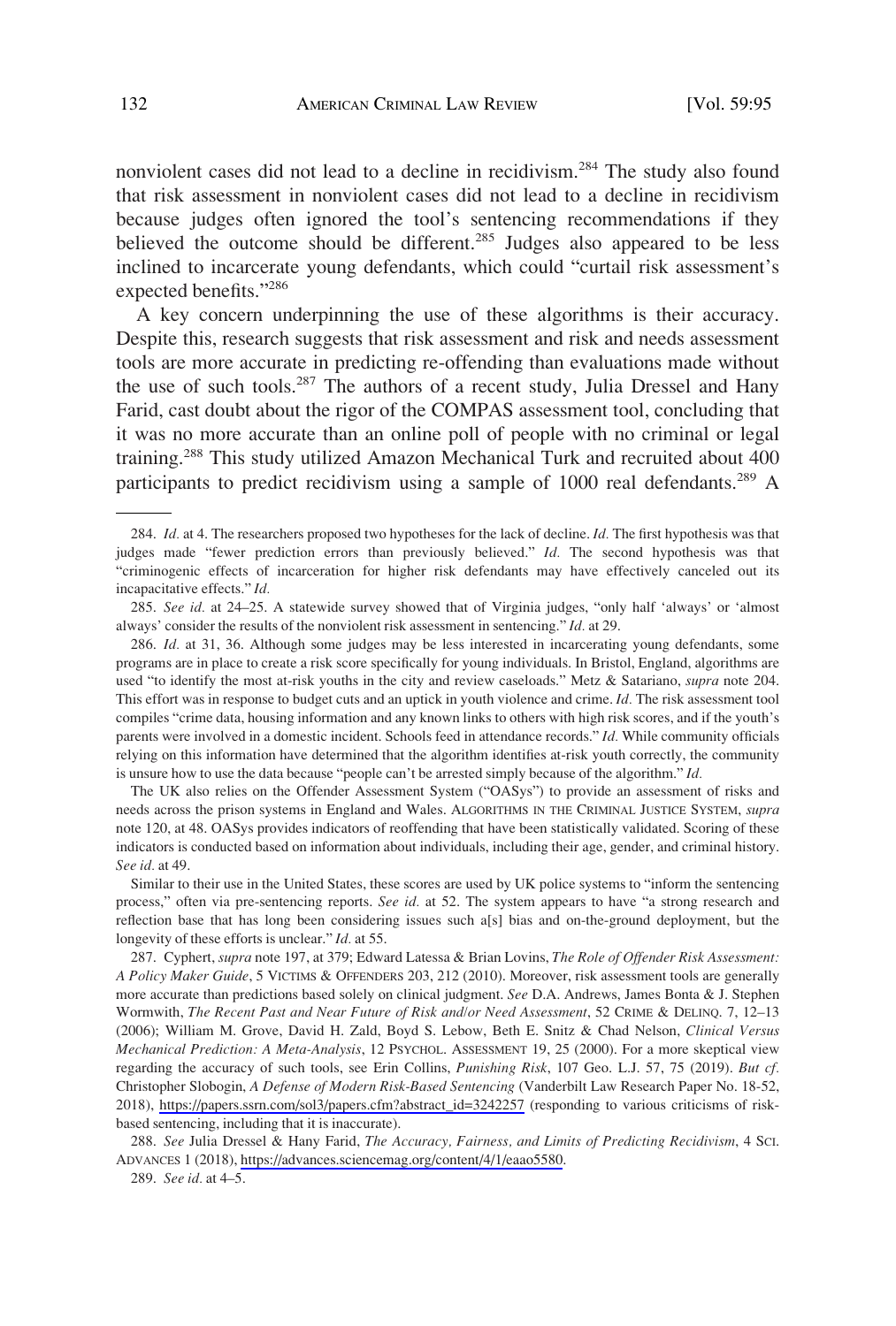nonviolent cases did not lead to a decline in recidivism.[284] The study also found that risk assessment in nonviolent cases did not lead to a decline in recidivism because judges often ignored the tool's sentencing recommendations if they believed the outcome should be different.[285] Judges also appeared to be less inclined to incarcerate young defendants, which could "curtail risk assessment's expected benefits."[286]

A key concern underpinning the use of these algorithms is their accuracy. Despite this, research suggests that risk assessment and risk and needs assessment tools are more accurate in predicting re-offending than evaluations made without the use of such tools.[287] The authors of a recent study, Julia Dressel and Hany Farid, cast doubt about the rigor of the COMPAS assessment tool, concluding that it was no more accurate than an online poll of people with no criminal or legal training.[288] This study utilized Amazon Mechanical Turk and recruited about 400 participants to predict recidivism using a sample of 1000 real defendants.[289] A

---

284. *Id.* at 4. The researchers proposed two hypotheses for the lack of decline. *Id.* The first hypothesis was that judges made "fewer prediction errors than previously believed." *Id.* The second hypothesis was that "criminogenic effects of incarceration for higher risk defendants may have effectively canceled out its incapacitative effects." *Id.*

285. *See id.* at 24–25. A statewide survey showed that of Virginia judges, "only half 'always' or 'almost always' consider the results of the nonviolent risk assessment in sentencing." *Id.* at 29.

286. *Id.* at 31, 36. Although some judges may be less interested in incarcerating young defendants, some programs are in place to create a risk score specifically for young individuals. In Bristol, England, algorithms are used "to identify the most at-risk youths in the city and review caseloads." Metz & Satariano, *supra* note 204. This effort was in response to budget cuts and an uptick in youth violence and crime. *Id.* The risk assessment tool compiles "crime data, housing information and any known links to others with high risk scores, and if the youth's parents were involved in a domestic incident. Schools feed in attendance records." *Id.* While community officials relying on this information have determined that the algorithm identifies at-risk youth correctly, the community is unsure how to use the data because "people can't be arrested simply because of the algorithm." *Id.*

The UK also relies on the Offender Assessment System ("OASys") to provide an assessment of risks and needs across the prison systems in England and Wales. ALGORITHMS IN THE CRIMINAL JUSTICE SYSTEM, *supra* note 120, at 48. OASys provides indicators of reoffending that have been statistically validated. Scoring of these indicators is conducted based on information about individuals, including their age, gender, and criminal history. *See id.* at 49.

Similar to their use in the United States, these scores are used by UK police systems to "inform the sentencing process," often via pre-sentencing reports. *See id.* at 52. The system appears to have "a strong research and reflection base that has long been considering issues such a[s] bias and on-the-ground deployment, but the longevity of these efforts is unclear." *Id.* at 55.

287. Cyphert, *supra* note 197, at 379; Edward Latessa & Brian Lovins, *The Role of Offender Risk Assessment: A Policy Maker Guide*, 5 VICTIMS & OFFENDERS 203, 212 (2010). Moreover, risk assessment tools are generally more accurate than predictions based solely on clinical judgment. *See* D.A. Andrews, James Bonta & J. Stephen Wormwith, *The Recent Past and Near Future of Risk and/or Need Assessment*, 52 CRIME & DELINQ. 7, 12–13 (2006); William M. Grove, David H. Zald, Boyd S. Lebow, Beth E. Snitz & Chad Nelson, *Clinical Versus Mechanical Prediction: A Meta-Analysis*, 12 PSYCHOL. ASSESSMENT 19, 25 (2000). For a more skeptical view regarding the accuracy of such tools, see Erin Collins, *Punishing Risk*, 107 Geo. L.J. 57, 75 (2019). *But cf.* Christopher Slobogin, *A Defense of Modern Risk-Based Sentencing* (Vanderbilt Law Research Paper No. 18-52, 2018), https://papers.ssrn.com/sol3/papers.cfm?abstract_id=3242257 (responding to various criticisms of risk-based sentencing, including that it is inaccurate).

288. *See* Julia Dressel & Hany Farid, *The Accuracy, Fairness, and Limits of Predicting Recidivism*, 4 SCI. ADVANCES 1 (2018), https://advances.sciencemag.org/content/4/1/eaao5580.

289. *See id.* at 4–5.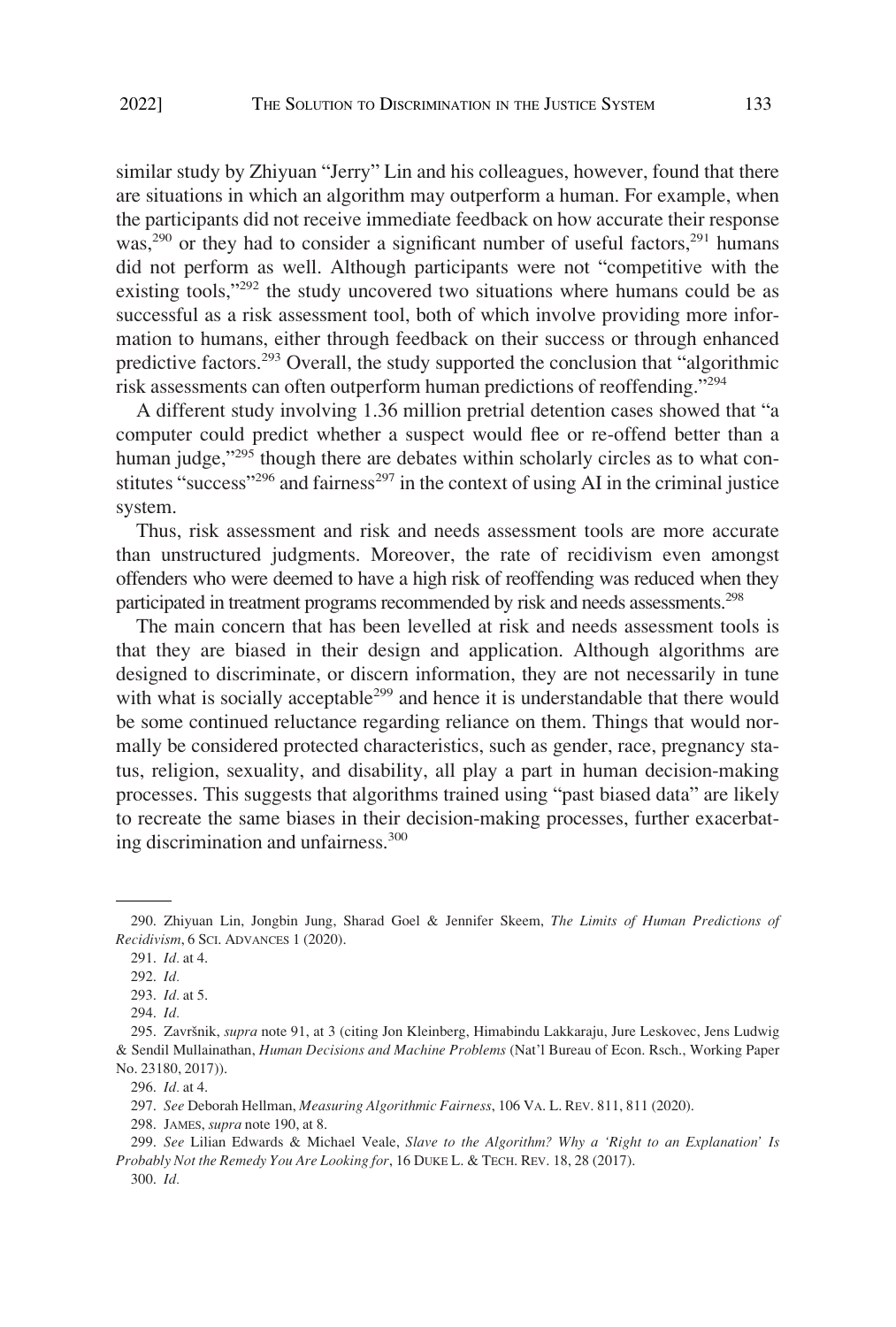similar study by Zhiyuan "Jerry" Lin and his colleagues, however, found that there are situations in which an algorithm may outperform a human. For example, when the participants did not receive immediate feedback on how accurate their response was,[290] or they had to consider a significant number of useful factors,[291] humans did not perform as well. Although participants were not "competitive with the existing tools,"[292] the study uncovered two situations where humans could be as successful as a risk assessment tool, both of which involve providing more information to humans, either through feedback on their success or through enhanced predictive factors.[293] Overall, the study supported the conclusion that "algorithmic risk assessments can often outperform human predictions of reoffending."[294]

A different study involving 1.36 million pretrial detention cases showed that "a computer could predict whether a suspect would flee or re-offend better than a human judge,"[295] though there are debates within scholarly circles as to what constitutes "success"[296] and fairness[297] in the context of using AI in the criminal justice system.

Thus, risk assessment and risk and needs assessment tools are more accurate than unstructured judgments. Moreover, the rate of recidivism even amongst offenders who were deemed to have a high risk of reoffending was reduced when they participated in treatment programs recommended by risk and needs assessments.[298]

The main concern that has been levelled at risk and needs assessment tools is that they are biased in their design and application. Although algorithms are designed to discriminate, or discern information, they are not necessarily in tune with what is socially acceptable[299] and hence it is understandable that there would be some continued reluctance regarding reliance on them. Things that would normally be considered protected characteristics, such as gender, race, pregnancy status, religion, sexuality, and disability, all play a part in human decision-making processes. This suggests that algorithms trained using "past biased data" are likely to recreate the same biases in their decision-making processes, further exacerbating discrimination and unfairness.[300]

---

290. Zhiyuan Lin, Jongbin Jung, Sharad Goel & Jennifer Skeem, *The Limits of Human Predictions of Recidivism*, 6 SCI. ADVANCES 1 (2020).

291. *Id.* at 4.

292. *Id.*

293. *Id.* at 5.

294. *Id.*

295. Završnik, *supra* note 91, at 3 (citing Jon Kleinberg, Himabindu Lakkaraju, Jure Leskovec, Jens Ludwig & Sendil Mullainathan, *Human Decisions and Machine Problems* (Nat'l Bureau of Econ. Rsch., Working Paper No. 23180, 2017)).

296. *Id.* at 4.

297. *See* Deborah Hellman, *Measuring Algorithmic Fairness*, 106 VA. L. REV. 811, 811 (2020).

298. JAMES, *supra* note 190, at 8.

299. *See* Lilian Edwards & Michael Veale, *Slave to the Algorithm? Why a 'Right to an Explanation' Is Probably Not the Remedy You Are Looking for*, 16 DUKE L. & TECH. REV. 18, 28 (2017).

300. *Id.*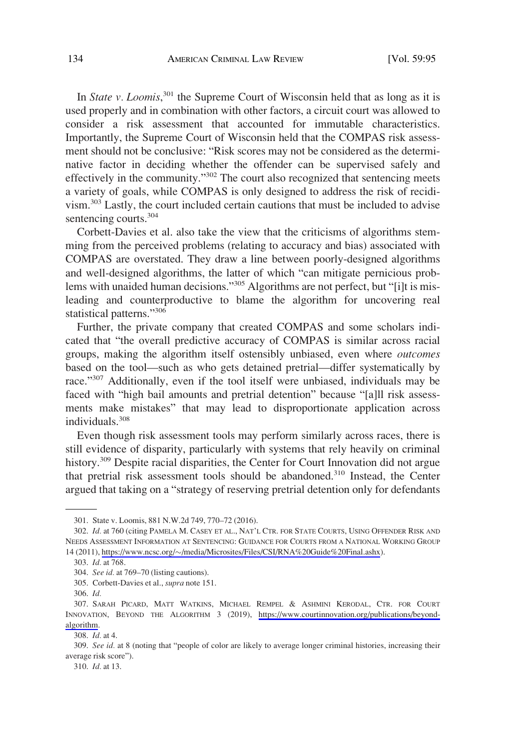In *State v. Loomis*,[301] the Supreme Court of Wisconsin held that as long as it is used properly and in combination with other factors, a circuit court was allowed to consider a risk assessment that accounted for immutable characteristics. Importantly, the Supreme Court of Wisconsin held that the COMPAS risk assessment should not be conclusive: "Risk scores may not be considered as the determinative factor in deciding whether the offender can be supervised safely and effectively in the community."[302] The court also recognized that sentencing meets a variety of goals, while COMPAS is only designed to address the risk of recidivism.[303] Lastly, the court included certain cautions that must be included to advise sentencing courts.[304]

Corbett-Davies et al. also take the view that the criticisms of algorithms stemming from the perceived problems (relating to accuracy and bias) associated with COMPAS are overstated. They draw a line between poorly-designed algorithms and well-designed algorithms, the latter of which "can mitigate pernicious problems with unaided human decisions."[305] Algorithms are not perfect, but "[i]t is misleading and counterproductive to blame the algorithm for uncovering real statistical patterns."[306]

Further, the private company that created COMPAS and some scholars indicated that "the overall predictive accuracy of COMPAS is similar across racial groups, making the algorithm itself ostensibly unbiased, even where *outcomes* based on the tool—such as who gets detained pretrial—differ systematically by race."[307] Additionally, even if the tool itself were unbiased, individuals may be faced with "high bail amounts and pretrial detention" because "[a]ll risk assessments make mistakes" that may lead to disproportionate application across individuals.[308]

Even though risk assessment tools may perform similarly across races, there is still evidence of disparity, particularly with systems that rely heavily on criminal history.[309] Despite racial disparities, the Center for Court Innovation did not argue that pretrial risk assessment tools should be abandoned.[310] Instead, the Center argued that taking on a "strategy of reserving pretrial detention only for defendants

---

301. State v. Loomis, 881 N.W.2d 749, 770–72 (2016).

302. *Id.* at 760 (citing PAMELA M. CASEY ET AL., NAT'L CTR. FOR STATE COURTS, USING OFFENDER RISK AND NEEDS ASSESSMENT INFORMATION AT SENTENCING: GUIDANCE FOR COURTS FROM A NATIONAL WORKING GROUP 14 (2011), https://www.ncsc.org/~/media/Microsites/Files/CSI/RNA%20Guide%20Final.ashx).

303. *Id.* at 768.

304. *See id.* at 769–70 (listing cautions).

305. Corbett-Davies et al., *supra* note 151.

306. *Id.*

307. SARAH PICARD, MATT WATKINS, MICHAEL REMPEL & ASHMINI KERODAL, CTR. FOR COURT INNOVATION, BEYOND THE ALGORITHM 3 (2019), https://www.courtinnovation.org/publications/beyond-algorithm.

308. *Id.* at 4.

309. *See id.* at 8 (noting that "people of color are likely to average longer criminal histories, increasing their average risk score").

310. *Id.* at 13.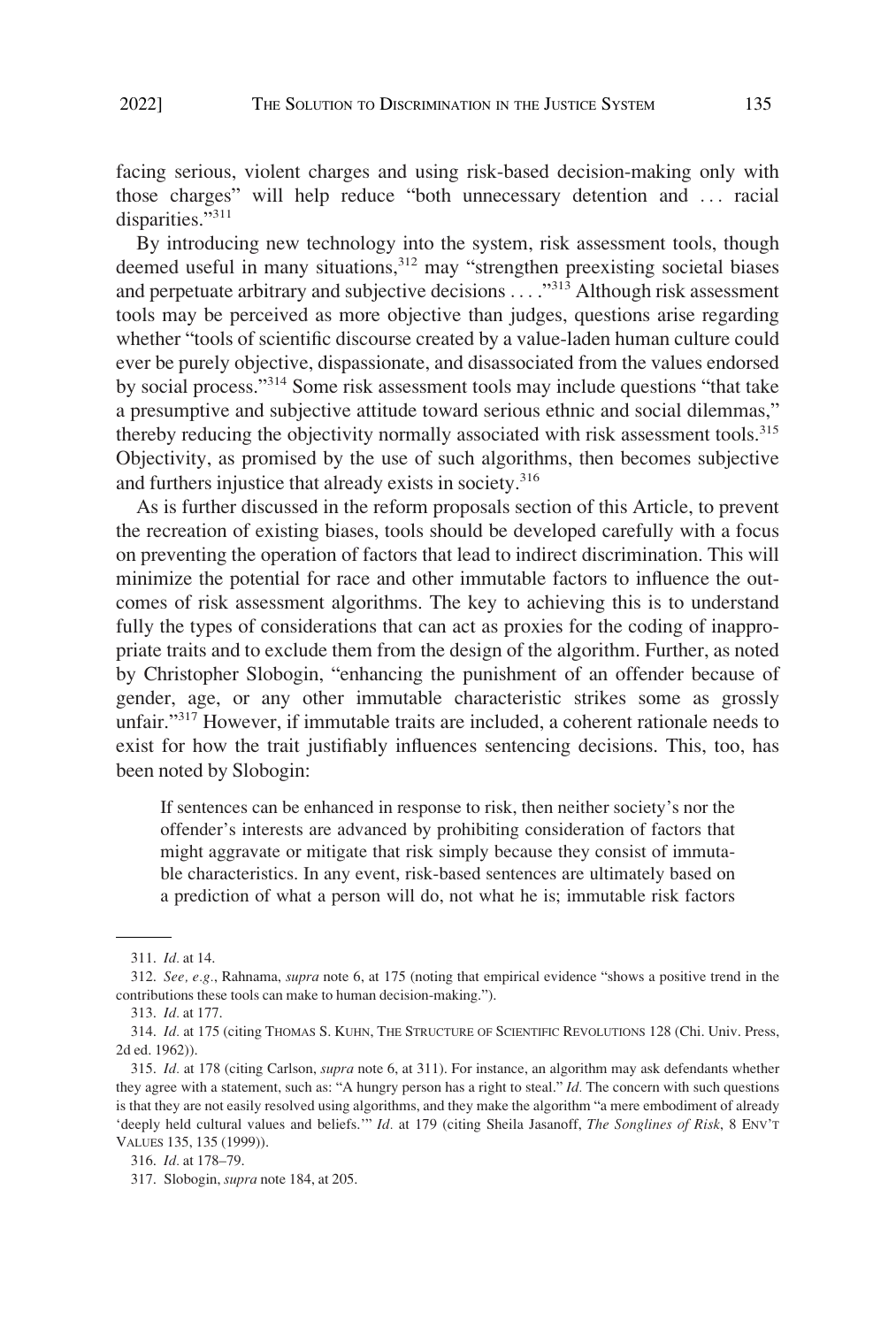facing serious, violent charges and using risk-based decision-making only with those charges" will help reduce "both unnecessary detention and . . . racial disparities."[311]

By introducing new technology into the system, risk assessment tools, though deemed useful in many situations,[312] may "strengthen preexisting societal biases and perpetuate arbitrary and subjective decisions . . . ."[313] Although risk assessment tools may be perceived as more objective than judges, questions arise regarding whether "tools of scientific discourse created by a value-laden human culture could ever be purely objective, dispassionate, and disassociated from the values endorsed by social process."[314] Some risk assessment tools may include questions "that take a presumptive and subjective attitude toward serious ethnic and social dilemmas," thereby reducing the objectivity normally associated with risk assessment tools.[315] Objectivity, as promised by the use of such algorithms, then becomes subjective and furthers injustice that already exists in society.[316]

As is further discussed in the reform proposals section of this Article, to prevent the recreation of existing biases, tools should be developed carefully with a focus on preventing the operation of factors that lead to indirect discrimination. This will minimize the potential for race and other immutable factors to influence the outcomes of risk assessment algorithms. The key to achieving this is to understand fully the types of considerations that can act as proxies for the coding of inappropriate traits and to exclude them from the design of the algorithm. Further, as noted by Christopher Slobogin, "enhancing the punishment of an offender because of gender, age, or any other immutable characteristic strikes some as grossly unfair."[317] However, if immutable traits are included, a coherent rationale needs to exist for how the trait justifiably influences sentencing decisions. This, too, has been noted by Slobogin:

> If sentences can be enhanced in response to risk, then neither society's nor the offender's interests are advanced by prohibiting consideration of factors that might aggravate or mitigate that risk simply because they consist of immutable characteristics. In any event, risk-based sentences are ultimately based on a prediction of what a person will do, not what he is; immutable risk factors

---

311. *Id.* at 14.

312. *See, e.g.*, Rahnama, *supra* note 6, at 175 (noting that empirical evidence "shows a positive trend in the contributions these tools can make to human decision-making.").

313. *Id.* at 177.

314. *Id.* at 175 (citing THOMAS S. KUHN, THE STRUCTURE OF SCIENTIFIC REVOLUTIONS 128 (Chi. Univ. Press, 2d ed. 1962)).

315. *Id.* at 178 (citing Carlson, *supra* note 6, at 311). For instance, an algorithm may ask defendants whether they agree with a statement, such as: "A hungry person has a right to steal." *Id.* The concern with such questions is that they are not easily resolved using algorithms, and they make the algorithm "a mere embodiment of already 'deeply held cultural values and beliefs.'" *Id.* at 179 (citing Sheila Jasanoff, *The Songlines of Risk*, 8 ENV'T VALUES 135, 135 (1999)).

316. *Id.* at 178–79.

317. Slobogin, *supra* note 184, at 205.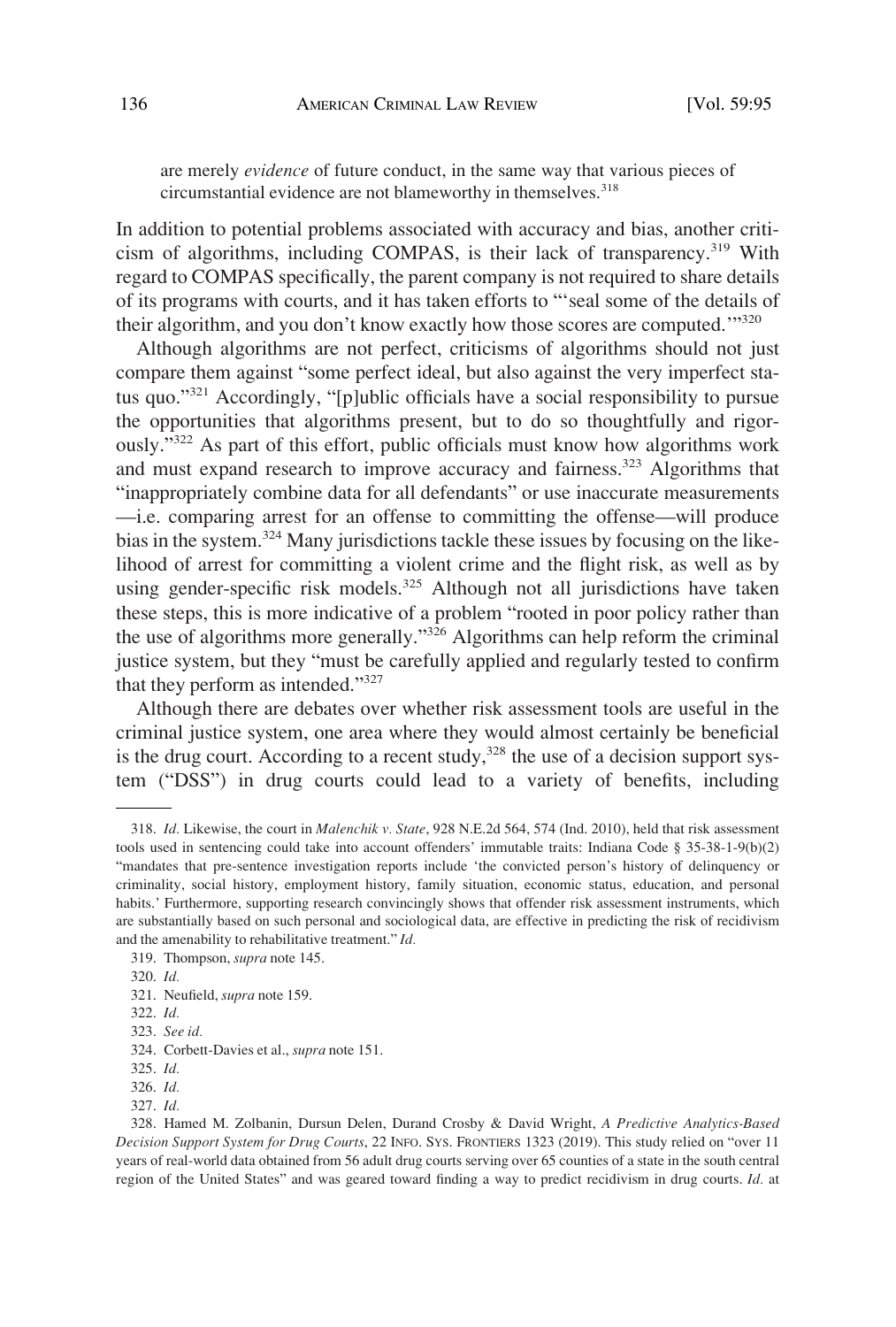are merely *evidence* of future conduct, in the same way that various pieces of circumstantial evidence are not blameworthy in themselves.[318]

In addition to potential problems associated with accuracy and bias, another criticism of algorithms, including COMPAS, is their lack of transparency.[319] With regard to COMPAS specifically, the parent company is not required to share details of its programs with courts, and it has taken efforts to "'seal some of the details of their algorithm, and you don't know exactly how those scores are computed.'"[320]

Although algorithms are not perfect, criticisms of algorithms should not just compare them against "some perfect ideal, but also against the very imperfect status quo."[321] Accordingly, "[p]ublic officials have a social responsibility to pursue the opportunities that algorithms present, but to do so thoughtfully and rigorously."[322] As part of this effort, public officials must know how algorithms work and must expand research to improve accuracy and fairness.[323] Algorithms that "inappropriately combine data for all defendants" or use inaccurate measurements —i.e. comparing arrest for an offense to committing the offense—will produce bias in the system.[324] Many jurisdictions tackle these issues by focusing on the likelihood of arrest for committing a violent crime and the flight risk, as well as by using gender-specific risk models.[325] Although not all jurisdictions have taken these steps, this is more indicative of a problem "rooted in poor policy rather than the use of algorithms more generally."[326] Algorithms can help reform the criminal justice system, but they "must be carefully applied and regularly tested to confirm that they perform as intended."[327]

Although there are debates over whether risk assessment tools are useful in the criminal justice system, one area where they would almost certainly be beneficial is the drug court. According to a recent study,[328] the use of a decision support system ("DSS") in drug courts could lead to a variety of benefits, including

---

318. *Id.* Likewise, the court in *Malenchik v. State*, 928 N.E.2d 564, 574 (Ind. 2010), held that risk assessment tools used in sentencing could take into account offenders' immutable traits: Indiana Code § 35-38-1-9(b)(2) "mandates that pre-sentence investigation reports include 'the convicted person's history of delinquency or criminality, social history, employment history, family situation, economic status, education, and personal habits.' Furthermore, supporting research convincingly shows that offender risk assessment instruments, which are substantially based on such personal and sociological data, are effective in predicting the risk of recidivism and the amenability to rehabilitative treatment." *Id.*

319. Thompson, *supra* note 145.

320. *Id.*

321. Neufield, *supra* note 159.

322. *Id.*

323. *See id.*

324. Corbett-Davies et al., *supra* note 151.

325. *Id.*

326. *Id.*

327. *Id.*

328. Hamed M. Zolbanin, Dursun Delen, Durand Crosby & David Wright, *A Predictive Analytics-Based Decision Support System for Drug Courts*, 22 INFO. SYS. FRONTIERS 1323 (2019). This study relied on "over 11 years of real-world data obtained from 56 adult drug courts serving over 65 counties of a state in the south central region of the United States" and was geared toward finding a way to predict recidivism in drug courts. *Id.* at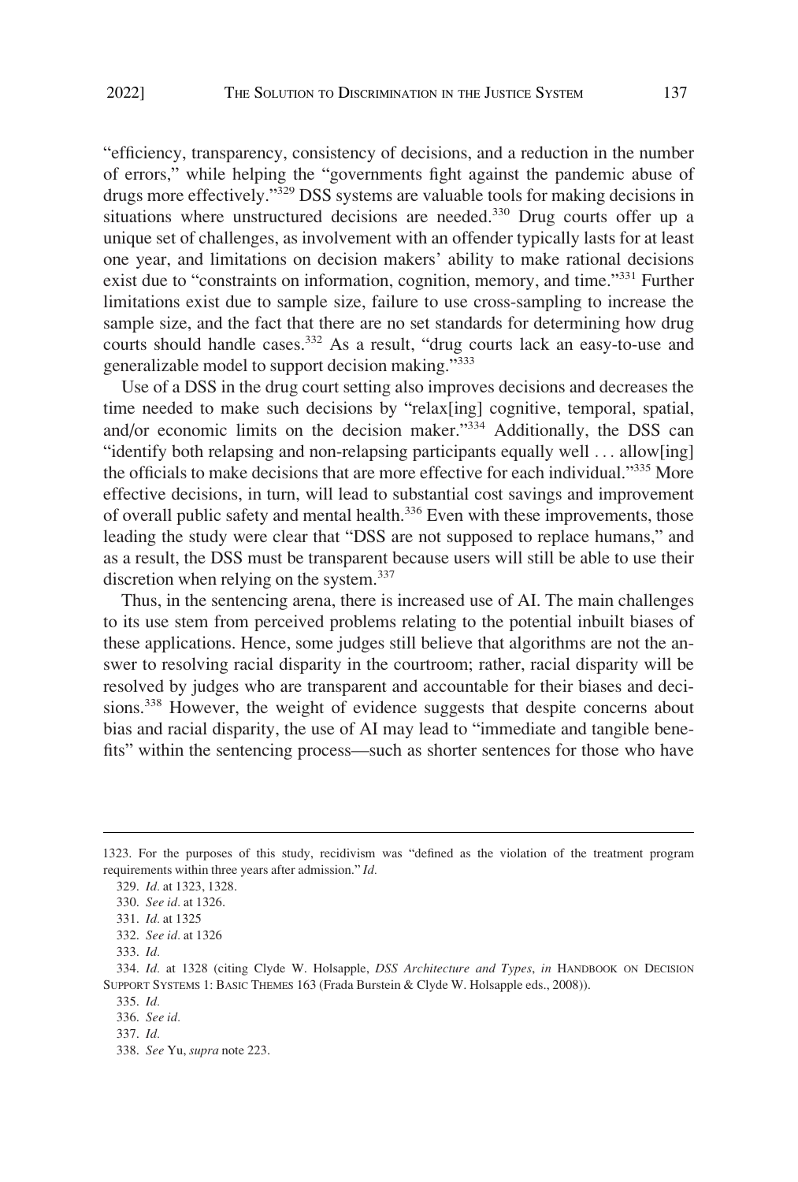"efficiency, transparency, consistency of decisions, and a reduction in the number of errors," while helping the "governments fight against the pandemic abuse of drugs more effectively."[329] DSS systems are valuable tools for making decisions in situations where unstructured decisions are needed.[330] Drug courts offer up a unique set of challenges, as involvement with an offender typically lasts for at least one year, and limitations on decision makers' ability to make rational decisions exist due to "constraints on information, cognition, memory, and time."[331] Further limitations exist due to sample size, failure to use cross-sampling to increase the sample size, and the fact that there are no set standards for determining how drug courts should handle cases.[332] As a result, "drug courts lack an easy-to-use and generalizable model to support decision making."[333]

Use of a DSS in the drug court setting also improves decisions and decreases the time needed to make such decisions by "relax[ing] cognitive, temporal, spatial, and/or economic limits on the decision maker."[334] Additionally, the DSS can "identify both relapsing and non-relapsing participants equally well . . . allow[ing] the officials to make decisions that are more effective for each individual."[335] More effective decisions, in turn, will lead to substantial cost savings and improvement of overall public safety and mental health.[336] Even with these improvements, those leading the study were clear that "DSS are not supposed to replace humans," and as a result, the DSS must be transparent because users will still be able to use their discretion when relying on the system.[337]

Thus, in the sentencing arena, there is increased use of AI. The main challenges to its use stem from perceived problems relating to the potential inbuilt biases of these applications. Hence, some judges still believe that algorithms are not the answer to resolving racial disparity in the courtroom; rather, racial disparity will be resolved by judges who are transparent and accountable for their biases and decisions.[338] However, the weight of evidence suggests that despite concerns about bias and racial disparity, the use of AI may lead to "immediate and tangible benefits" within the sentencing process—such as shorter sentences for those who have

---

1323. For the purposes of this study, recidivism was "defined as the violation of the treatment program requirements within three years after admission." *Id.*

329. *Id.* at 1323, 1328.

330. *See id.* at 1326.

331. *Id.* at 1325

332. *See id.* at 1326

333. *Id.*

334. *Id.* at 1328 (citing Clyde W. Holsapple, *DSS Architecture and Types*, *in* HANDBOOK ON DECISION SUPPORT SYSTEMS 1: BASIC THEMES 163 (Frada Burstein & Clyde W. Holsapple eds., 2008)).

335. *Id.*

336. *See id.*

337. *Id.*

338. *See* Yu, *supra* note 223.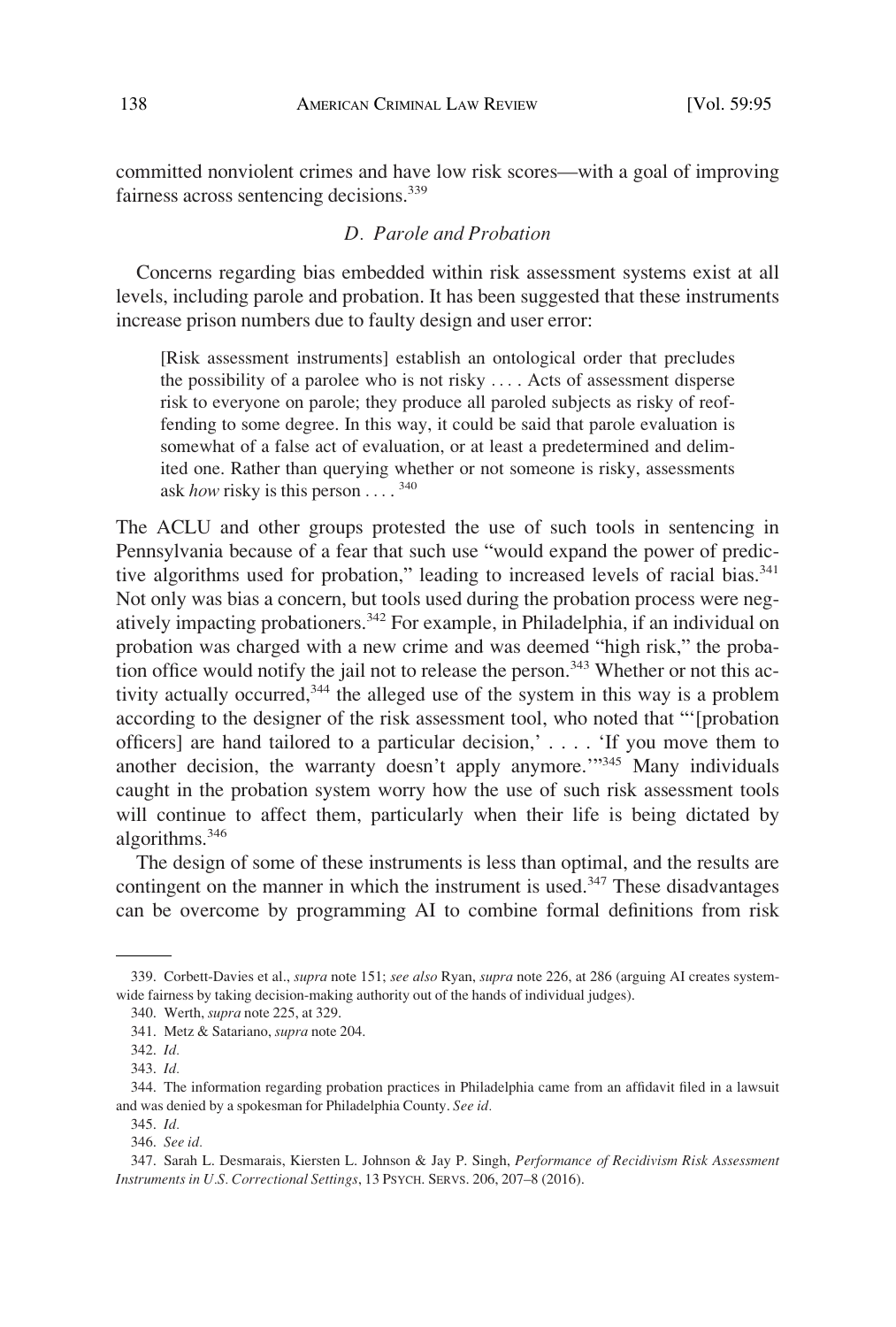committed nonviolent crimes and have low risk scores—with a goal of improving fairness across sentencing decisions.[339]

### *D. Parole and Probation*

Concerns regarding bias embedded within risk assessment systems exist at all levels, including parole and probation. It has been suggested that these instruments increase prison numbers due to faulty design and user error:

> [Risk assessment instruments] establish an ontological order that precludes the possibility of a parolee who is not risky . . . . Acts of assessment disperse risk to everyone on parole; they produce all paroled subjects as risky of reoffending to some degree. In this way, it could be said that parole evaluation is somewhat of a false act of evaluation, or at least a predetermined and delimited one. Rather than querying whether or not someone is risky, assessments ask *how* risky is this person . . . . [340]

The ACLU and other groups protested the use of such tools in sentencing in Pennsylvania because of a fear that such use "would expand the power of predictive algorithms used for probation," leading to increased levels of racial bias.[341] Not only was bias a concern, but tools used during the probation process were negatively impacting probationers.[342] For example, in Philadelphia, if an individual on probation was charged with a new crime and was deemed "high risk," the probation office would notify the jail not to release the person.[343] Whether or not this activity actually occurred,[344] the alleged use of the system in this way is a problem according to the designer of the risk assessment tool, who noted that "'[probation officers] are hand tailored to a particular decision,' . . . . 'If you move them to another decision, the warranty doesn't apply anymore.'"[345] Many individuals caught in the probation system worry how the use of such risk assessment tools will continue to affect them, particularly when their life is being dictated by algorithms.[346]

The design of some of these instruments is less than optimal, and the results are contingent on the manner in which the instrument is used.[347] These disadvantages can be overcome by programming AI to combine formal definitions from risk

---

339. Corbett-Davies et al., *supra* note 151; *see also* Ryan, *supra* note 226, at 286 (arguing AI creates system-wide fairness by taking decision-making authority out of the hands of individual judges).

340. Werth, *supra* note 225, at 329.

341. Metz & Satariano, *supra* note 204.

342. *Id.*

343. *Id.*

344. The information regarding probation practices in Philadelphia came from an affidavit filed in a lawsuit and was denied by a spokesman for Philadelphia County. *See id.*

345. *Id.*

346. *See id.*

347. Sarah L. Desmarais, Kiersten L. Johnson & Jay P. Singh, *Performance of Recidivism Risk Assessment Instruments in U.S. Correctional Settings*, 13 PSYCH. SERVS. 206, 207–8 (2016).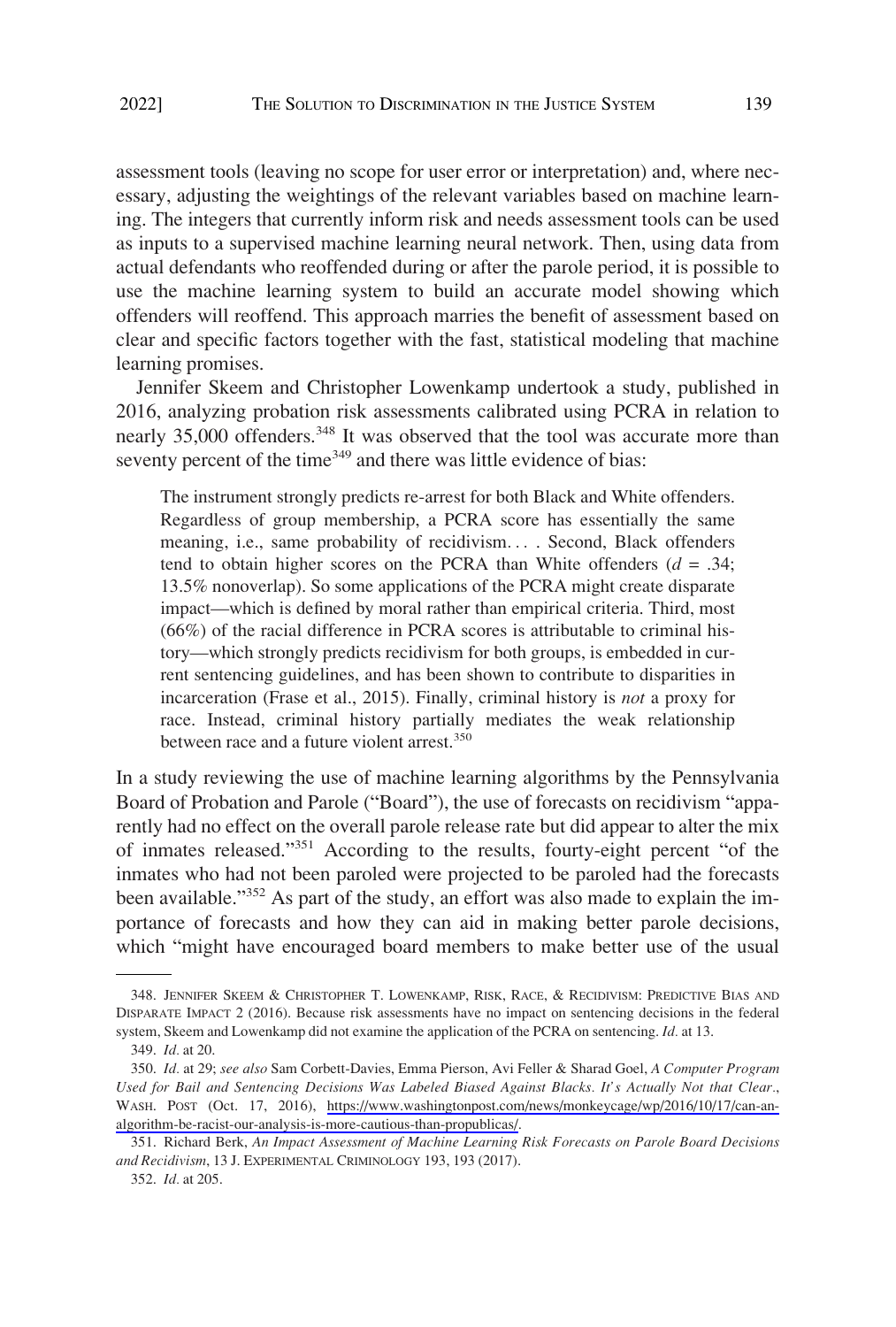assessment tools (leaving no scope for user error or interpretation) and, where necessary, adjusting the weightings of the relevant variables based on machine learning. The integers that currently inform risk and needs assessment tools can be used as inputs to a supervised machine learning neural network. Then, using data from actual defendants who reoffended during or after the parole period, it is possible to use the machine learning system to build an accurate model showing which offenders will reoffend. This approach marries the benefit of assessment based on clear and specific factors together with the fast, statistical modeling that machine learning promises.

Jennifer Skeem and Christopher Lowenkamp undertook a study, published in 2016, analyzing probation risk assessments calibrated using PCRA in relation to nearly 35,000 offenders.[348] It was observed that the tool was accurate more than seventy percent of the time[349] and there was little evidence of bias:

> The instrument strongly predicts re-arrest for both Black and White offenders. Regardless of group membership, a PCRA score has essentially the same meaning, i.e., same probability of recidivism. . . . Second, Black offenders tend to obtain higher scores on the PCRA than White offenders ($d$ = .34; 13.5% nonoverlap). So some applications of the PCRA might create disparate impact—which is defined by moral rather than empirical criteria. Third, most (66%) of the racial difference in PCRA scores is attributable to criminal history—which strongly predicts recidivism for both groups, is embedded in current sentencing guidelines, and has been shown to contribute to disparities in incarceration (Frase et al., 2015). Finally, criminal history is *not* a proxy for race. Instead, criminal history partially mediates the weak relationship between race and a future violent arrest.[350]

In a study reviewing the use of machine learning algorithms by the Pennsylvania Board of Probation and Parole ("Board"), the use of forecasts on recidivism "apparently had no effect on the overall parole release rate but did appear to alter the mix of inmates released."[351] According to the results, fourty-eight percent "of the inmates who had not been paroled were projected to be paroled had the forecasts been available."[352] As part of the study, an effort was also made to explain the importance of forecasts and how they can aid in making better parole decisions, which "might have encouraged board members to make better use of the usual

---

348. JENNIFER SKEEM & CHRISTOPHER T. LOWENKAMP, RISK, RACE, & RECIDIVISM: PREDICTIVE BIAS AND DISPARATE IMPACT 2 (2016). Because risk assessments have no impact on sentencing decisions in the federal system, Skeem and Lowenkamp did not examine the application of the PCRA on sentencing. *Id.* at 13.

349. *Id.* at 20.

350. *Id.* at 29; *see also* Sam Corbett-Davies, Emma Pierson, Avi Feller & Sharad Goel, *A Computer Program Used for Bail and Sentencing Decisions Was Labeled Biased Against Blacks. It's Actually Not that Clear.*, WASH. POST (Oct. 17, 2016), https://www.washingtonpost.com/news/monkeycage/wp/2016/10/17/can-an-algorithm-be-racist-our-analysis-is-more-cautious-than-propublicas/.

351. Richard Berk, *An Impact Assessment of Machine Learning Risk Forecasts on Parole Board Decisions and Recidivism*, 13 J. EXPERIMENTAL CRIMINOLOGY 193, 193 (2017).

352. *Id.* at 205.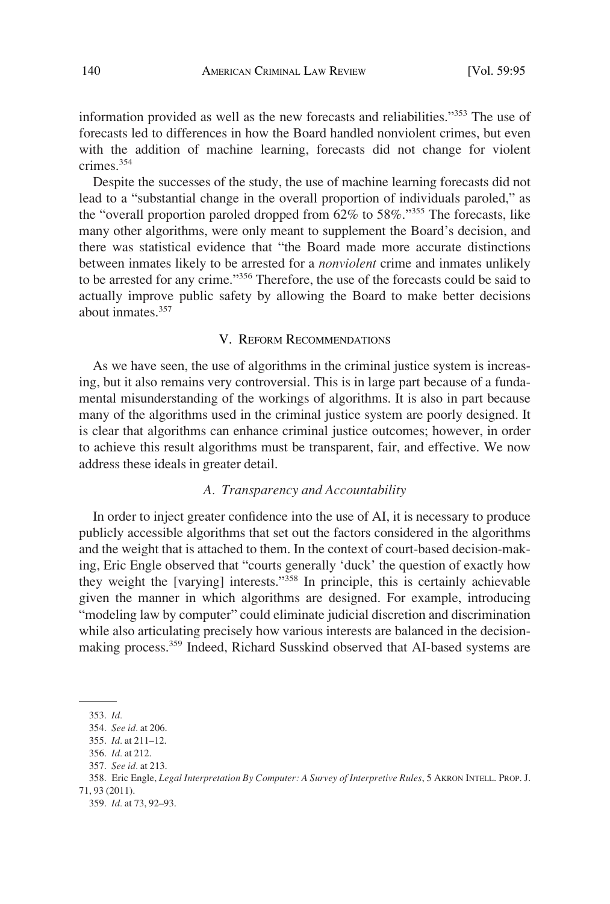information provided as well as the new forecasts and reliabilities."[353] The use of forecasts led to differences in how the Board handled nonviolent crimes, but even with the addition of machine learning, forecasts did not change for violent crimes.[354]

Despite the successes of the study, the use of machine learning forecasts did not lead to a "substantial change in the overall proportion of individuals paroled," as the "overall proportion paroled dropped from 62% to 58%."[355] The forecasts, like many other algorithms, were only meant to supplement the Board's decision, and there was statistical evidence that "the Board made more accurate distinctions between inmates likely to be arrested for a *nonviolent* crime and inmates unlikely to be arrested for any crime."[356] Therefore, the use of the forecasts could be said to actually improve public safety by allowing the Board to make better decisions about inmates.[357]

## V. Reform Recommendations

As we have seen, the use of algorithms in the criminal justice system is increasing, but it also remains very controversial. This is in large part because of a fundamental misunderstanding of the workings of algorithms. It is also in part because many of the algorithms used in the criminal justice system are poorly designed. It is clear that algorithms can enhance criminal justice outcomes; however, in order to achieve this result algorithms must be transparent, fair, and effective. We now address these ideals in greater detail.

### *A. Transparency and Accountability*

In order to inject greater confidence into the use of AI, it is necessary to produce publicly accessible algorithms that set out the factors considered in the algorithms and the weight that is attached to them. In the context of court-based decision-making, Eric Engle observed that "courts generally 'duck' the question of exactly how they weight the [varying] interests."[358] In principle, this is certainly achievable given the manner in which algorithms are designed. For example, introducing "modeling law by computer" could eliminate judicial discretion and discrimination while also articulating precisely how various interests are balanced in the decision-making process.[359] Indeed, Richard Susskind observed that AI-based systems are

---

353. *Id.*

354. *See id.* at 206.

355. *Id.* at 211–12.

356. *Id.* at 212.

357. *See id.* at 213.

358. Eric Engle, *Legal Interpretation By Computer: A Survey of Interpretive Rules*, 5 Akron Intell. Prop. J. 71, 93 (2011).

359. *Id.* at 73, 92–93.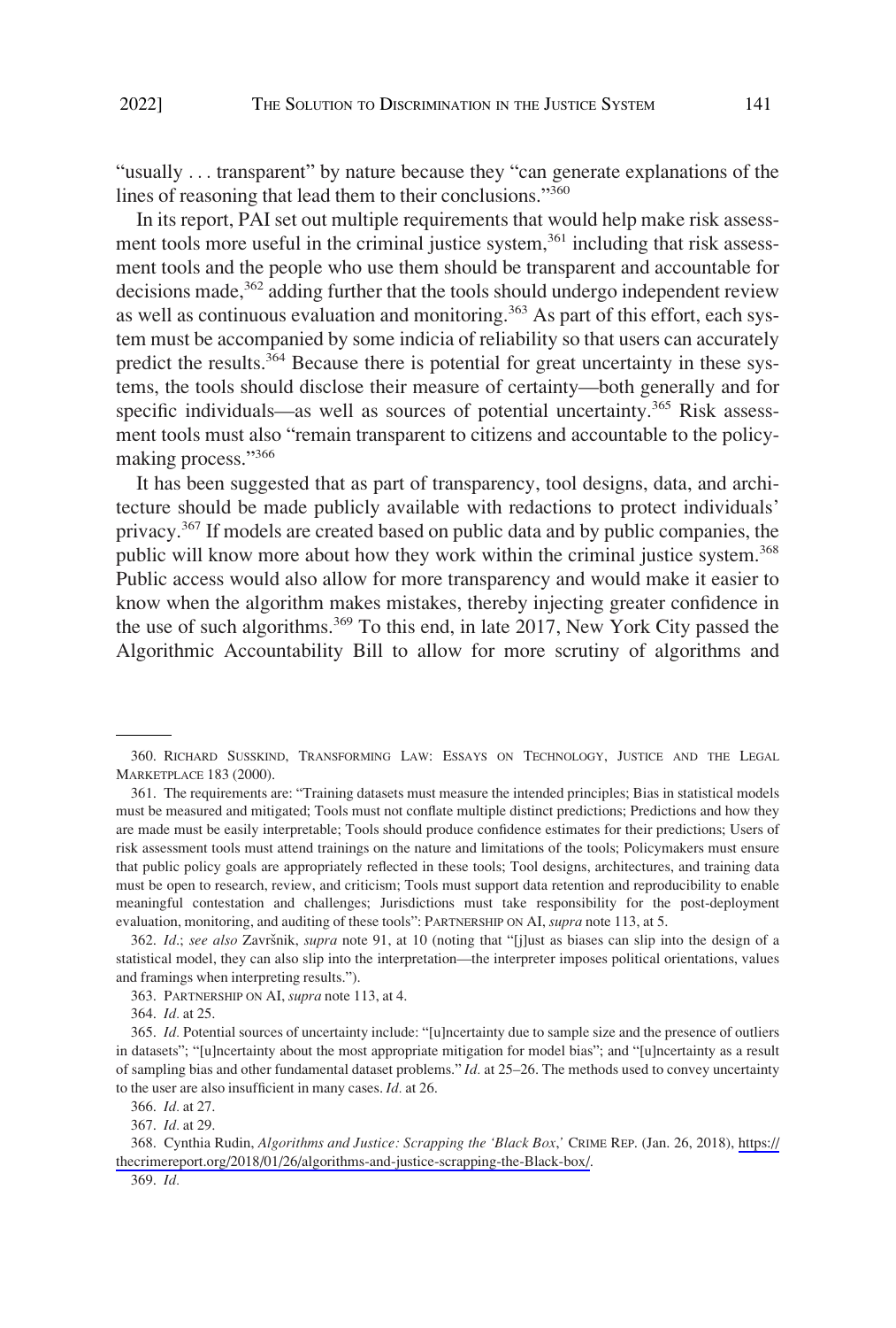"usually . . . transparent" by nature because they "can generate explanations of the lines of reasoning that lead them to their conclusions."[360]

In its report, PAI set out multiple requirements that would help make risk assessment tools more useful in the criminal justice system,[361] including that risk assessment tools and the people who use them should be transparent and accountable for decisions made,[362] adding further that the tools should undergo independent review as well as continuous evaluation and monitoring.[363] As part of this effort, each system must be accompanied by some indicia of reliability so that users can accurately predict the results.[364] Because there is potential for great uncertainty in these systems, the tools should disclose their measure of certainty—both generally and for specific individuals—as well as sources of potential uncertainty.[365] Risk assessment tools must also "remain transparent to citizens and accountable to the policymaking process."[366]

It has been suggested that as part of transparency, tool designs, data, and architecture should be made publicly available with redactions to protect individuals' privacy.[367] If models are created based on public data and by public companies, the public will know more about how they work within the criminal justice system.[368] Public access would also allow for more transparency and would make it easier to know when the algorithm makes mistakes, thereby injecting greater confidence in the use of such algorithms.[369] To this end, in late 2017, New York City passed the Algorithmic Accountability Bill to allow for more scrutiny of algorithms and

---

360. RICHARD SUSSKIND, TRANSFORMING LAW: ESSAYS ON TECHNOLOGY, JUSTICE AND THE LEGAL MARKETPLACE 183 (2000).

361. The requirements are: "Training datasets must measure the intended principles; Bias in statistical models must be measured and mitigated; Tools must not conflate multiple distinct predictions; Predictions and how they are made must be easily interpretable; Tools should produce confidence estimates for their predictions; Users of risk assessment tools must attend trainings on the nature and limitations of the tools; Policymakers must ensure that public policy goals are appropriately reflected in these tools; Tool designs, architectures, and training data must be open to research, review, and criticism; Tools must support data retention and reproducibility to enable meaningful contestation and challenges; Jurisdictions must take responsibility for the post-deployment evaluation, monitoring, and auditing of these tools": PARTNERSHIP ON AI, *supra* note 113, at 5.

362. *Id.*; *see also* Završnik, *supra* note 91, at 10 (noting that "[j]ust as biases can slip into the design of a statistical model, they can also slip into the interpretation—the interpreter imposes political orientations, values and framings when interpreting results.").

363. PARTNERSHIP ON AI, *supra* note 113, at 4.

364. *Id.* at 25.

365. *Id.* Potential sources of uncertainty include: "[u]ncertainty due to sample size and the presence of outliers in datasets"; "[u]ncertainty about the most appropriate mitigation for model bias"; and "[u]ncertainty as a result of sampling bias and other fundamental dataset problems." *Id.* at 25–26. The methods used to convey uncertainty to the user are also insufficient in many cases. *Id.* at 26.

366. *Id.* at 27.

367. *Id.* at 29.

368. Cynthia Rudin, *Algorithms and Justice: Scrapping the 'Black Box,'* CRIME REP. (Jan. 26, 2018), https://thecrimereport.org/2018/01/26/algorithms-and-justice-scrapping-the-Black-box/.

369. *Id.*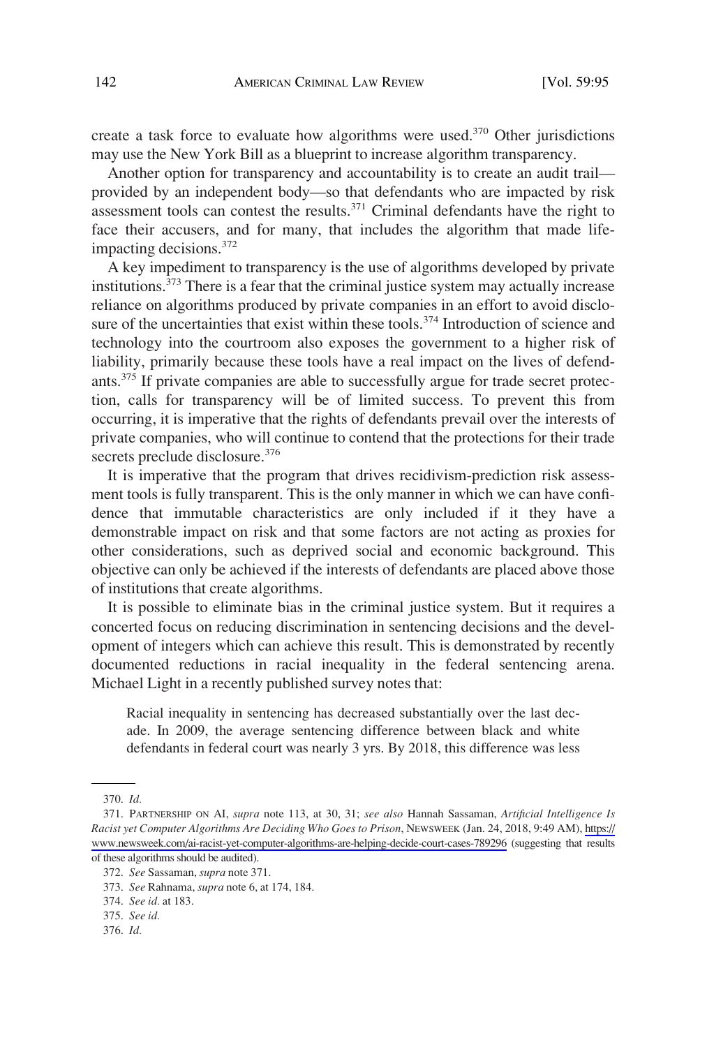create a task force to evaluate how algorithms were used.[370] Other jurisdictions may use the New York Bill as a blueprint to increase algorithm transparency.

Another option for transparency and accountability is to create an audit trail—provided by an independent body—so that defendants who are impacted by risk assessment tools can contest the results.[371] Criminal defendants have the right to face their accusers, and for many, that includes the algorithm that made life-impacting decisions.[372]

A key impediment to transparency is the use of algorithms developed by private institutions.[373] There is a fear that the criminal justice system may actually increase reliance on algorithms produced by private companies in an effort to avoid disclosure of the uncertainties that exist within these tools.[374] Introduction of science and technology into the courtroom also exposes the government to a higher risk of liability, primarily because these tools have a real impact on the lives of defendants.[375] If private companies are able to successfully argue for trade secret protection, calls for transparency will be of limited success. To prevent this from occurring, it is imperative that the rights of defendants prevail over the interests of private companies, who will continue to contend that the protections for their trade secrets preclude disclosure.[376]

It is imperative that the program that drives recidivism-prediction risk assessment tools is fully transparent. This is the only manner in which we can have confidence that immutable characteristics are only included if it they have a demonstrable impact on risk and that some factors are not acting as proxies for other considerations, such as deprived social and economic background. This objective can only be achieved if the interests of defendants are placed above those of institutions that create algorithms.

It is possible to eliminate bias in the criminal justice system. But it requires a concerted focus on reducing discrimination in sentencing decisions and the development of integers which can achieve this result. This is demonstrated by recently documented reductions in racial inequality in the federal sentencing arena. Michael Light in a recently published survey notes that:

> Racial inequality in sentencing has decreased substantially over the last decade. In 2009, the average sentencing difference between black and white defendants in federal court was nearly 3 yrs. By 2018, this difference was less

---

370. *Id.*

371. PARTNERSHIP ON AI, *supra* note 113, at 30, 31; *see also* Hannah Sassaman, *Artificial Intelligence Is Racist yet Computer Algorithms Are Deciding Who Goes to Prison*, NEWSWEEK (Jan. 24, 2018, 9:49 AM), https://www.newsweek.com/ai-racist-yet-computer-algorithms-are-helping-decide-court-cases-789296 (suggesting that results of these algorithms should be audited).

372. *See* Sassaman, *supra* note 371.

373. *See* Rahnama, *supra* note 6, at 174, 184.

374. *See id.* at 183.

375. *See id.*

376. *Id.*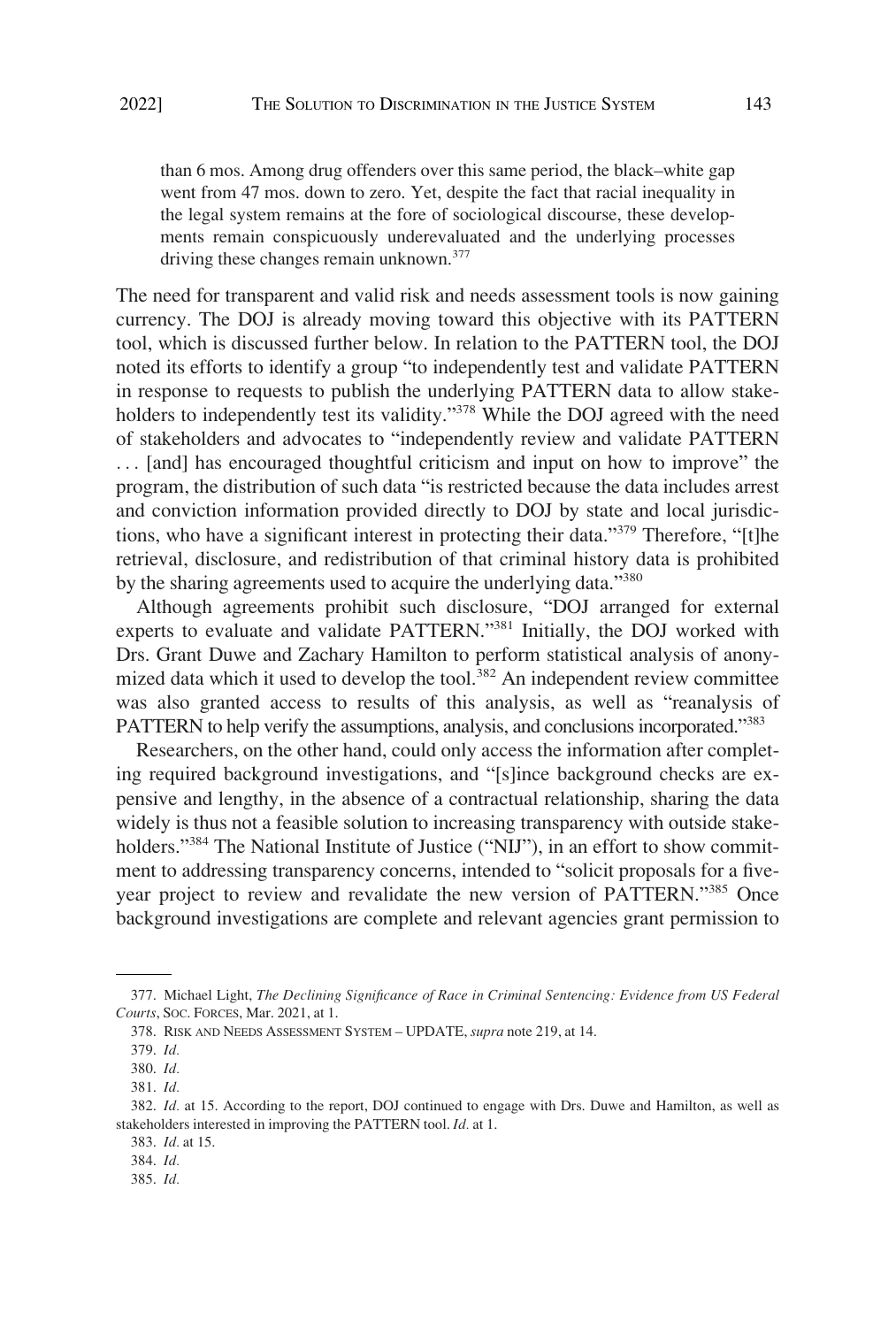than 6 mos. Among drug offenders over this same period, the black–white gap went from 47 mos. down to zero. Yet, despite the fact that racial inequality in the legal system remains at the fore of sociological discourse, these developments remain conspicuously underevaluated and the underlying processes driving these changes remain unknown.[377]

The need for transparent and valid risk and needs assessment tools is now gaining currency. The DOJ is already moving toward this objective with its PATTERN tool, which is discussed further below. In relation to the PATTERN tool, the DOJ noted its efforts to identify a group "to independently test and validate PATTERN in response to requests to publish the underlying PATTERN data to allow stakeholders to independently test its validity."[378] While the DOJ agreed with the need of stakeholders and advocates to "independently review and validate PATTERN . . . [and] has encouraged thoughtful criticism and input on how to improve" the program, the distribution of such data "is restricted because the data includes arrest and conviction information provided directly to DOJ by state and local jurisdictions, who have a significant interest in protecting their data."[379] Therefore, "[t]he retrieval, disclosure, and redistribution of that criminal history data is prohibited by the sharing agreements used to acquire the underlying data."[380]

Although agreements prohibit such disclosure, "DOJ arranged for external experts to evaluate and validate PATTERN."[381] Initially, the DOJ worked with Drs. Grant Duwe and Zachary Hamilton to perform statistical analysis of anonymized data which it used to develop the tool.[382] An independent review committee was also granted access to results of this analysis, as well as "reanalysis of PATTERN to help verify the assumptions, analysis, and conclusions incorporated."[383]

Researchers, on the other hand, could only access the information after completing required background investigations, and "[s]ince background checks are expensive and lengthy, in the absence of a contractual relationship, sharing the data widely is thus not a feasible solution to increasing transparency with outside stakeholders."[384] The National Institute of Justice ("NIJ"), in an effort to show commitment to addressing transparency concerns, intended to "solicit proposals for a five-year project to review and revalidate the new version of PATTERN."[385] Once background investigations are complete and relevant agencies grant permission to

377. Michael Light, *The Declining Significance of Race in Criminal Sentencing: Evidence from US Federal Courts*, SOC. FORCES, Mar. 2021, at 1.

378. RISK AND NEEDS ASSESSMENT SYSTEM – UPDATE, *supra* note 219, at 14.

379. *Id.*

380. *Id.*

381. *Id.*

382. *Id.* at 15. According to the report, DOJ continued to engage with Drs. Duwe and Hamilton, as well as stakeholders interested in improving the PATTERN tool. *Id.* at 1.

383. *Id.* at 15.

384. *Id.*

385. *Id.*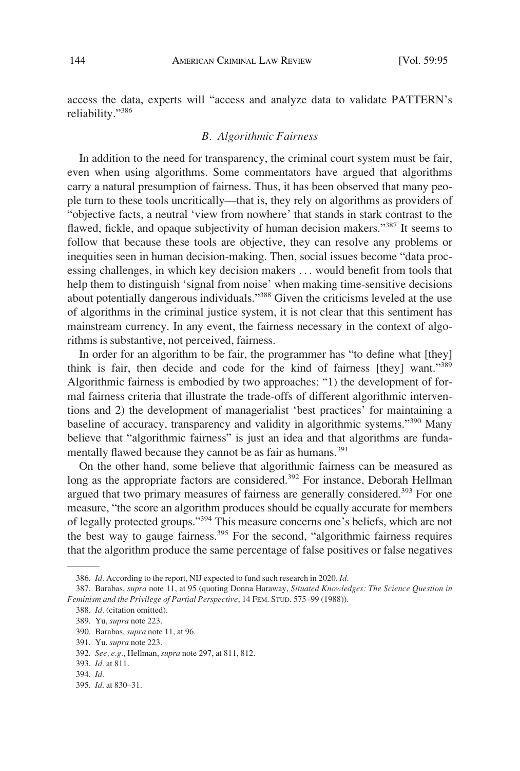access the data, experts will "access and analyze data to validate PATTERN's reliability."[386]

### *B. Algorithmic Fairness*

In addition to the need for transparency, the criminal court system must be fair, even when using algorithms. Some commentators have argued that algorithms carry a natural presumption of fairness. Thus, it has been observed that many people turn to these tools uncritically—that is, they rely on algorithms as providers of "objective facts, a neutral 'view from nowhere' that stands in stark contrast to the flawed, fickle, and opaque subjectivity of human decision makers."[387] It seems to follow that because these tools are objective, they can resolve any problems or inequities seen in human decision-making. Then, social issues become "data processing challenges, in which key decision makers . . . would benefit from tools that help them to distinguish 'signal from noise' when making time-sensitive decisions about potentially dangerous individuals."[388] Given the criticisms leveled at the use of algorithms in the criminal justice system, it is not clear that this sentiment has mainstream currency. In any event, the fairness necessary in the context of algorithms is substantive, not perceived, fairness.

In order for an algorithm to be fair, the programmer has "to define what [they] think is fair, then decide and code for the kind of fairness [they] want."[389] Algorithmic fairness is embodied by two approaches: "1) the development of formal fairness criteria that illustrate the trade-offs of different algorithmic interventions and 2) the development of managerialist 'best practices' for maintaining a baseline of accuracy, transparency and validity in algorithmic systems."[390] Many believe that "algorithmic fairness" is just an idea and that algorithms are fundamentally flawed because they cannot be as fair as humans.[391]

On the other hand, some believe that algorithmic fairness can be measured as long as the appropriate factors are considered.[392] For instance, Deborah Hellman argued that two primary measures of fairness are generally considered.[393] For one measure, "the score an algorithm produces should be equally accurate for members of legally protected groups."[394] This measure concerns one's beliefs, which are not the best way to gauge fairness.[395] For the second, "algorithmic fairness requires that the algorithm produce the same percentage of false positives or false negatives

---

386. *Id.* According to the report, NIJ expected to fund such research in 2020. *Id.*

387. Barabas, *supra* note 11, at 95 (quoting Donna Haraway, *Situated Knowledges: The Science Question in Feminism and the Privilege of Partial Perspective*, 14 FEM. STUD. 575–99 (1988)).

388. *Id.* (citation omitted).

389. Yu, *supra* note 223.

390. Barabas, *supra* note 11, at 96.

391. Yu, *supra* note 223.

392. *See, e.g.*, Hellman, *supra* note 297, at 811, 812.

393. *Id.* at 811.

394. *Id.*

395. *Id.* at 830–31.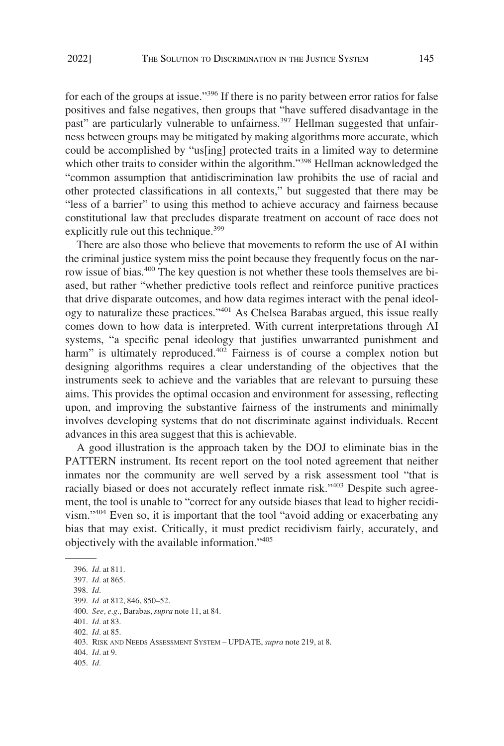for each of the groups at issue."[396] If there is no parity between error ratios for false positives and false negatives, then groups that "have suffered disadvantage in the past" are particularly vulnerable to unfairness.[397] Hellman suggested that unfairness between groups may be mitigated by making algorithms more accurate, which could be accomplished by "us[ing] protected traits in a limited way to determine which other traits to consider within the algorithm."[398] Hellman acknowledged the "common assumption that antidiscrimination law prohibits the use of racial and other protected classifications in all contexts," but suggested that there may be "less of a barrier" to using this method to achieve accuracy and fairness because constitutional law that precludes disparate treatment on account of race does not explicitly rule out this technique.[399]

There are also those who believe that movements to reform the use of AI within the criminal justice system miss the point because they frequently focus on the narrow issue of bias.[400] The key question is not whether these tools themselves are biased, but rather "whether predictive tools reflect and reinforce punitive practices that drive disparate outcomes, and how data regimes interact with the penal ideology to naturalize these practices."[401] As Chelsea Barabas argued, this issue really comes down to how data is interpreted. With current interpretations through AI systems, "a specific penal ideology that justifies unwarranted punishment and harm" is ultimately reproduced.[402] Fairness is of course a complex notion but designing algorithms requires a clear understanding of the objectives that the instruments seek to achieve and the variables that are relevant to pursuing these aims. This provides the optimal occasion and environment for assessing, reflecting upon, and improving the substantive fairness of the instruments and minimally involves developing systems that do not discriminate against individuals. Recent advances in this area suggest that this is achievable.

A good illustration is the approach taken by the DOJ to eliminate bias in the PATTERN instrument. Its recent report on the tool noted agreement that neither inmates nor the community are well served by a risk assessment tool "that is racially biased or does not accurately reflect inmate risk."[403] Despite such agreement, the tool is unable to "correct for any outside biases that lead to higher recidivism."[404] Even so, it is important that the tool "avoid adding or exacerbating any bias that may exist. Critically, it must predict recidivism fairly, accurately, and objectively with the available information."[405]

---

396. *Id.* at 811.
397. *Id.* at 865.
398. *Id.*
399. *Id.* at 812, 846, 850–52.
400. *See, e.g.*, Barabas, *supra* note 11, at 84.
401. *Id.* at 83.
402. *Id.* at 85.
403. RISK AND NEEDS ASSESSMENT SYSTEM – UPDATE, *supra* note 219, at 8.
404. *Id.* at 9.
405. *Id.*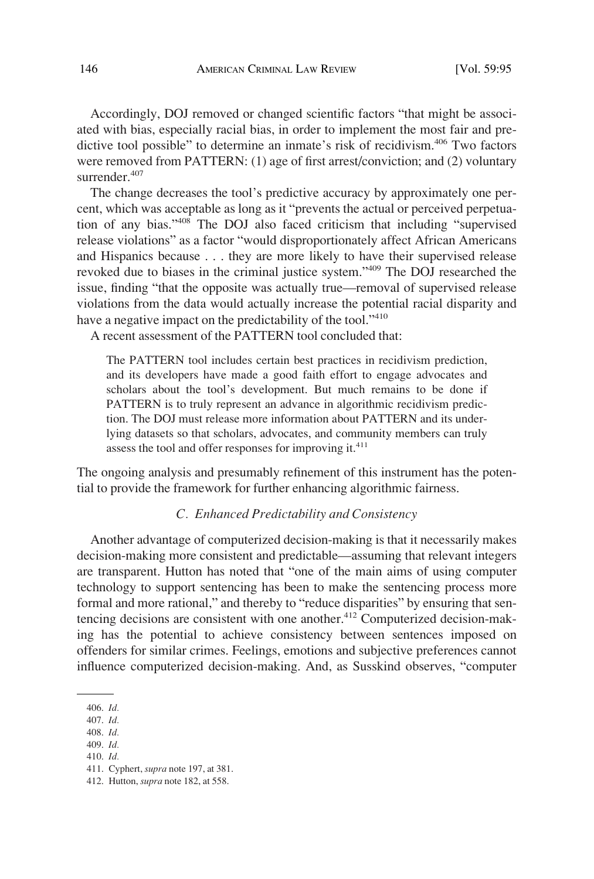Accordingly, DOJ removed or changed scientific factors "that might be associated with bias, especially racial bias, in order to implement the most fair and predictive tool possible" to determine an inmate's risk of recidivism.[406] Two factors were removed from PATTERN: (1) age of first arrest/conviction; and (2) voluntary surrender.[407]

The change decreases the tool's predictive accuracy by approximately one percent, which was acceptable as long as it "prevents the actual or perceived perpetuation of any bias."[408] The DOJ also faced criticism that including "supervised release violations" as a factor "would disproportionately affect African Americans and Hispanics because . . . they are more likely to have their supervised release revoked due to biases in the criminal justice system."[409] The DOJ researched the issue, finding "that the opposite was actually true—removal of supervised release violations from the data would actually increase the potential racial disparity and have a negative impact on the predictability of the tool."[410]

A recent assessment of the PATTERN tool concluded that:

> The PATTERN tool includes certain best practices in recidivism prediction, and its developers have made a good faith effort to engage advocates and scholars about the tool's development. But much remains to be done if PATTERN is to truly represent an advance in algorithmic recidivism prediction. The DOJ must release more information about PATTERN and its underlying datasets so that scholars, advocates, and community members can truly assess the tool and offer responses for improving it.[411]

The ongoing analysis and presumably refinement of this instrument has the potential to provide the framework for further enhancing algorithmic fairness.

### *C. Enhanced Predictability and Consistency*

Another advantage of computerized decision-making is that it necessarily makes decision-making more consistent and predictable—assuming that relevant integers are transparent. Hutton has noted that "one of the main aims of using computer technology to support sentencing has been to make the sentencing process more formal and more rational," and thereby to "reduce disparities" by ensuring that sentencing decisions are consistent with one another.[412] Computerized decision-making has the potential to achieve consistency between sentences imposed on offenders for similar crimes. Feelings, emotions and subjective preferences cannot influence computerized decision-making. And, as Susskind observes, "computer

---

406. *Id.*

407. *Id.*

408. *Id.*

409. *Id.*

410. *Id.*

411. Cyphert, *supra* note 197, at 381.

412. Hutton, *supra* note 182, at 558.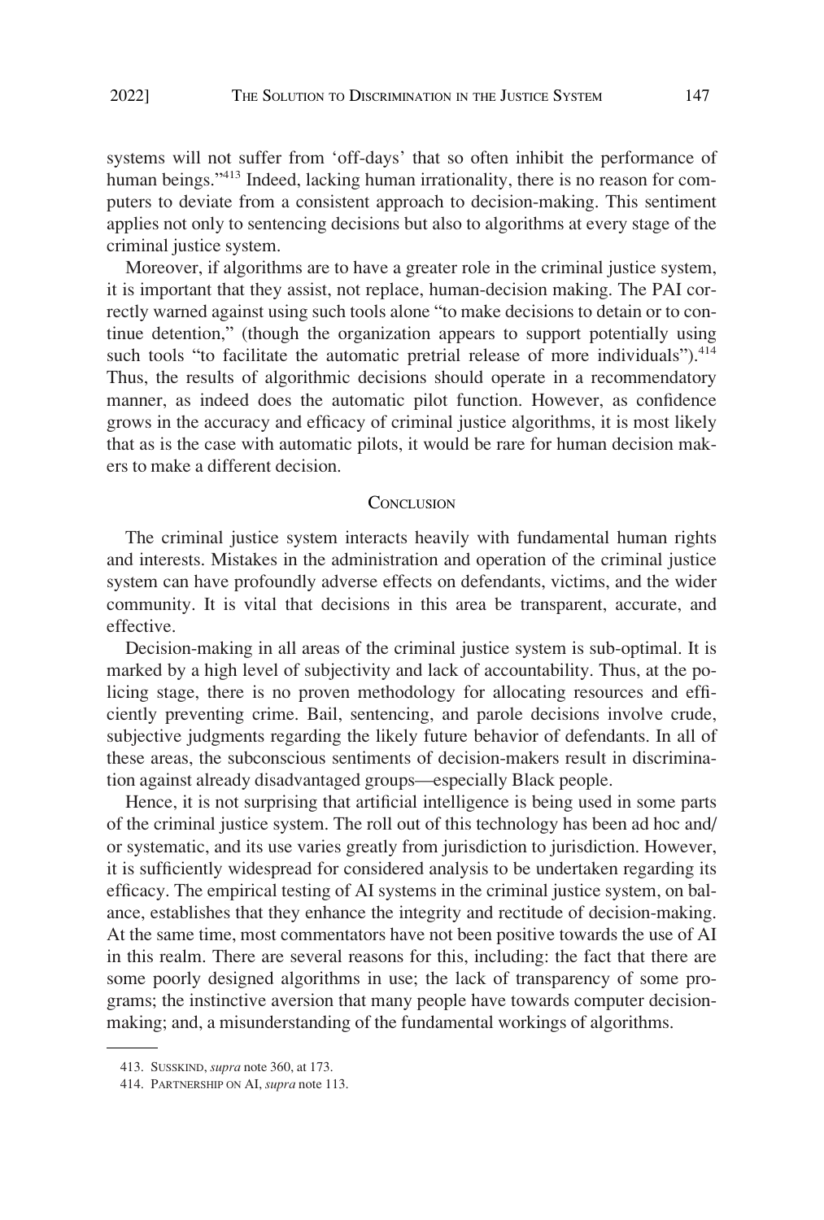systems will not suffer from 'off-days' that so often inhibit the performance of human beings."[413] Indeed, lacking human irrationality, there is no reason for computers to deviate from a consistent approach to decision-making. This sentiment applies not only to sentencing decisions but also to algorithms at every stage of the criminal justice system.

Moreover, if algorithms are to have a greater role in the criminal justice system, it is important that they assist, not replace, human-decision making. The PAI correctly warned against using such tools alone "to make decisions to detain or to continue detention," (though the organization appears to support potentially using such tools "to facilitate the automatic pretrial release of more individuals").[414] Thus, the results of algorithmic decisions should operate in a recommendatory manner, as indeed does the automatic pilot function. However, as confidence grows in the accuracy and efficacy of criminal justice algorithms, it is most likely that as is the case with automatic pilots, it would be rare for human decision makers to make a different decision.

## Conclusion

The criminal justice system interacts heavily with fundamental human rights and interests. Mistakes in the administration and operation of the criminal justice system can have profoundly adverse effects on defendants, victims, and the wider community. It is vital that decisions in this area be transparent, accurate, and effective.

Decision-making in all areas of the criminal justice system is sub-optimal. It is marked by a high level of subjectivity and lack of accountability. Thus, at the policing stage, there is no proven methodology for allocating resources and efficiently preventing crime. Bail, sentencing, and parole decisions involve crude, subjective judgments regarding the likely future behavior of defendants. In all of these areas, the subconscious sentiments of decision-makers result in discrimination against already disadvantaged groups—especially Black people.

Hence, it is not surprising that artificial intelligence is being used in some parts of the criminal justice system. The roll out of this technology has been ad hoc and/or systematic, and its use varies greatly from jurisdiction to jurisdiction. However, it is sufficiently widespread for considered analysis to be undertaken regarding its efficacy. The empirical testing of AI systems in the criminal justice system, on balance, establishes that they enhance the integrity and rectitude of decision-making. At the same time, most commentators have not been positive towards the use of AI in this realm. There are several reasons for this, including: the fact that there are some poorly designed algorithms in use; the lack of transparency of some programs; the instinctive aversion that many people have towards computer decision-making; and, a misunderstanding of the fundamental workings of algorithms.

---

413. SUSSKIND, *supra* note 360, at 173.

414. PARTNERSHIP ON AI, *supra* note 113.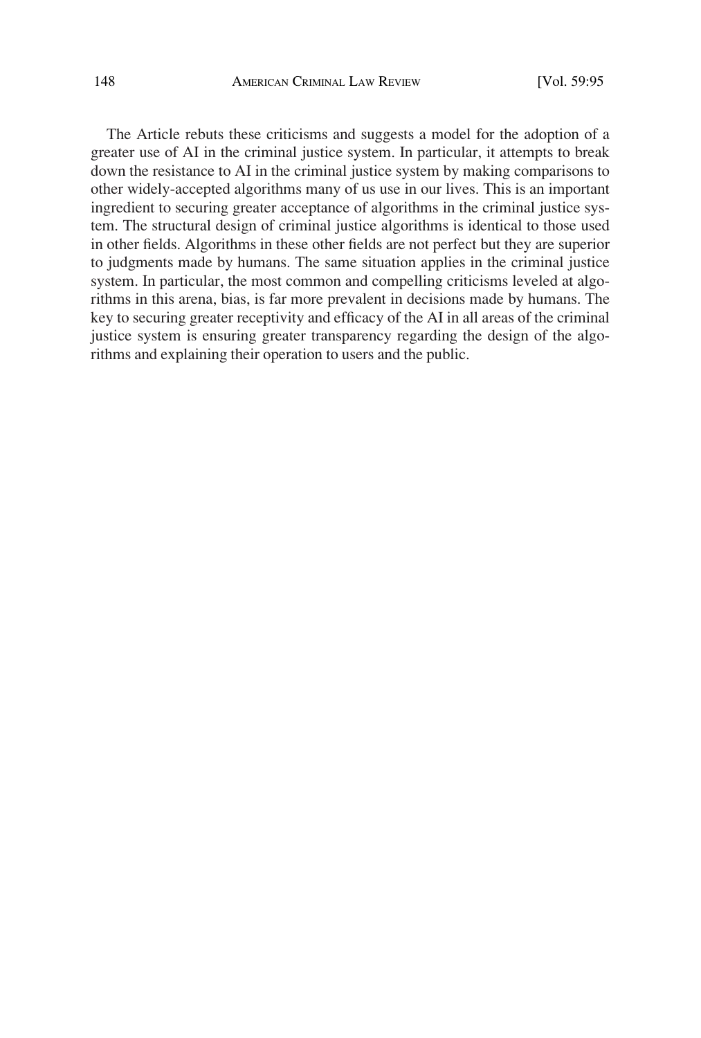The Article rebuts these criticisms and suggests a model for the adoption of a greater use of AI in the criminal justice system. In particular, it attempts to break down the resistance to AI in the criminal justice system by making comparisons to other widely-accepted algorithms many of us use in our lives. This is an important ingredient to securing greater acceptance of algorithms in the criminal justice system. The structural design of criminal justice algorithms is identical to those used in other fields. Algorithms in these other fields are not perfect but they are superior to judgments made by humans. The same situation applies in the criminal justice system. In particular, the most common and compelling criticisms leveled at algorithms in this arena, bias, is far more prevalent in decisions made by humans. The key to securing greater receptivity and efficacy of the AI in all areas of the criminal justice system is ensuring greater transparency regarding the design of the algorithms and explaining their operation to users and the public.